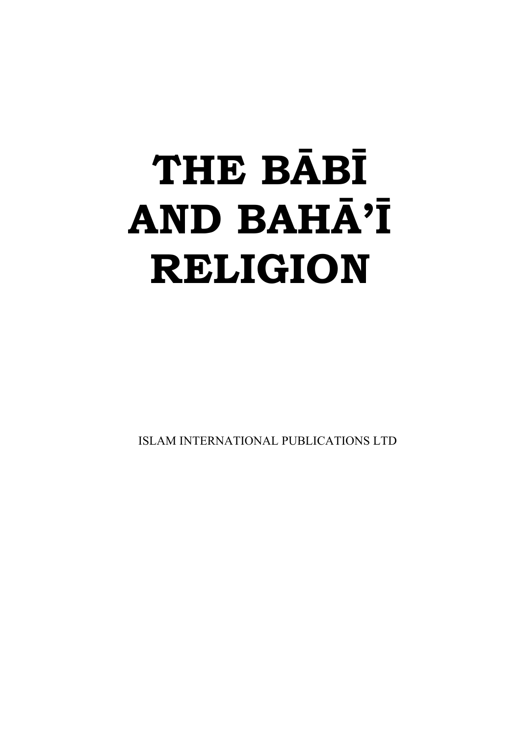# THE BĀBĪ AND BAHĀ'Ī RELIGION

ISLAM INTERNATIONAL PUBLICATIONS LTD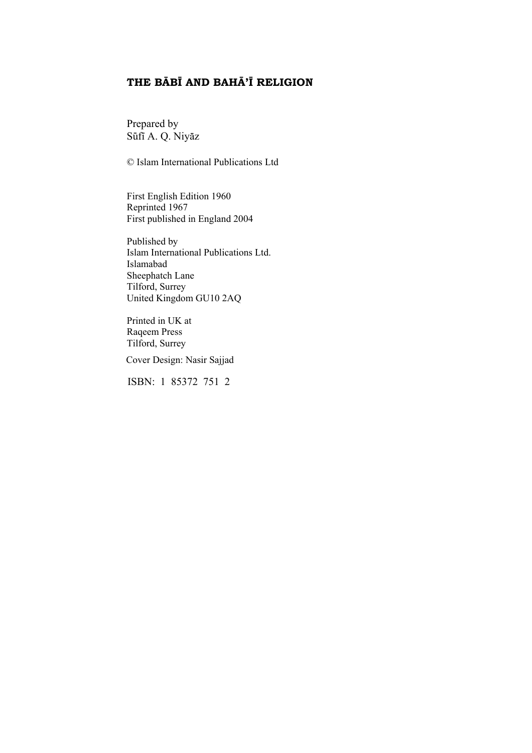**THE BĀBĪ AND BAHĀ'Ī RELIGION**

Prepared by
Sūfī A. Q. Niyāz

© Islam International Publications Ltd

First English Edition 1960
Reprinted 1967
First published in England 2004

Published by
Islam International Publications Ltd.
Islamabad
Sheephatch Lane
Tilford, Surrey
United Kingdom GU10 2AQ

Printed in UK at
Raqeem Press
Tilford, Surrey

Cover Design: Nasir Sajjad

ISBN: 1 85372 751 2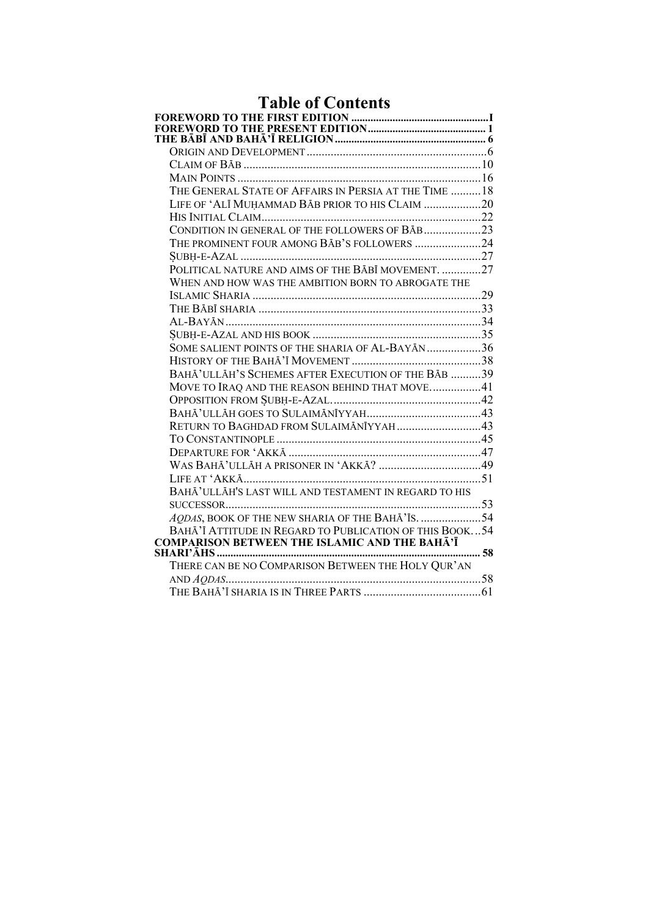# Table of Contents

**FOREWORD TO THE FIRST EDITION** .................................................I

**FOREWORD TO THE PRESENT EDITION**.......................................... 1

**THE BĀBĪ AND BAHĀ'Ī RELIGION**...................................................... 6

- ORIGIN AND DEVELOPMENT...........................................................6
- CLAIM OF BĀB ..............................................................................10
- MAIN POINTS ................................................................................16
- THE GENERAL STATE OF AFFAIRS IN PERSIA AT THE TIME ..........18
- LIFE OF 'ALĪ MUḤAMMAD BĀB PRIOR TO HIS CLAIM ...................20
- HIS INITIAL CLAIM.........................................................................22
- CONDITION IN GENERAL OF THE FOLLOWERS OF BĀB...................23
- THE PROMINENT FOUR AMONG BĀB'S FOLLOWERS ......................24
- ṢUBḤ-E-AZAL ................................................................................27
- POLITICAL NATURE AND AIMS OF THE BĀBĪ MOVEMENT. .............27
- WHEN AND HOW WAS THE AMBITION BORN TO ABROGATE THE ISLAMIC SHARIA ............................................................................29
- THE BĀBĪ SHARIA ..........................................................................33
- AL-BAYĀN ......................................................................................34
- ṢUBḤ-E-AZAL AND HIS BOOK ........................................................35
- SOME SALIENT POINTS OF THE SHARIA OF AL-BAYĀN ..................36
- HISTORY OF THE BAHĀ'Ī MOVEMENT ...........................................38
- BAHĀ'ULLĀH'S SCHEMES AFTER EXECUTION OF THE BĀB ..........39
- MOVE TO IRAQ AND THE REASON BEHIND THAT MOVE.................41
- OPPOSITION FROM ṢUBḤ-E-AZAL..................................................42
- BAHĀ'ULLĀH GOES TO SULAIMĀNĪYYAH......................................43
- RETURN TO BAGHDAD FROM SULAIMĀNĪYYAH............................43
- TO CONSTANTINOPLE ....................................................................45
- DEPARTURE FOR 'AKKĀ ................................................................47
- WAS BAHĀ'ULLĀH A PRISONER IN 'AKKĀ? ..................................49
- LIFE AT 'AKKĀ...............................................................................51
- BAHĀ'ULLĀH'S LAST WILL AND TESTAMENT IN REGARD TO HIS SUCCESSOR.....................................................................................53
- *AQDAS*, BOOK OF THE NEW SHARIA OF THE BAHĀ'ĪS. ....................54
- BAHĀ'Ī ATTITUDE IN REGARD TO PUBLICATION OF THIS BOOK...54

**COMPARISON BETWEEN THE ISLAMIC AND THE BAHĀ'Ī SHARI'ĀHS** .............................................................................................. 58

- THERE CAN BE NO COMPARISON BETWEEN THE HOLY QUR'AN AND *AQDAS*.....................................................................................58
- THE BAHĀ'Ī SHARIA IS IN THREE PARTS .......................................61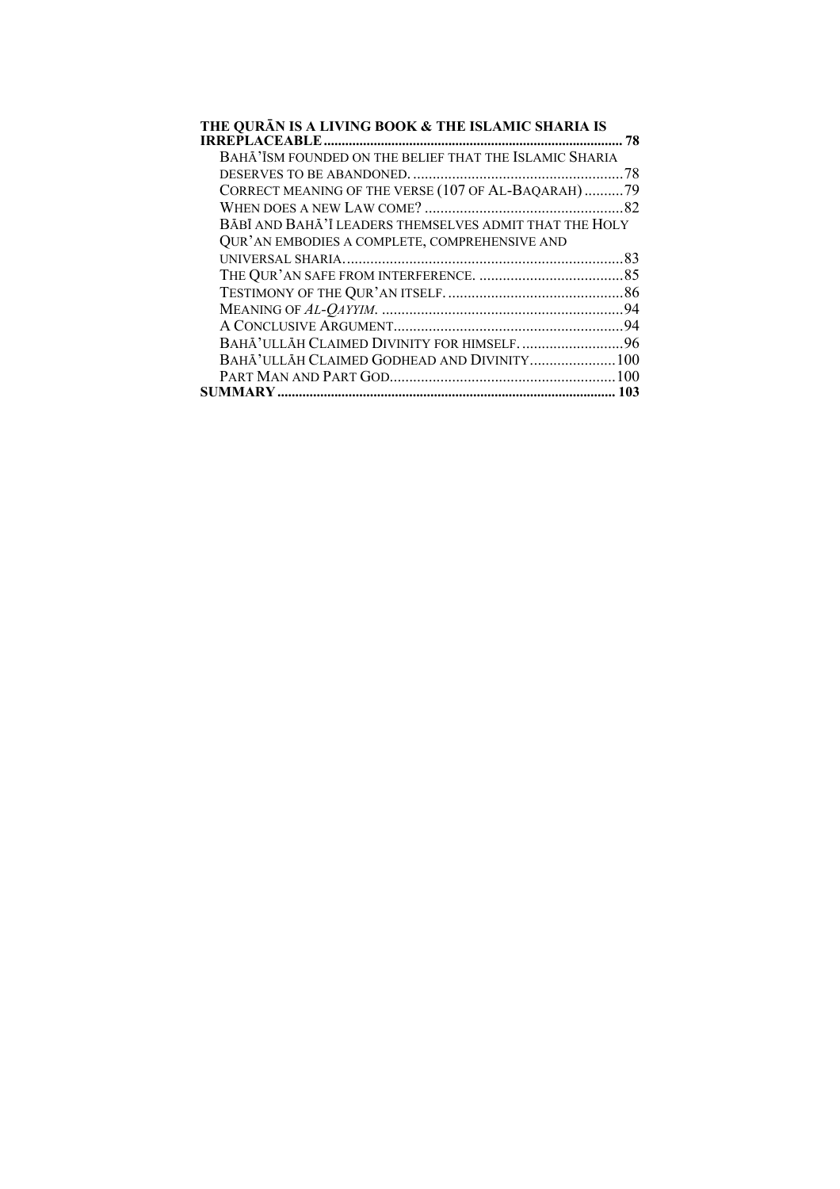**THE QURĀN IS A LIVING BOOK & THE ISLAMIC SHARIA IS IRREPLACEABLE** ..... 78

- BAHĀ'ĪSM FOUNDED ON THE BELIEF THAT THE ISLAMIC SHARIA DESERVES TO BE ABANDONED. ..... 78
- CORRECT MEANING OF THE VERSE (107 OF AL-BAQARAH) ..... 79
- WHEN DOES A NEW LAW COME? ..... 82
- BĀBĪ AND BAHĀ'Ī LEADERS THEMSELVES ADMIT THAT THE HOLY QUR'AN EMBODIES A COMPLETE, COMPREHENSIVE AND UNIVERSAL SHARIA. ..... 83
- THE QUR'AN SAFE FROM INTERFERENCE. ..... 85
- TESTIMONY OF THE QUR'AN ITSELF. ..... 86
- MEANING OF *AL-QAYYIM*. ..... 94
- A CONCLUSIVE ARGUMENT ..... 94
- BAHĀ'ULLĀH CLAIMED DIVINITY FOR HIMSELF. ..... 96
- BAHĀ'ULLĀH CLAIMED GODHEAD AND DIVINITY ..... 100
- PART MAN AND PART GOD ..... 100

**SUMMARY** ..... 103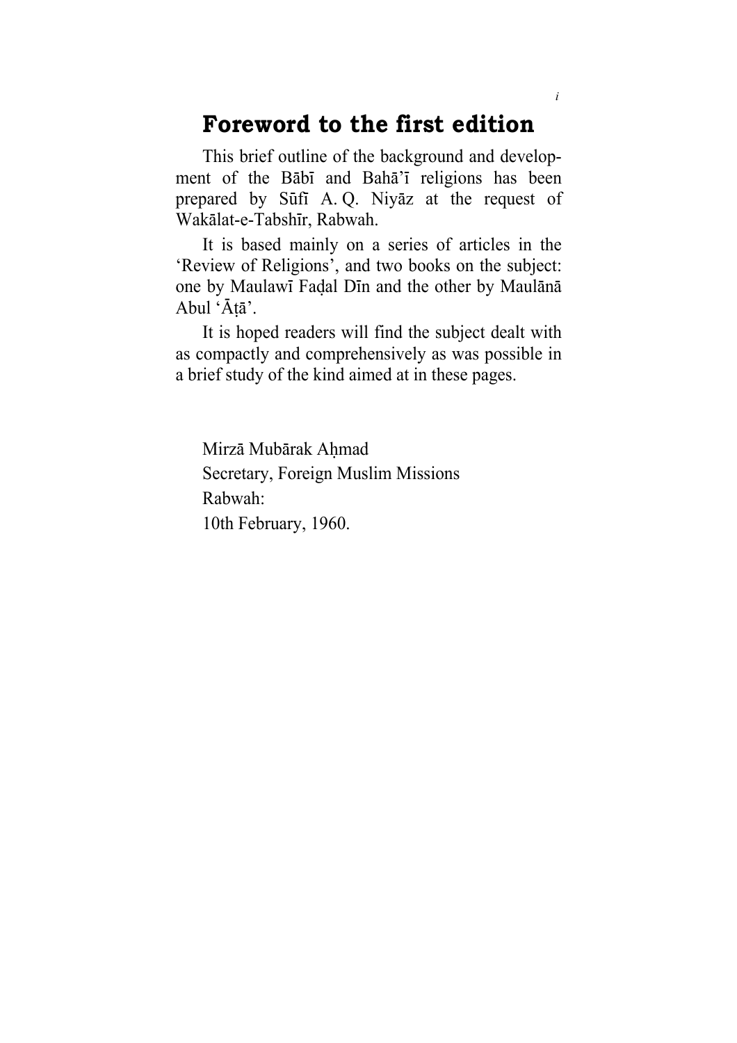# Foreword to the first edition

This brief outline of the background and development of the Bābī and Bahā'ī religions has been prepared by Sūfī A. Q. Niyāz at the request of Wakālat-e-Tabshīr, Rabwah.

It is based mainly on a series of articles in the 'Review of Religions', and two books on the subject: one by Maulawī Faḍal Dīn and the other by Maulānā Abul 'Āṭā'.

It is hoped readers will find the subject dealt with as compactly and comprehensively as was possible in a brief study of the kind aimed at in these pages.

Mirzā Mubārak Aḥmad
Secretary, Foreign Muslim Missions
Rabwah:
10th February, 1960.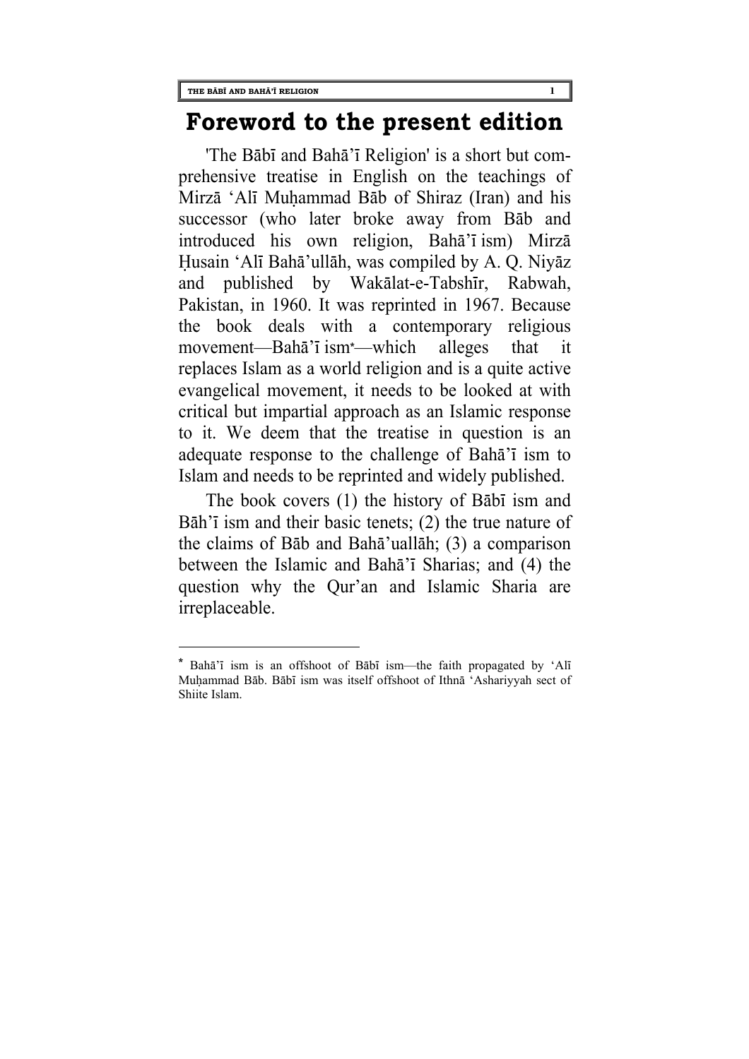# Foreword to the present edition

'The Bābī and Bahā'ī Religion' is a short but comprehensive treatise in English on the teachings of Mirzā 'Alī Muḥammad Bāb of Shiraz (Iran) and his successor (who later broke away from Bāb and introduced his own religion, Bahā'ī ism) Mirzā Ḥusain 'Alī Bahā'ullāh, was compiled by A. Q. Niyāz and published by Wakālat-e-Tabshīr, Rabwah, Pakistan, in 1960. It was reprinted in 1967. Because the book deals with a contemporary religious movement—Bahā'ī ism*—which alleges that it replaces Islam as a world religion and is a quite active evangelical movement, it needs to be looked at with critical but impartial approach as an Islamic response to it. We deem that the treatise in question is an adequate response to the challenge of Bahā'ī ism to Islam and needs to be reprinted and widely published.

The book covers (1) the history of Bābī ism and Bāh'ī ism and their basic tenets; (2) the true nature of the claims of Bāb and Bahā'uallāh; (3) a comparison between the Islamic and Bahā'ī Sharias; and (4) the question why the Qur'an and Islamic Sharia are irreplaceable.

---

* Bahā'ī ism is an offshoot of Bābī ism—the faith propagated by 'Alī Muḥammad Bāb. Bābī ism was itself offshoot of Ithnā 'Ashariyyah sect of Shiite Islam.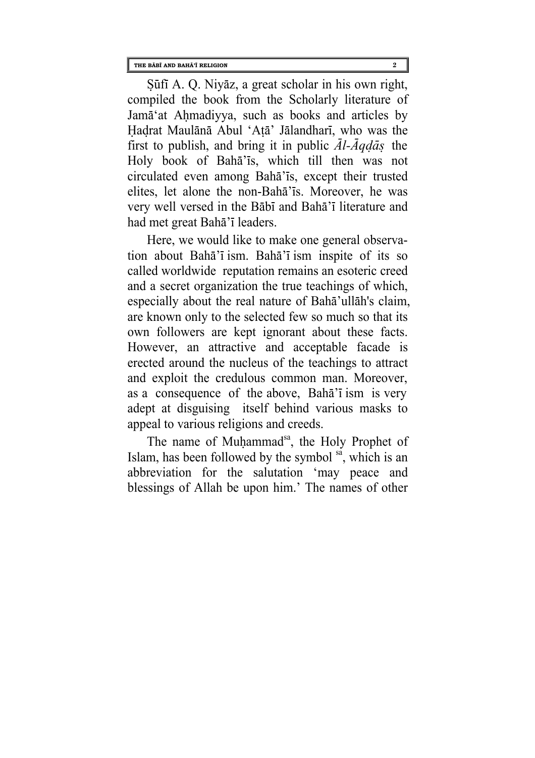Ṣūfī A. Q. Niyāz, a great scholar in his own right, compiled the book from the Scholarly literature of Jamā'at Aḥmadiyya, such as books and articles by Ḥaḍrat Maulānā Abul 'Aṭā' Jālandharī, who was the first to publish, and bring it in public *Āl-Āqḍāṣ* the Holy book of Bahā'īs, which till then was not circulated even among Bahā'īs, except their trusted elites, let alone the non-Bahā'īs. Moreover, he was very well versed in the Bābī and Bahā'ī literature and had met great Bahā'ī leaders.

Here, we would like to make one general observation about Bahā'ī ism. Bahā'ī ism inspite of its so called worldwide reputation remains an esoteric creed and a secret organization the true teachings of which, especially about the real nature of Bahā'ullāh's claim, are known only to the selected few so much so that its own followers are kept ignorant about these facts. However, an attractive and acceptable facade is erected around the nucleus of the teachings to attract and exploit the credulous common man. Moreover, as a consequence of the above, Bahā'ī ism is very adept at disguising itself behind various masks to appeal to various religions and creeds.

The name of Muḥammad[sa], the Holy Prophet of Islam, has been followed by the symbol [sa], which is an abbreviation for the salutation 'may peace and blessings of Allah be upon him.' The names of other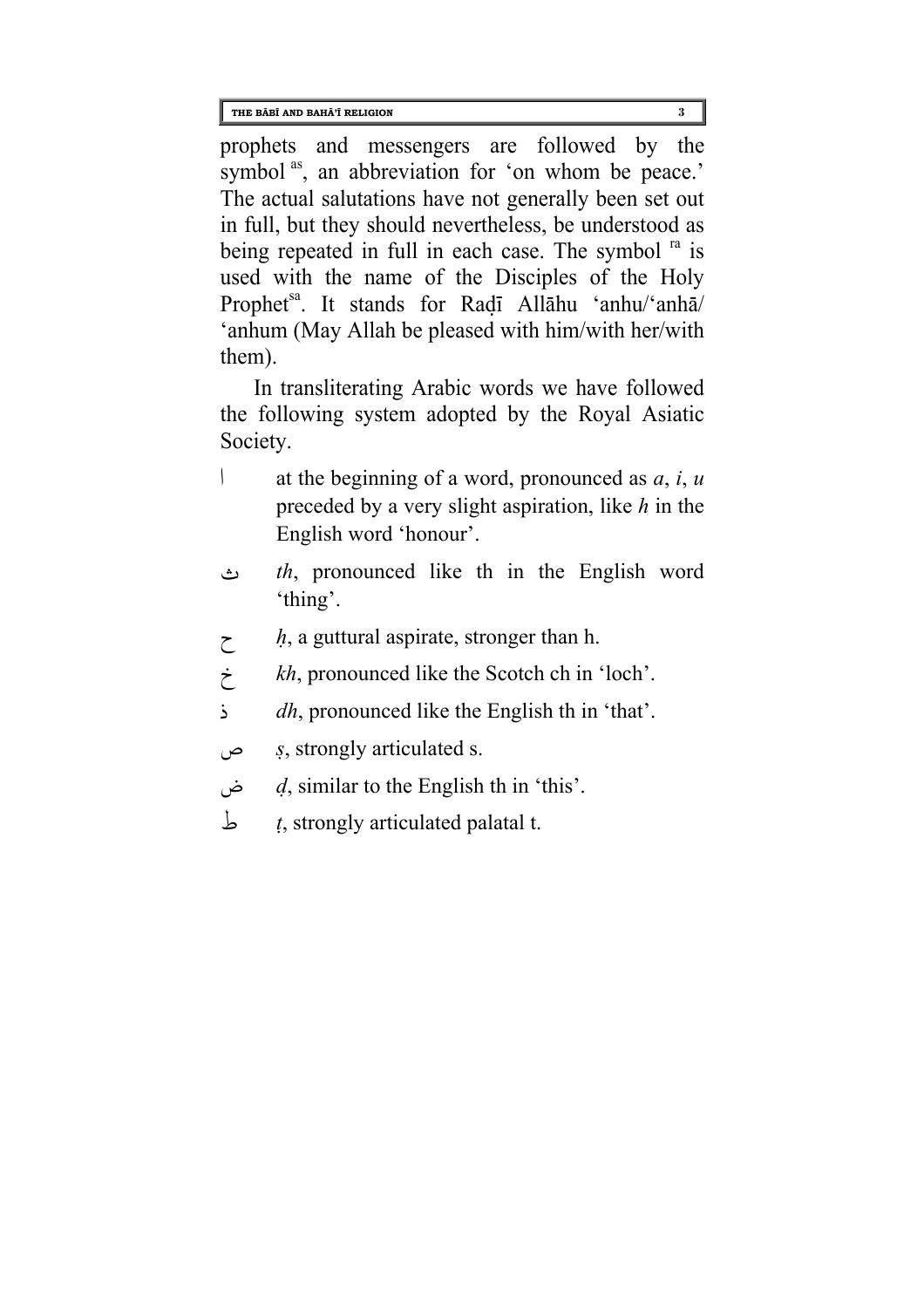prophets and messengers are followed by the symbol [as], an abbreviation for 'on whom be peace.' The actual salutations have not generally been set out in full, but they should nevertheless, be understood as being repeated in full in each case. The symbol [ra] is used with the name of the Disciples of the Holy Prophet[sa]. It stands for Raḍī Allāhu 'anhu/'anhā/ 'anhum (May Allah be pleased with him/with her/with them).

In transliterating Arabic words we have followed the following system adopted by the Royal Asiatic Society.

- ا at the beginning of a word, pronounced as *a*, *i*, *u* preceded by a very slight aspiration, like *h* in the English word 'honour'.
- ث *th*, pronounced like th in the English word 'thing'.
- ح *ḥ*, a guttural aspirate, stronger than h.
- خ *kh*, pronounced like the Scotch ch in 'loch'.
- ذ *dh*, pronounced like the English th in 'that'.
- ص *ṣ*, strongly articulated s.
- ض *ḍ*, similar to the English th in 'this'.
- ط *ṭ*, strongly articulated palatal t.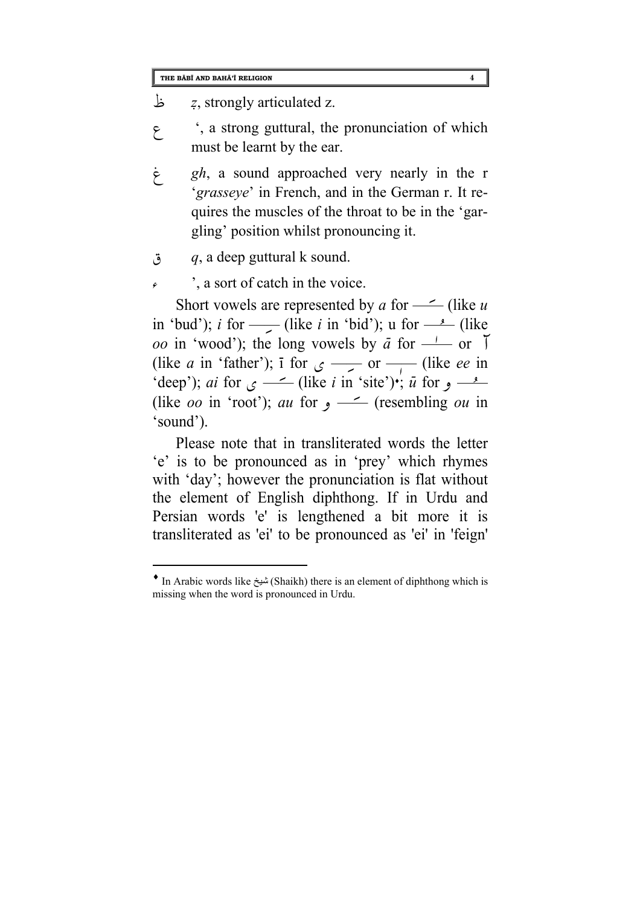ظ	*ẓ*, strongly articulated z.

ع	‘, a strong guttural, the pronunciation of which must be learnt by the ear.

غ	*gh*, a sound approached very nearly in the r ‘*grasseye*’ in French, and in the German r. It requires the muscles of the throat to be in the ‘gargling’ position whilst pronouncing it.

ق	*q*, a deep guttural k sound.

ء	’, a sort of catch in the voice.

Short vowels are represented by *a* for ــَــ (like *u* in ‘bud’); *i* for ــِــ (like *i* in ‘bid’); u for ــُــ (like *oo* in ‘wood’); the long vowels by *ā* for ــا or آ (like *a* in ‘father’); ī for ــِــی or ــٖــ (like *ee* in ‘deep’); *ai* for ــَــی (like *i* in ‘site’)♦; *ū* for ــُــو (like *oo* in ‘root’); *au* for ــَــو (resembling *ou* in ‘sound’).

Please note that in transliterated words the letter ‘e’ is to be pronounced as in ‘prey’ which rhymes with ‘day’; however the pronunciation is flat without the element of English diphthong. If in Urdu and Persian words 'e' is lengthened a bit more it is transliterated as 'ei' to be pronounced as 'ei' in 'feign'

---

♦ In Arabic words like شیخ (Shaikh) there is an element of diphthong which is missing when the word is pronounced in Urdu.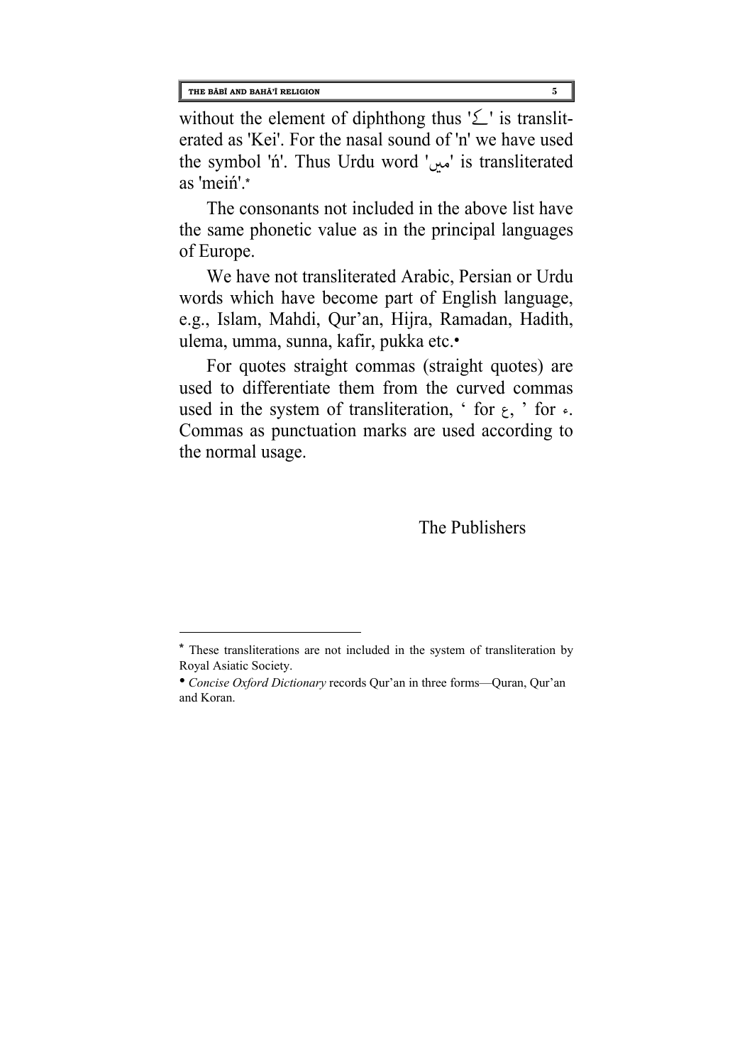without the element of diphthong thus 'کے' is transliterated as 'Kei'. For the nasal sound of 'n' we have used the symbol 'ń'. Thus Urdu word 'میں' is transliterated as 'meiń'.*

The consonants not included in the above list have the same phonetic value as in the principal languages of Europe.

We have not transliterated Arabic, Persian or Urdu words which have become part of English language, e.g., Islam, Mahdi, Qur'an, Hijra, Ramadan, Hadith, ulema, umma, sunna, kafir, pukka etc.•

For quotes straight commas (straight quotes) are used to differentiate them from the curved commas used in the system of transliteration, ' for ع, ' for ء. Commas as punctuation marks are used according to the normal usage.

The Publishers

---

* These transliterations are not included in the system of transliteration by Royal Asiatic Society.

• *Concise Oxford Dictionary* records Qur'an in three forms—Quran, Qur'an and Koran.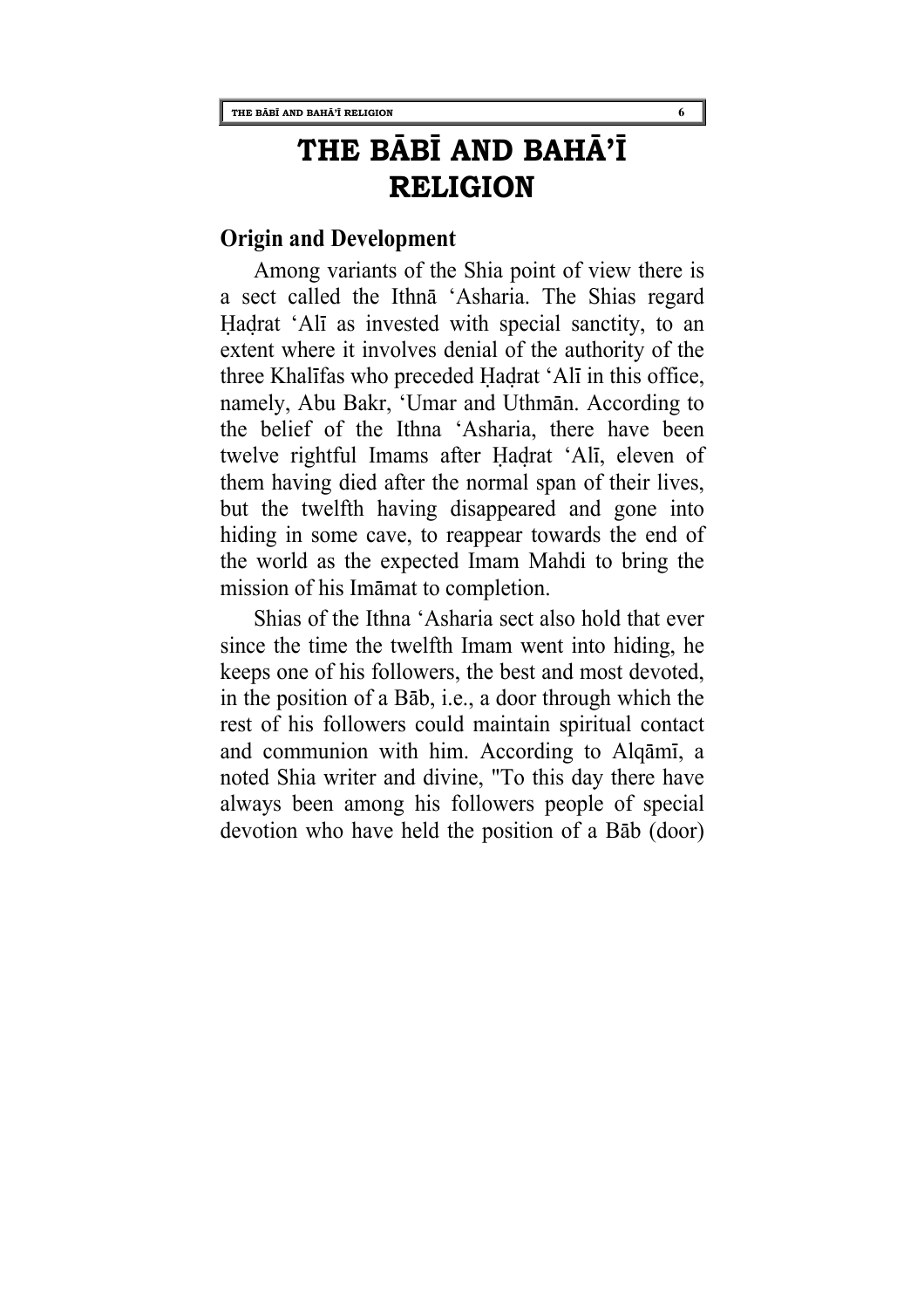# THE BĀBĪ AND BAHĀ'Ī RELIGION

## Origin and Development

Among variants of the Shia point of view there is a sect called the Ithnā 'Asharia. The Shias regard Ḥaḍrat 'Alī as invested with special sanctity, to an extent where it involves denial of the authority of the three Khalīfas who preceded Ḥaḍrat 'Alī in this office, namely, Abu Bakr, 'Umar and Uthmān. According to the belief of the Ithna 'Asharia, there have been twelve rightful Imams after Ḥaḍrat 'Alī, eleven of them having died after the normal span of their lives, but the twelfth having disappeared and gone into hiding in some cave, to reappear towards the end of the world as the expected Imam Mahdi to bring the mission of his Imāmat to completion.

Shias of the Ithna 'Asharia sect also hold that ever since the time the twelfth Imam went into hiding, he keeps one of his followers, the best and most devoted, in the position of a Bāb, i.e., a door through which the rest of his followers could maintain spiritual contact and communion with him. According to Alqāmī, a noted Shia writer and divine, "To this day there have always been among his followers people of special devotion who have held the position of a Bāb (door)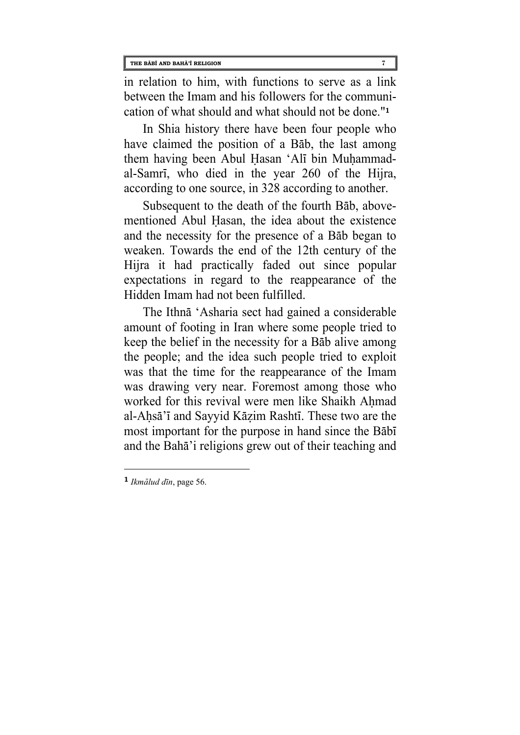in relation to him, with functions to serve as a link between the Imam and his followers for the communication of what should and what should not be done."[1]

In Shia history there have been four people who have claimed the position of a Bāb, the last among them having been Abul Ḥasan 'Alī bin Muḥammad-al-Samrī, who died in the year 260 of the Hijra, according to one source, in 328 according to another.

Subsequent to the death of the fourth Bāb, above-mentioned Abul Ḥasan, the idea about the existence and the necessity for the presence of a Bāb began to weaken. Towards the end of the 12th century of the Hijra it had practically faded out since popular expectations in regard to the reappearance of the Hidden Imam had not been fulfilled.

The Ithnā 'Asharia sect had gained a considerable amount of footing in Iran where some people tried to keep the belief in the necessity for a Bāb alive among the people; and the idea such people tried to exploit was that the time for the reappearance of the Imam was drawing very near. Foremost among those who worked for this revival were men like Shaikh Aḥmad al-Aḥsā'ī and Sayyid Kāẓim Rashtī. These two are the most important for the purpose in hand since the Bābī and the Bahā'i religions grew out of their teaching and

---

[1] *Ikmālud dīn*, page 56.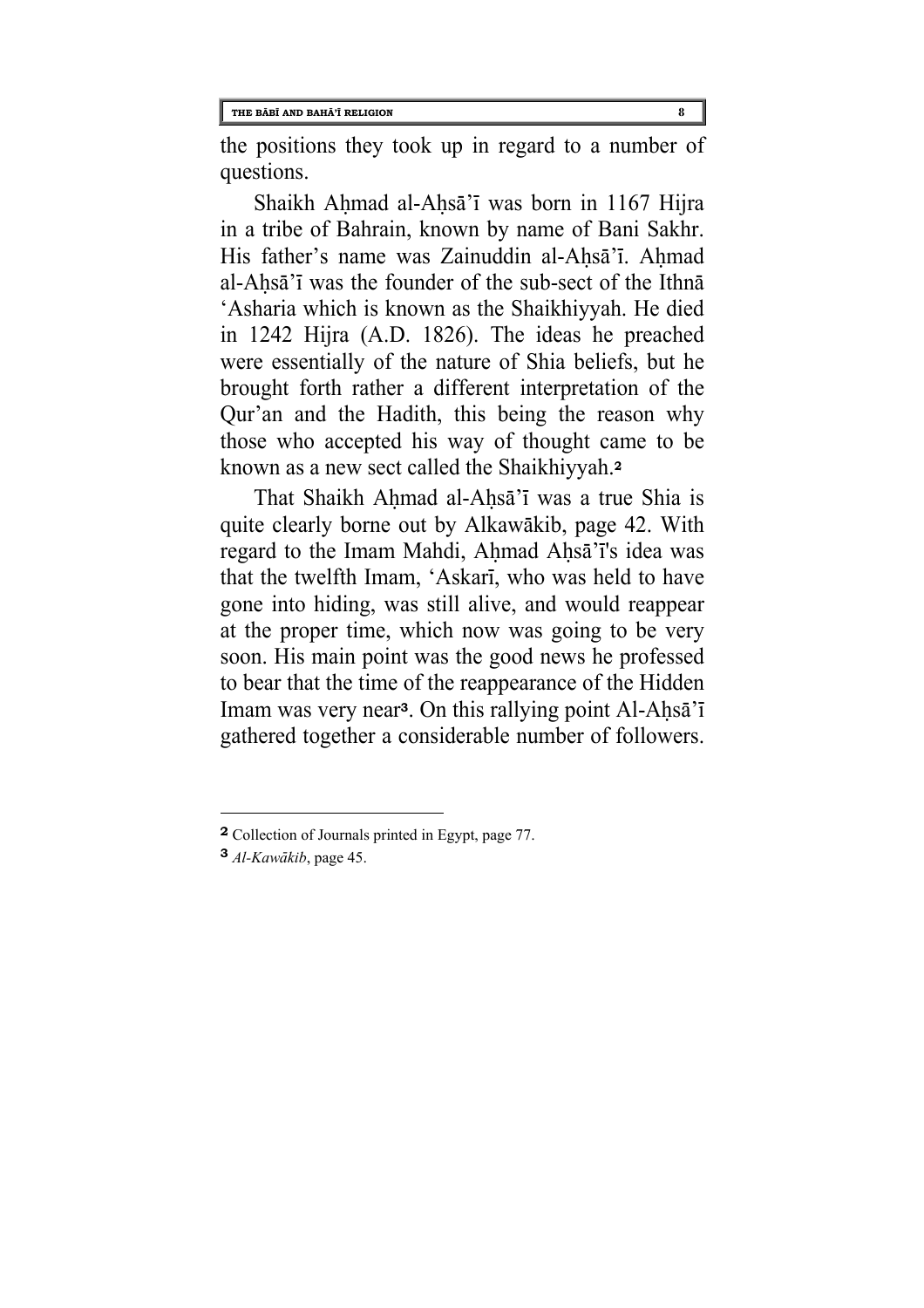the positions they took up in regard to a number of questions.

Shaikh Aḥmad al-Aḥsā'ī was born in 1167 Hijra in a tribe of Bahrain, known by name of Bani Sakhr. His father's name was Zainuddin al-Aḥsā'ī. Aḥmad al-Aḥsā'ī was the founder of the sub-sect of the Ithnā 'Asharia which is known as the Shaikhiyyah. He died in 1242 Hijra (A.D. 1826). The ideas he preached were essentially of the nature of Shia beliefs, but he brought forth rather a different interpretation of the Qur'an and the Hadith, this being the reason why those who accepted his way of thought came to be known as a new sect called the Shaikhiyyah.[2]

That Shaikh Aḥmad al-Aḥsā'ī was a true Shia is quite clearly borne out by Alkawākib, page 42. With regard to the Imam Mahdi, Aḥmad Aḥsā'ī's idea was that the twelfth Imam, 'Askarī, who was held to have gone into hiding, was still alive, and would reappear at the proper time, which now was going to be very soon. His main point was the good news he professed to bear that the time of the reappearance of the Hidden Imam was very near[3]. On this rallying point Al-Aḥsā'ī gathered together a considerable number of followers.

---

[2] Collection of Journals printed in Egypt, page 77.

[3] *Al-Kawākib*, page 45.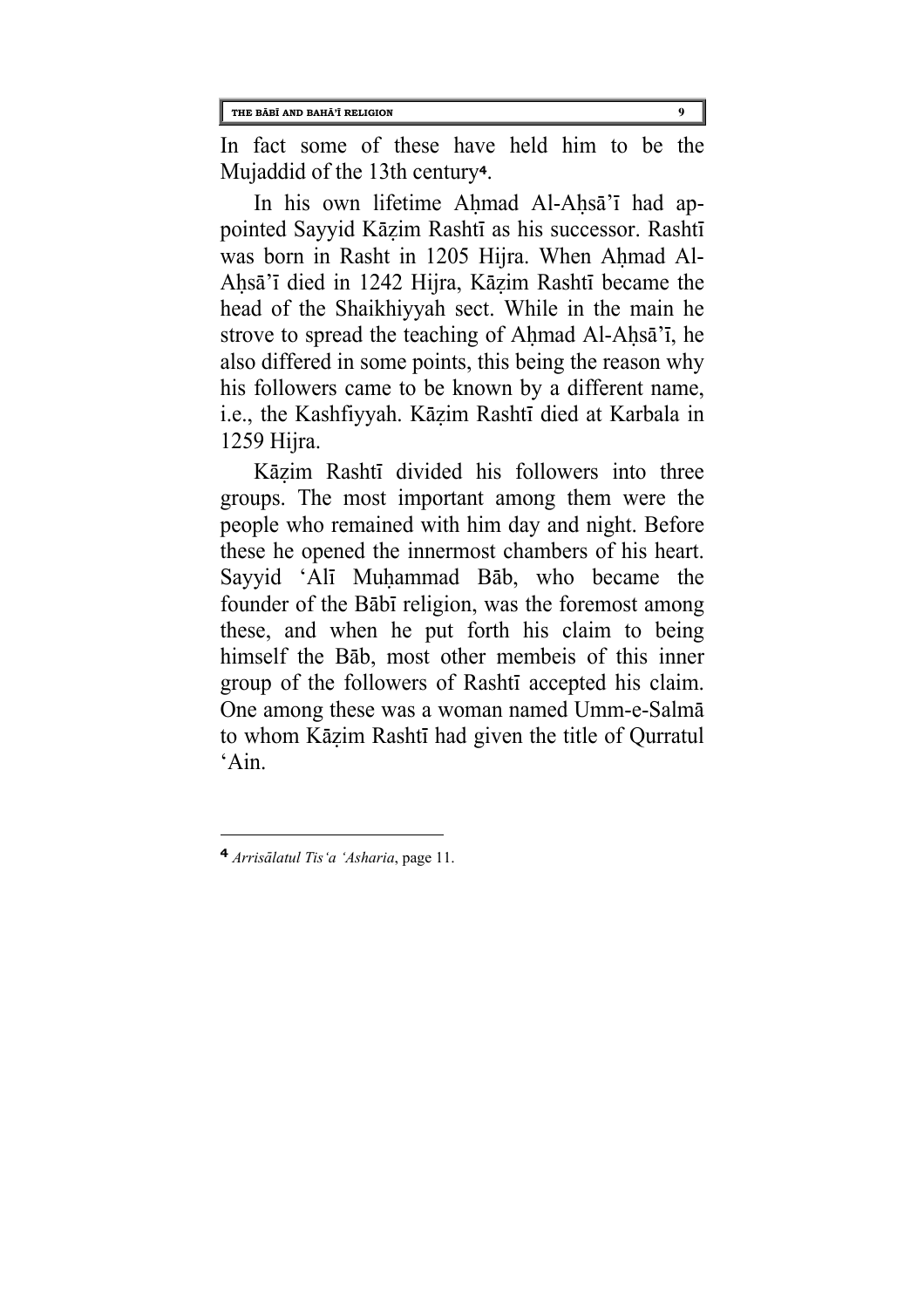In fact some of these have held him to be the Mujaddid of the 13th century[4].

In his own lifetime Aḥmad Al-Aḥsā'ī had appointed Sayyid Kāẓim Rashtī as his successor. Rashtī was born in Rasht in 1205 Hijra. When Aḥmad Al-Aḥsā'ī died in 1242 Hijra, Kāẓim Rashtī became the head of the Shaikhiyyah sect. While in the main he strove to spread the teaching of Aḥmad Al-Aḥsā'ī, he also differed in some points, this being the reason why his followers came to be known by a different name, i.e., the Kashfiyyah. Kāẓim Rashtī died at Karbala in 1259 Hijra.

Kāẓim Rashtī divided his followers into three groups. The most important among them were the people who remained with him day and night. Before these he opened the innermost chambers of his heart. Sayyid 'Alī Muḥammad Bāb, who became the founder of the Bābī religion, was the foremost among these, and when he put forth his claim to being himself the Bāb, most other membeis of this inner group of the followers of Rashtī accepted his claim. One among these was a woman named Umm-e-Salmā to whom Kāẓim Rashtī had given the title of Qurratul 'Ain.

---

[4] *Arrisālatul Tis'a 'Asharia*, page 11.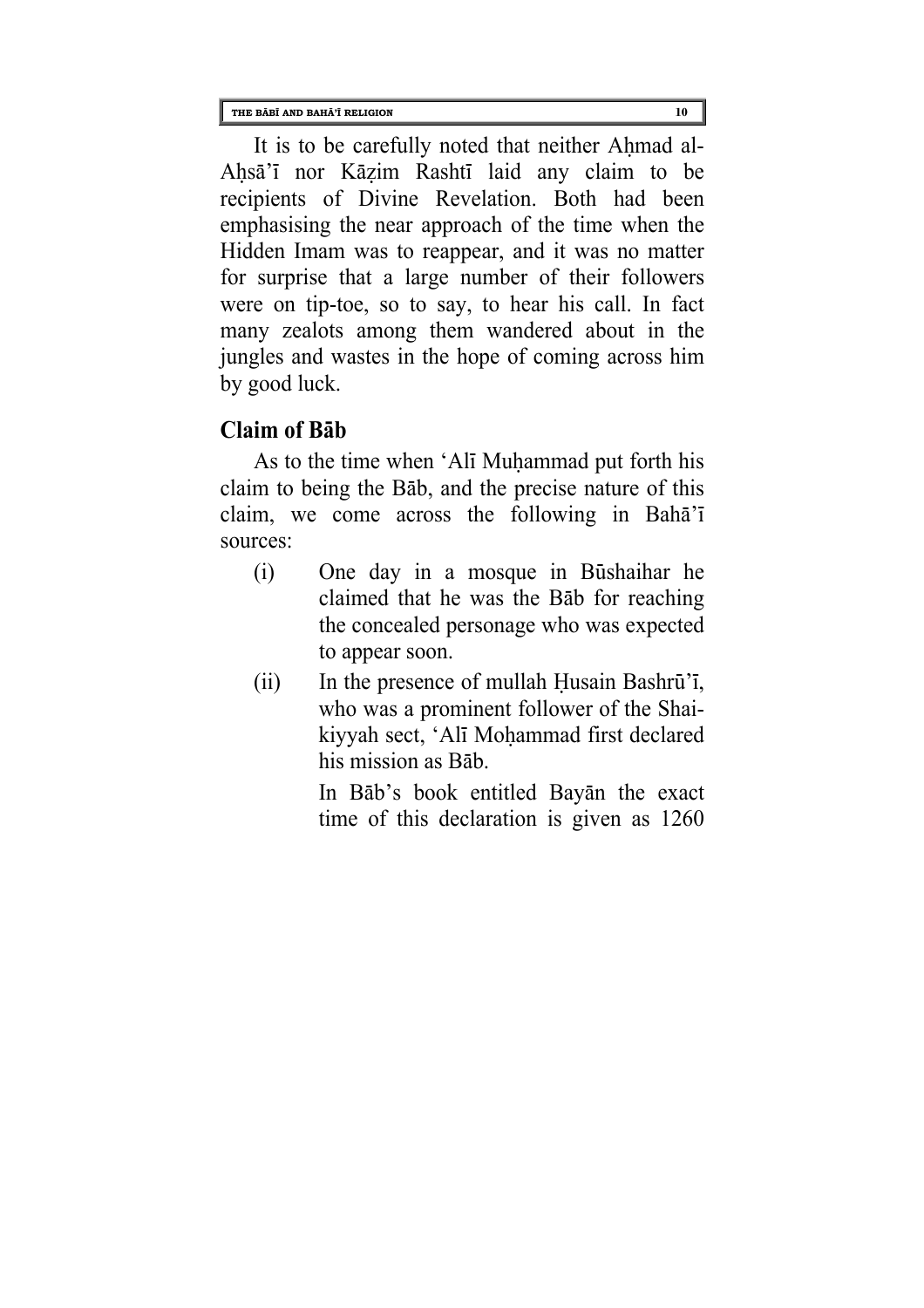It is to be carefully noted that neither Aḥmad al-Aḥsā'ī nor Kāẓim Rashtī laid any claim to be recipients of Divine Revelation. Both had been emphasising the near approach of the time when the Hidden Imam was to reappear, and it was no matter for surprise that a large number of their followers were on tip-toe, so to say, to hear his call. In fact many zealots among them wandered about in the jungles and wastes in the hope of coming across him by good luck.

## Claim of Bāb

As to the time when 'Alī Muḥammad put forth his claim to being the Bāb, and the precise nature of this claim, we come across the following in Bahā'ī sources:

(i) One day in a mosque in Būshaihar he claimed that he was the Bāb for reaching the concealed personage who was expected to appear soon.

(ii) In the presence of mullah Ḥusain Bashrū'ī, who was a prominent follower of the Shai-kiyyah sect, 'Alī Moḥammad first declared his mission as Bāb.

In Bāb's book entitled Bayān the exact time of this declaration is given as 1260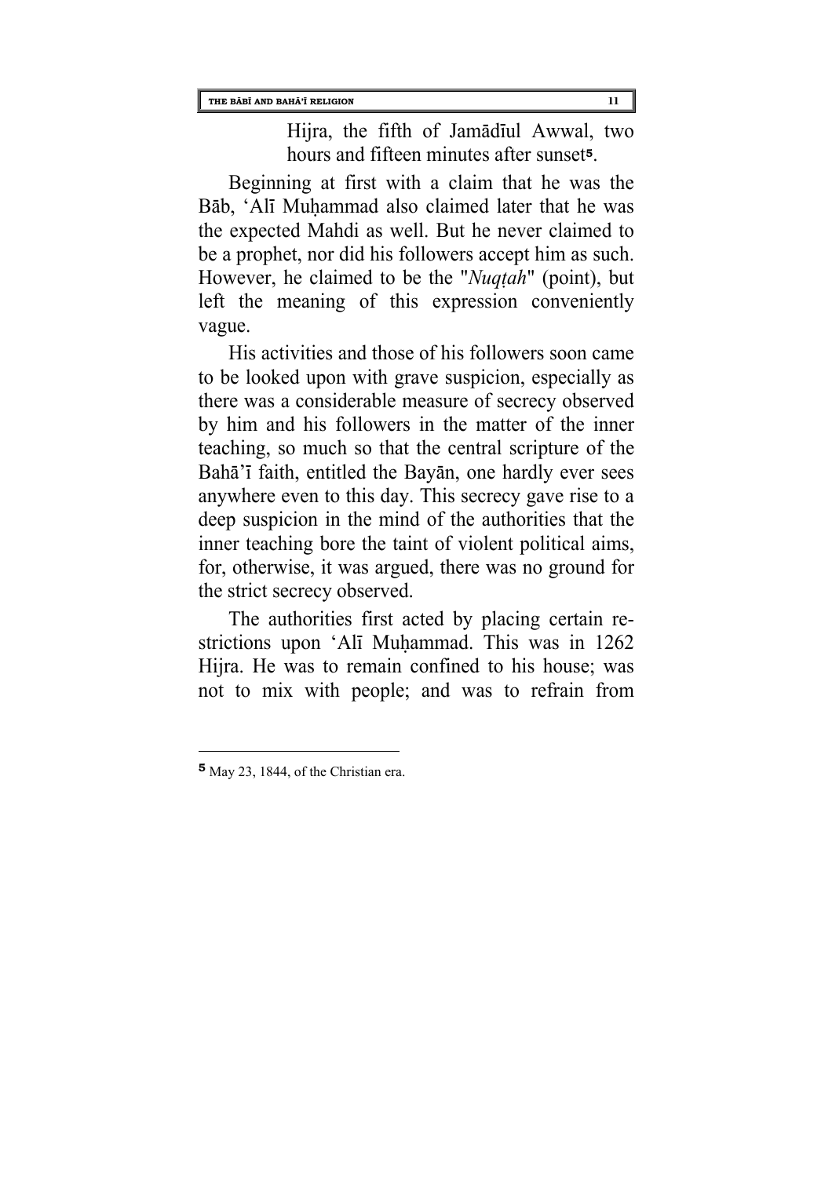Hijra, the fifth of Jamādīul Awwal, two hours and fifteen minutes after sunset[5].

Beginning at first with a claim that he was the Bāb, ‘Alī Muḥammad also claimed later that he was the expected Mahdi as well. But he never claimed to be a prophet, nor did his followers accept him as such. However, he claimed to be the "*Nuqṭah*" (point), but left the meaning of this expression conveniently vague.

His activities and those of his followers soon came to be looked upon with grave suspicion, especially as there was a considerable measure of secrecy observed by him and his followers in the matter of the inner teaching, so much so that the central scripture of the Bahā’ī faith, entitled the Bayān, one hardly ever sees anywhere even to this day. This secrecy gave rise to a deep suspicion in the mind of the authorities that the inner teaching bore the taint of violent political aims, for, otherwise, it was argued, there was no ground for the strict secrecy observed.

The authorities first acted by placing certain restrictions upon ‘Alī Muḥammad. This was in 1262 Hijra. He was to remain confined to his house; was not to mix with people; and was to refrain from

---

[5] May 23, 1844, of the Christian era.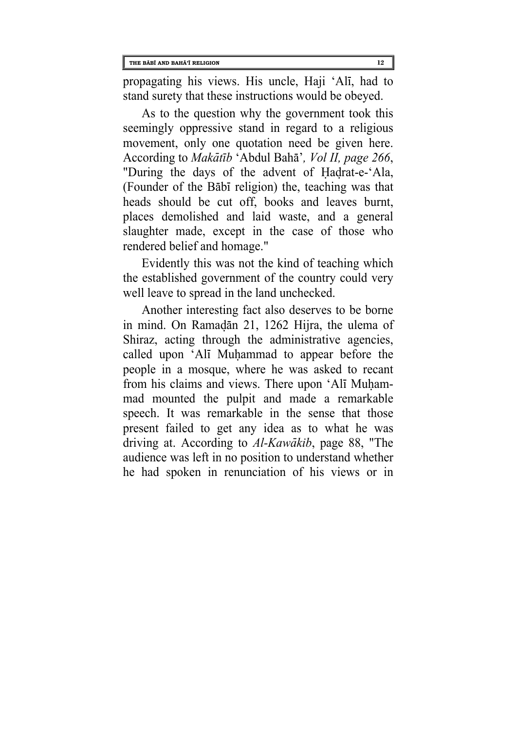propagating his views. His uncle, Haji ʻAlī, had to stand surety that these instructions would be obeyed.

As to the question why the government took this seemingly oppressive stand in regard to a religious movement, only one quotation need be given here. According to *Makātīb* ʻAbdul Bahā', *Vol II, page 266*, "During the days of the advent of Ḥaḍrat-e-ʻAla, (Founder of the Bābī religion) the, teaching was that heads should be cut off, books and leaves burnt, places demolished and laid waste, and a general slaughter made, except in the case of those who rendered belief and homage."

Evidently this was not the kind of teaching which the established government of the country could very well leave to spread in the land unchecked.

Another interesting fact also deserves to be borne in mind. On Ramaḍān 21, 1262 Hijra, the ulema of Shiraz, acting through the administrative agencies, called upon ʻAlī Muḥammad to appear before the people in a mosque, where he was asked to recant from his claims and views. There upon ʻAlī Muḥammad mounted the pulpit and made a remarkable speech. It was remarkable in the sense that those present failed to get any idea as to what he was driving at. According to *Al-Kawākib*, page 88, "The audience was left in no position to understand whether he had spoken in renunciation of his views or in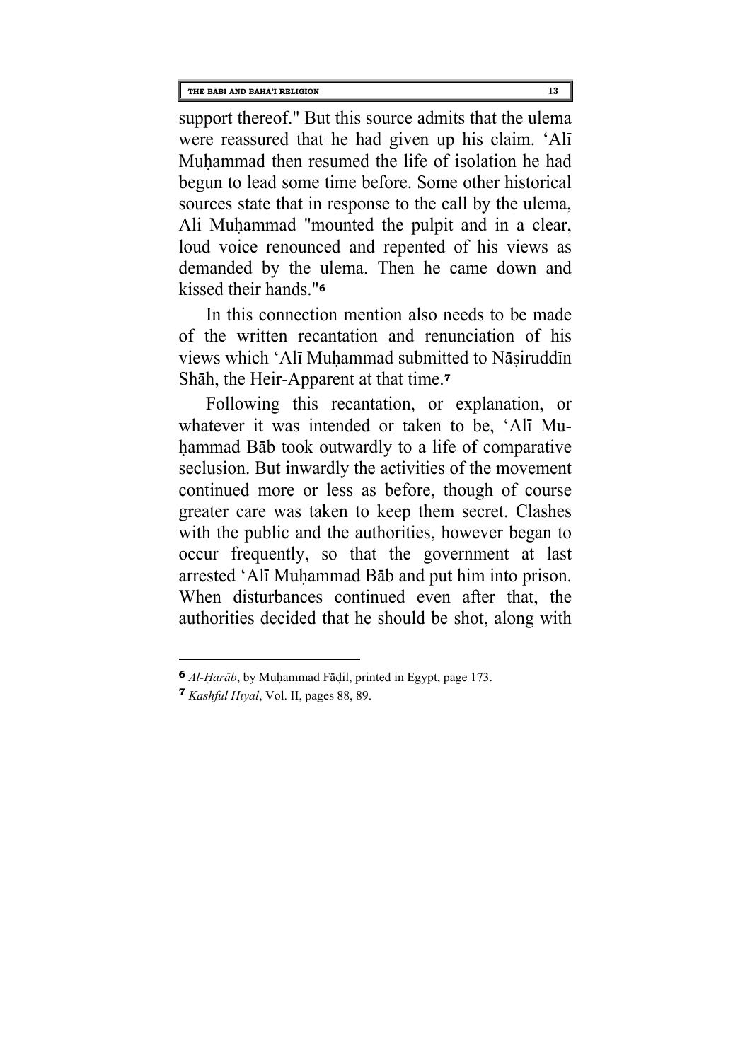support thereof." But this source admits that the ulema were reassured that he had given up his claim. 'Alī Muḥammad then resumed the life of isolation he had begun to lead some time before. Some other historical sources state that in response to the call by the ulema, Ali Muḥammad "mounted the pulpit and in a clear, loud voice renounced and repented of his views as demanded by the ulema. Then he came down and kissed their hands."[6]

In this connection mention also needs to be made of the written recantation and renunciation of his views which 'Alī Muḥammad submitted to Nāṣiruddīn Shāh, the Heir-Apparent at that time.[7]

Following this recantation, or explanation, or whatever it was intended or taken to be, 'Alī Muḥammad Bāb took outwardly to a life of comparative seclusion. But inwardly the activities of the movement continued more or less as before, though of course greater care was taken to keep them secret. Clashes with the public and the authorities, however began to occur frequently, so that the government at last arrested 'Alī Muḥammad Bāb and put him into prison. When disturbances continued even after that, the authorities decided that he should be shot, along with

---

[6] *Al-Ḥarāb*, by Muḥammad Fāḍil, printed in Egypt, page 173.

[7] *Kashful Hiyal*, Vol. II, pages 88, 89.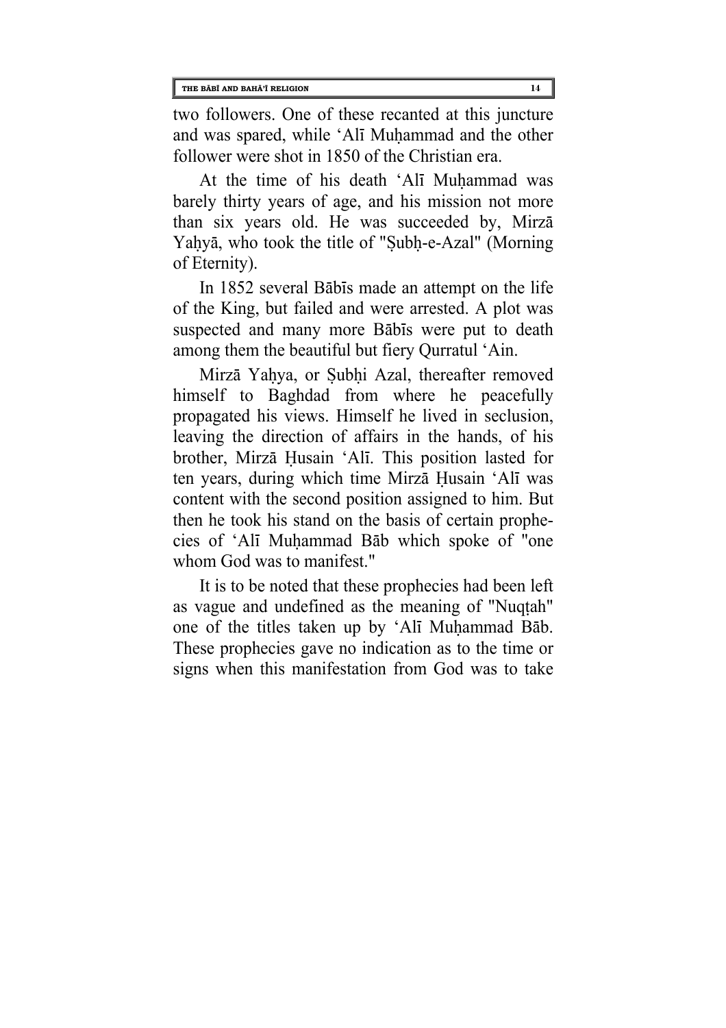two followers. One of these recanted at this juncture and was spared, while ‘Alī Muḥammad and the other follower were shot in 1850 of the Christian era.

At the time of his death ‘Alī Muḥammad was barely thirty years of age, and his mission not more than six years old. He was succeeded by, Mirzā Yaḥyā, who took the title of "Ṣubḥ-e-Azal" (Morning of Eternity).

In 1852 several Bābīs made an attempt on the life of the King, but failed and were arrested. A plot was suspected and many more Bābīs were put to death among them the beautiful but fiery Qurratul ‘Ain.

Mirzā Yaḥya, or Ṣubḥi Azal, thereafter removed himself to Baghdad from where he peacefully propagated his views. Himself he lived in seclusion, leaving the direction of affairs in the hands, of his brother, Mirzā Ḥusain ‘Alī. This position lasted for ten years, during which time Mirzā Ḥusain ‘Alī was content with the second position assigned to him. But then he took his stand on the basis of certain prophecies of ‘Alī Muḥammad Bāb which spoke of "one whom God was to manifest."

It is to be noted that these prophecies had been left as vague and undefined as the meaning of "Nuqṭah" one of the titles taken up by ‘Alī Muḥammad Bāb. These prophecies gave no indication as to the time or signs when this manifestation from God was to take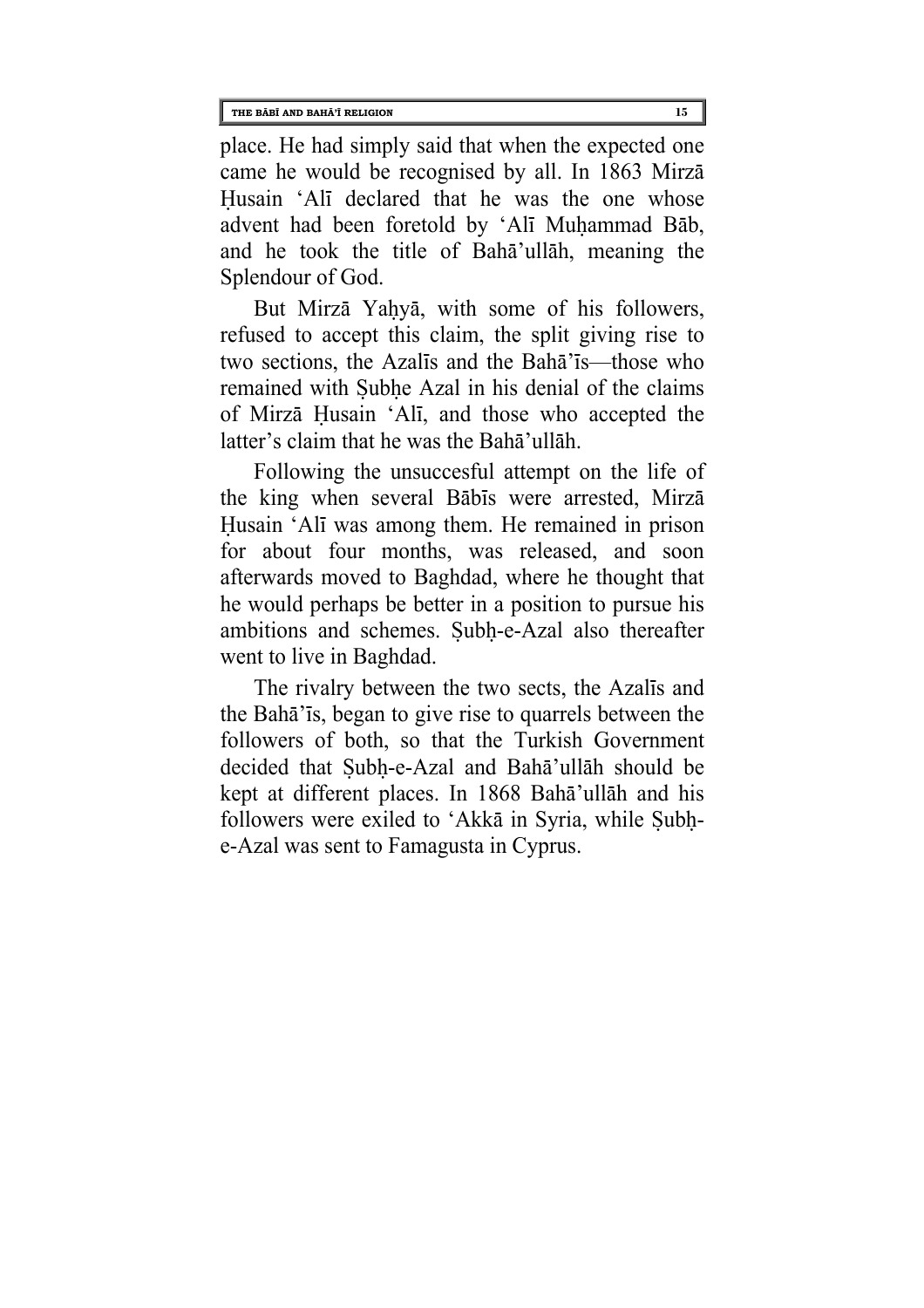place. He had simply said that when the expected one came he would be recognised by all. In 1863 Mirzā Ḥusain ‘Alī declared that he was the one whose advent had been foretold by ‘Alī Muḥammad Bāb, and he took the title of Bahā’ullāh, meaning the Splendour of God.

But Mirzā Yaḥyā, with some of his followers, refused to accept this claim, the split giving rise to two sections, the Azalīs and the Bahā’īs—those who remained with Ṣubḥe Azal in his denial of the claims of Mirzā Ḥusain ‘Alī, and those who accepted the latter’s claim that he was the Bahā’ullāh.

Following the unsuccesful attempt on the life of the king when several Bābīs were arrested, Mirzā Ḥusain ‘Alī was among them. He remained in prison for about four months, was released, and soon afterwards moved to Baghdad, where he thought that he would perhaps be better in a position to pursue his ambitions and schemes. Ṣubḥ-e-Azal also thereafter went to live in Baghdad.

The rivalry between the two sects, the Azalīs and the Bahā’īs, began to give rise to quarrels between the followers of both, so that the Turkish Government decided that Ṣubḥ-e-Azal and Bahā’ullāh should be kept at different places. In 1868 Bahā’ullāh and his followers were exiled to ‘Akkā in Syria, while Ṣubḥ-e-Azal was sent to Famagusta in Cyprus.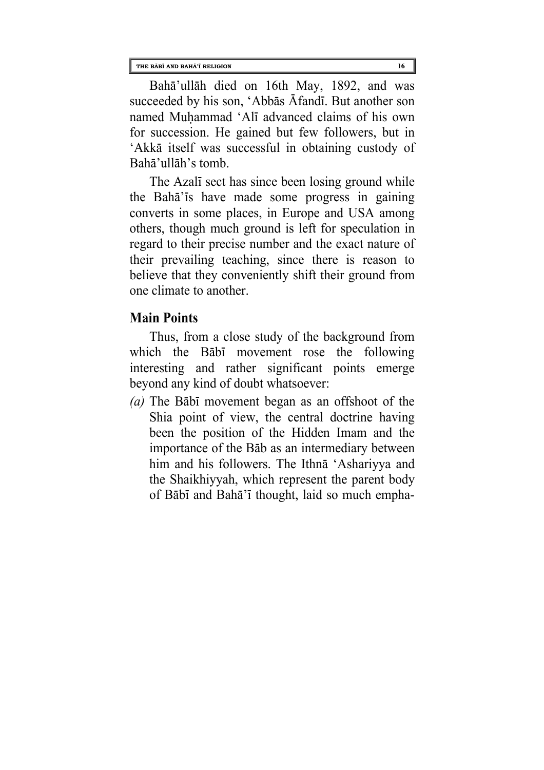Bahā'ullāh died on 16th May, 1892, and was succeeded by his son, 'Abbās Āfandī. But another son named Muḥammad 'Alī advanced claims of his own for succession. He gained but few followers, but in 'Akkā itself was successful in obtaining custody of Bahā'ullāh's tomb.

The Azalī sect has since been losing ground while the Bahā'īs have made some progress in gaining converts in some places, in Europe and USA among others, though much ground is left for speculation in regard to their precise number and the exact nature of their prevailing teaching, since there is reason to believe that they conveniently shift their ground from one climate to another.

## Main Points

Thus, from a close study of the background from which the Bābī movement rose the following interesting and rather significant points emerge beyond any kind of doubt whatsoever:

*(a)* The Bābī movement began as an offshoot of the Shia point of view, the central doctrine having been the position of the Hidden Imam and the importance of the Bāb as an intermediary between him and his followers. The Ithnā 'Ashariyya and the Shaikhiyyah, which represent the parent body of Bābī and Bahā'ī thought, laid so much empha-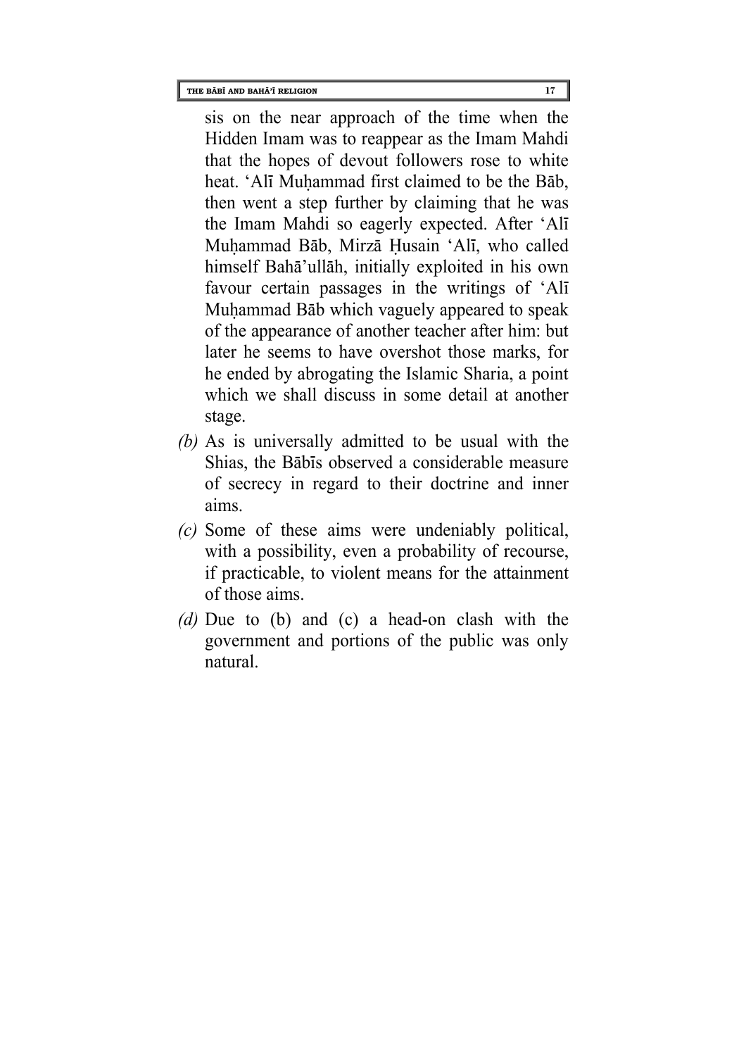sis on the near approach of the time when the Hidden Imam was to reappear as the Imam Mahdi that the hopes of devout followers rose to white heat. ‘Alī Muḥammad first claimed to be the Bāb, then went a step further by claiming that he was the Imam Mahdi so eagerly expected. After ‘Alī Muḥammad Bāb, Mirzā Ḥusain ‘Alī, who called himself Bahā’ullāh, initially exploited in his own favour certain passages in the writings of ‘Alī Muḥammad Bāb which vaguely appeared to speak of the appearance of another teacher after him: but later he seems to have overshot those marks, for he ended by abrogating the Islamic Sharia, a point which we shall discuss in some detail at another stage.

*(b)* As is universally admitted to be usual with the Shias, the Bābīs observed a considerable measure of secrecy in regard to their doctrine and inner aims.

*(c)* Some of these aims were undeniably political, with a possibility, even a probability of recourse, if practicable, to violent means for the attainment of those aims.

*(d)* Due to (b) and (c) a head-on clash with the government and portions of the public was only natural.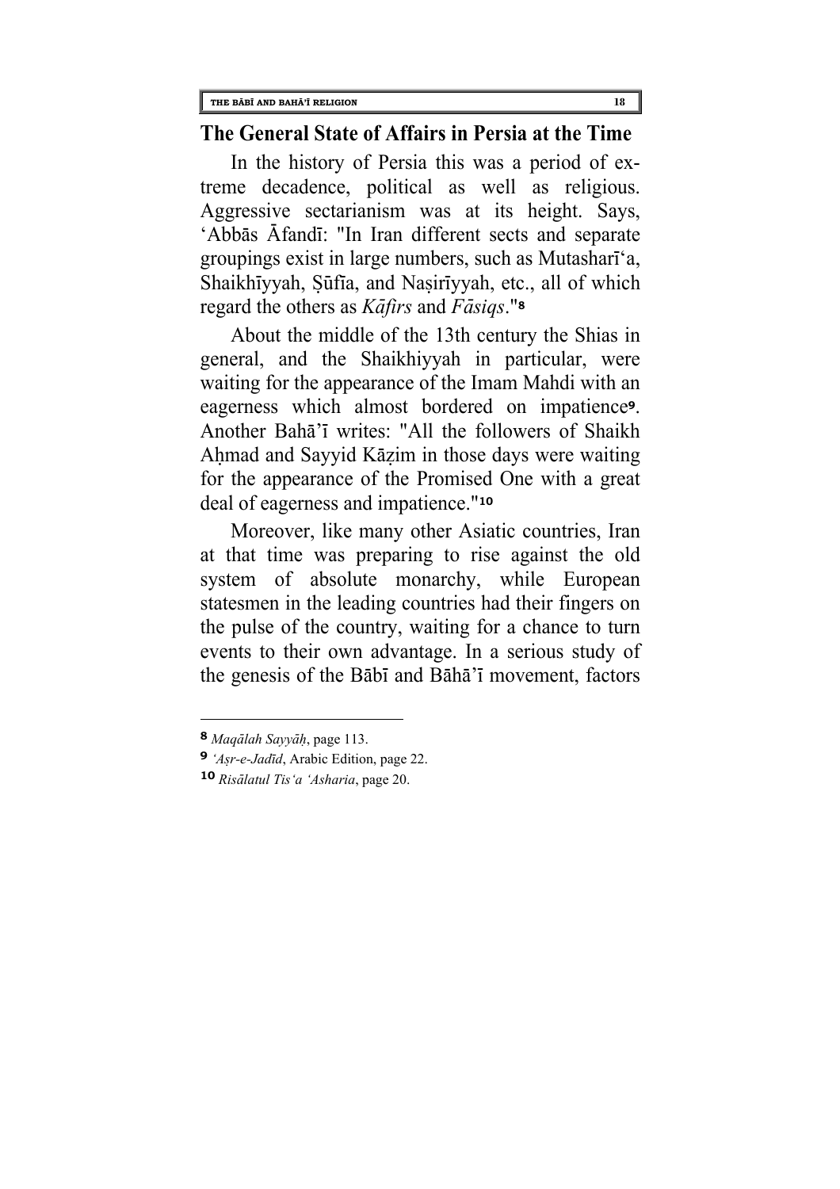## The General State of Affairs in Persia at the Time

In the history of Persia this was a period of extreme decadence, political as well as religious. Aggressive sectarianism was at its height. Says, ʻAbbās Āfandī: "In Iran different sects and separate groupings exist in large numbers, such as Mutasharīʻa, Shaikhīyyah, Ṣūfīa, and Naṣirīyyah, etc., all of which regard the others as *Kāfirs* and *Fāsiqs*."[8]

About the middle of the 13th century the Shias in general, and the Shaikhiyyah in particular, were waiting for the appearance of the Imam Mahdi with an eagerness which almost bordered on impatience[9]. Another Bahā'ī writes: "All the followers of Shaikh Aḥmad and Sayyid Kāẓim in those days were waiting for the appearance of the Promised One with a great deal of eagerness and impatience."[10]

Moreover, like many other Asiatic countries, Iran at that time was preparing to rise against the old system of absolute monarchy, while European statesmen in the leading countries had their fingers on the pulse of the country, waiting for a chance to turn events to their own advantage. In a serious study of the genesis of the Bābī and Bāhā'ī movement, factors

---

[8] *Maqālah Sayyāḥ*, page 113.

[9] *ʻAṣr-e-Jadīd*, Arabic Edition, page 22.

[10] *Risālatul Tisʻa ʻAsharia*, page 20.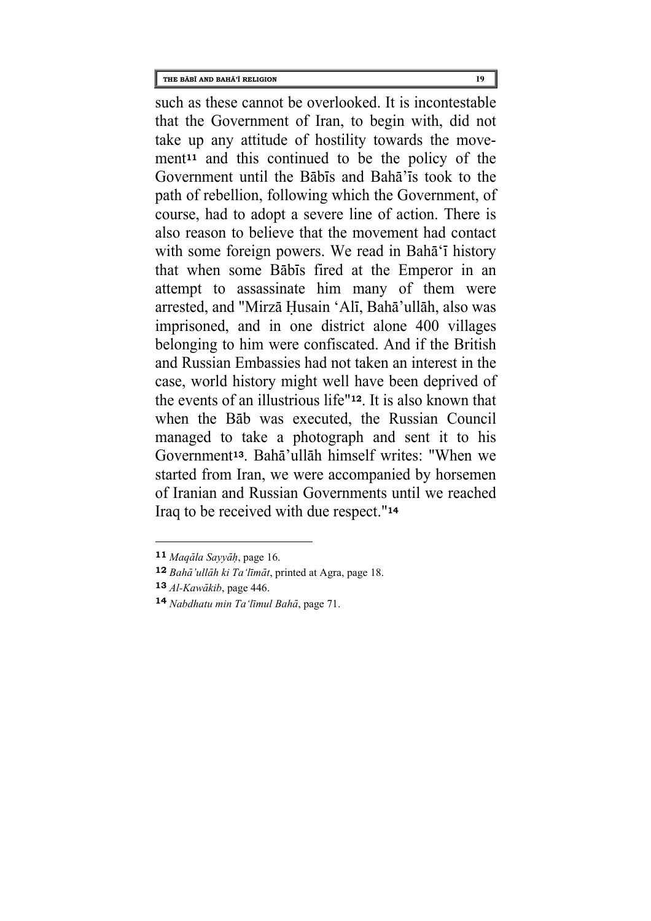such as these cannot be overlooked. It is incontestable that the Government of Iran, to begin with, did not take up any attitude of hostility towards the movement[11] and this continued to be the policy of the Government until the Bābīs and Bahā'īs took to the path of rebellion, following which the Government, of course, had to adopt a severe line of action. There is also reason to believe that the movement had contact with some foreign powers. We read in Bahā'ī history that when some Bābīs fired at the Emperor in an attempt to assassinate him many of them were arrested, and "Mirzā Ḥusain 'Alī, Bahā'ullāh, also was imprisoned, and in one district alone 400 villages belonging to him were confiscated. And if the British and Russian Embassies had not taken an interest in the case, world history might well have been deprived of the events of an illustrious life"[12]. It is also known that when the Bāb was executed, the Russian Council managed to take a photograph and sent it to his Government[13]. Bahā'ullāh himself writes: "When we started from Iran, we were accompanied by horsemen of Iranian and Russian Governments until we reached Iraq to be received with due respect."[14]

---

[11] *Maqāla Sayyāḥ*, page 16.

[12] *Bahā'ullāh ki Ta'līmāt*, printed at Agra, page 18.

[13] *Al-Kawākib*, page 446.

[14] *Nabdhatu min Ta'līmul Bahā*, page 71.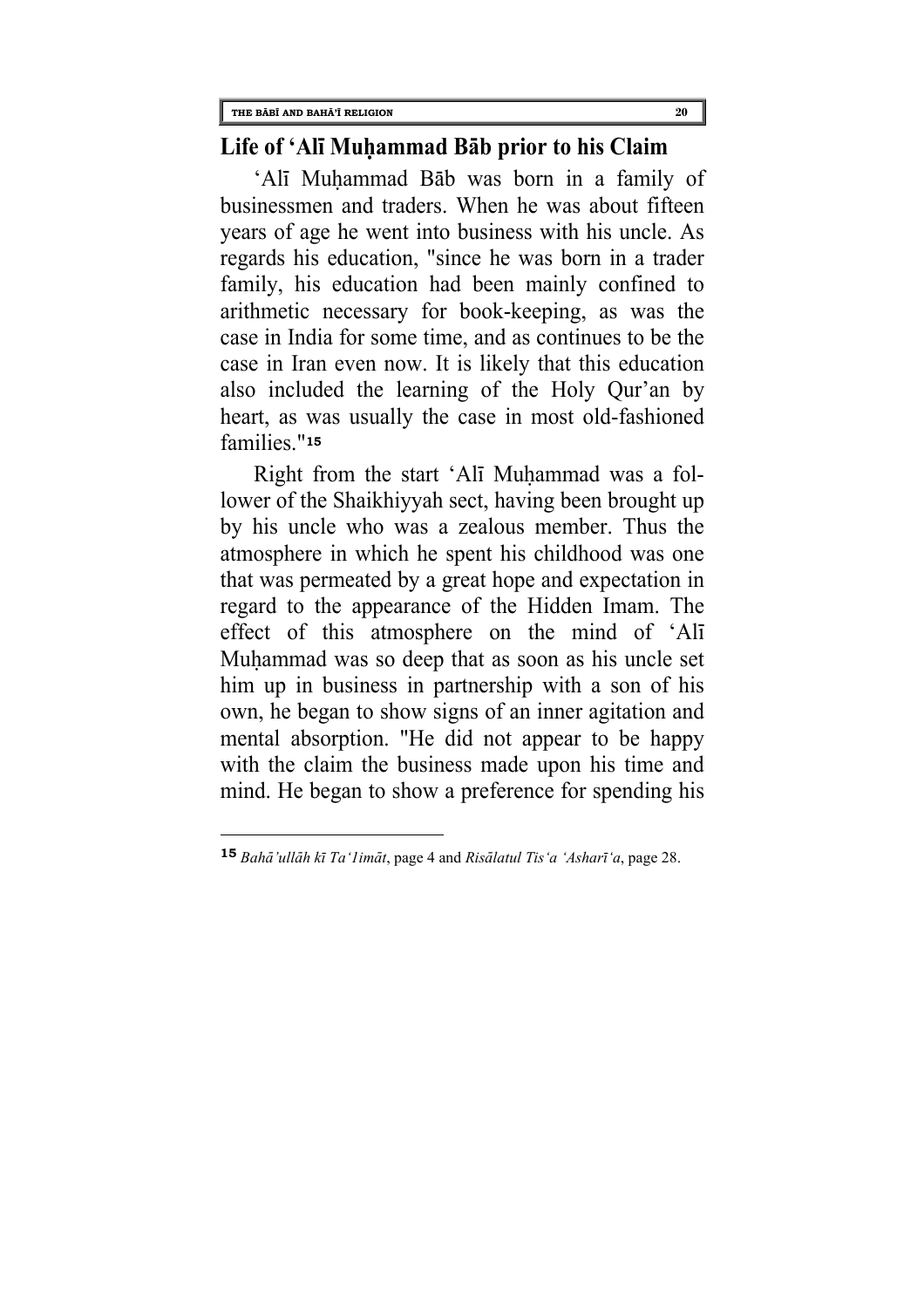## Life of ‘Alī Muḥammad Bāb prior to his Claim

‘Alī Muḥammad Bāb was born in a family of businessmen and traders. When he was about fifteen years of age he went into business with his uncle. As regards his education, "since he was born in a trader family, his education had been mainly confined to arithmetic necessary for book-keeping, as was the case in India for some time, and as continues to be the case in Iran even now. It is likely that this education also included the learning of the Holy Qur’an by heart, as was usually the case in most old-fashioned families."[15]

Right from the start ‘Alī Muḥammad was a follower of the Shaikhiyyah sect, having been brought up by his uncle who was a zealous member. Thus the atmosphere in which he spent his childhood was one that was permeated by a great hope and expectation in regard to the appearance of the Hidden Imam. The effect of this atmosphere on the mind of ‘Alī Muḥammad was so deep that as soon as his uncle set him up in business in partnership with a son of his own, he began to show signs of an inner agitation and mental absorption. "He did not appear to be happy with the claim the business made upon his time and mind. He began to show a preference for spending his

---

[15] *Bahā’ullāh kī Ta‘1imāt*, page 4 and *Risālatul Tis‘a ‘Asharī‘a*, page 28.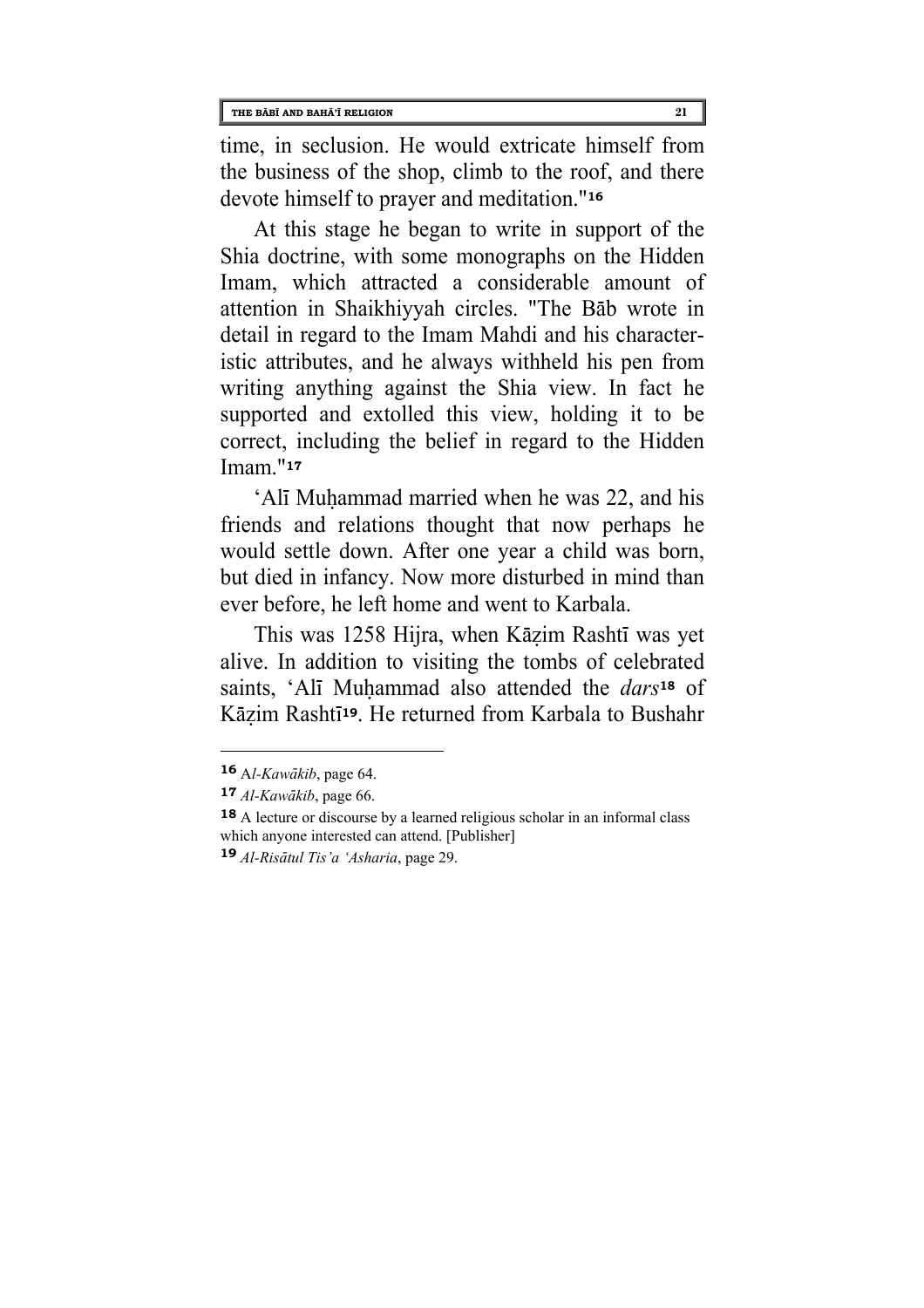time, in seclusion. He would extricate himself from the business of the shop, climb to the roof, and there devote himself to prayer and meditation."[16]

At this stage he began to write in support of the Shia doctrine, with some monographs on the Hidden Imam, which attracted a considerable amount of attention in Shaikhiyyah circles. "The Bāb wrote in detail in regard to the Imam Mahdi and his characteristic attributes, and he always withheld his pen from writing anything against the Shia view. In fact he supported and extolled this view, holding it to be correct, including the belief in regard to the Hidden Imam."[17]

'Alī Muḥammad married when he was 22, and his friends and relations thought that now perhaps he would settle down. After one year a child was born, but died in infancy. Now more disturbed in mind than ever before, he left home and went to Karbala.

This was 1258 Hijra, when Kāẓim Rashtī was yet alive. In addition to visiting the tombs of celebrated saints, 'Alī Muḥammad also attended the *dars*[18] of Kāẓim Rashtī[19]. He returned from Karbala to Bushahr

---

[16] A*l-Kawākib*, page 64.

[17] *Al-Kawākib*, page 66.

[18] A lecture or discourse by a learned religious scholar in an informal class which anyone interested can attend. [Publisher]

[19] *Al-Risātul Tis'a 'Asharia*, page 29.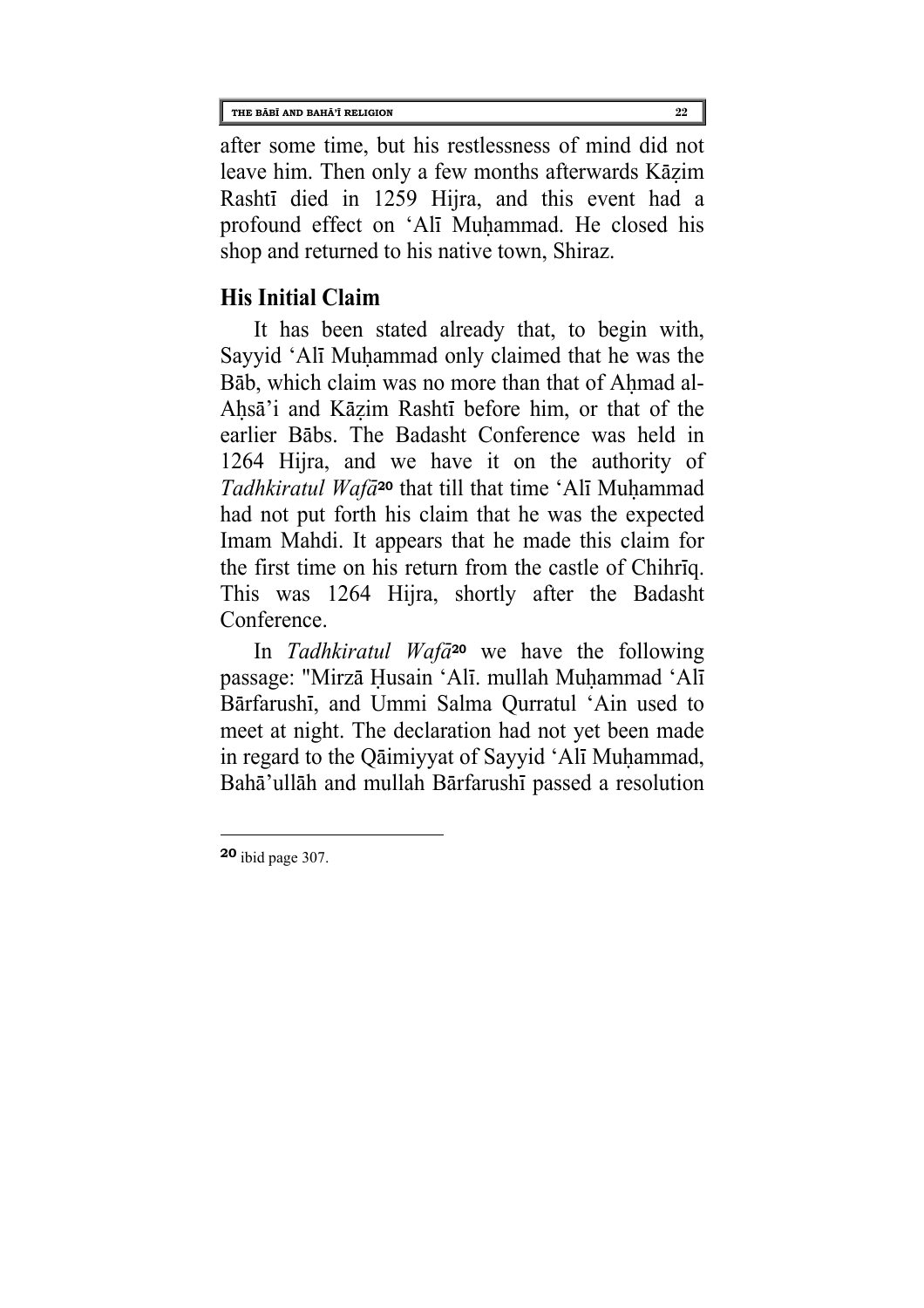after some time, but his restlessness of mind did not leave him. Then only a few months afterwards Kāẓim Rashtī died in 1259 Hijra, and this event had a profound effect on ‘Alī Muḥammad. He closed his shop and returned to his native town, Shiraz.

## His Initial Claim

It has been stated already that, to begin with, Sayyid ‘Alī Muḥammad only claimed that he was the Bāb, which claim was no more than that of Aḥmad al-Aḥsā’i and Kāẓim Rashtī before him, or that of the earlier Bābs. The Badasht Conference was held in 1264 Hijra, and we have it on the authority of *Tadhkiratul Wafā*[20] that till that time ‘Alī Muḥammad had not put forth his claim that he was the expected Imam Mahdi. It appears that he made this claim for the first time on his return from the castle of Chihrīq. This was 1264 Hijra, shortly after the Badasht Conference.

In *Tadhkiratul Wafā*[20] we have the following passage: "Mirzā Ḥusain ‘Alī. mullah Muḥammad ‘Alī Bārfarushī, and Ummi Salma Qurratul ‘Ain used to meet at night. The declaration had not yet been made in regard to the Qāimiyyat of Sayyid ‘Alī Muḥammad, Bahā’ullāh and mullah Bārfarushī passed a resolution

---

[20] ibid page 307.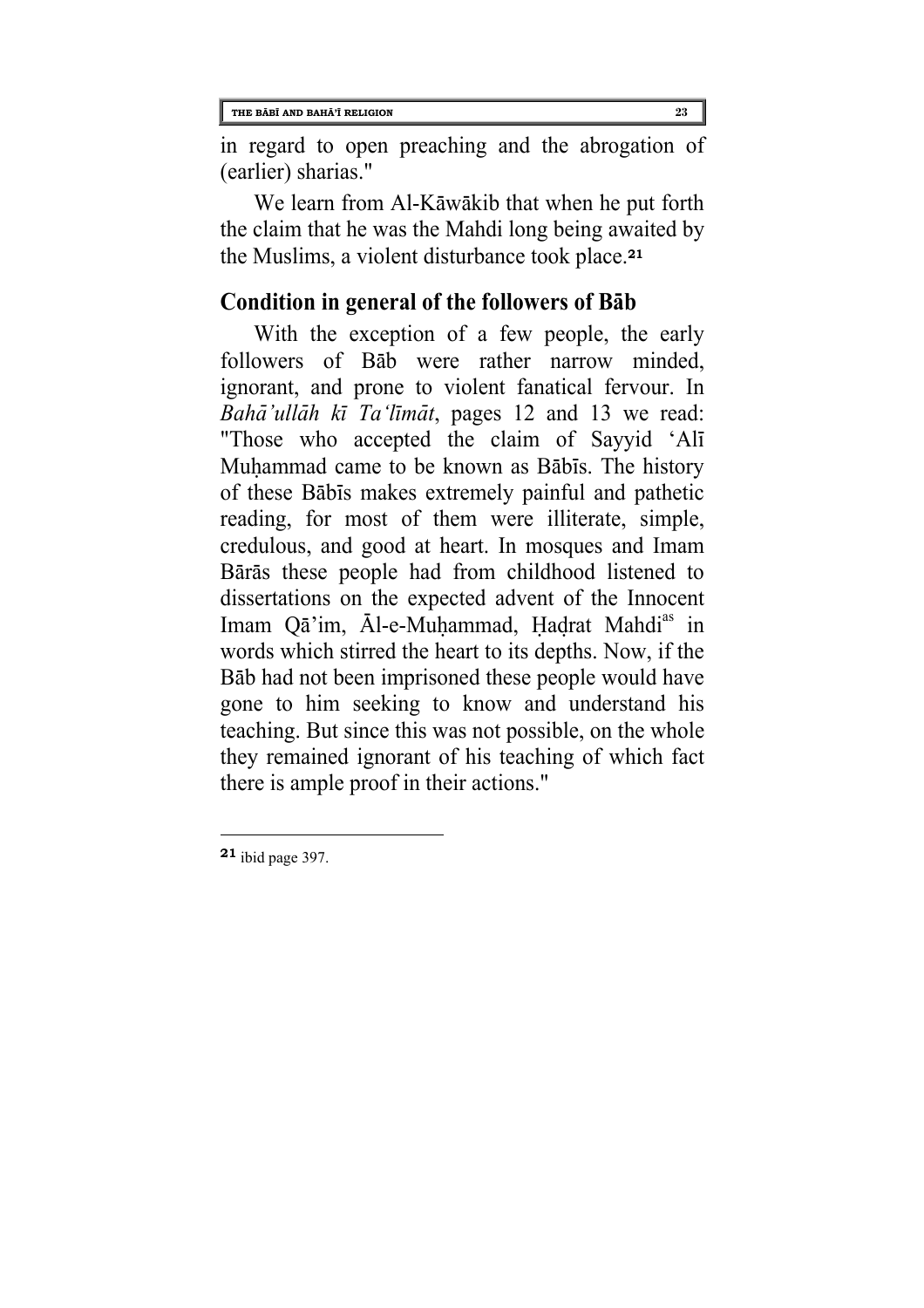in regard to open preaching and the abrogation of (earlier) sharias."

We learn from Al-Kāwākib that when he put forth the claim that he was the Mahdi long being awaited by the Muslims, a violent disturbance took place.[21]

## Condition in general of the followers of Bāb

With the exception of a few people, the early followers of Bāb were rather narrow minded, ignorant, and prone to violent fanatical fervour. In *Bahā'ullāh kī Ta'līmāt*, pages 12 and 13 we read: "Those who accepted the claim of Sayyid 'Alī Muḥammad came to be known as Bābīs. The history of these Bābīs makes extremely painful and pathetic reading, for most of them were illiterate, simple, credulous, and good at heart. In mosques and Imam Bārās these people had from childhood listened to dissertations on the expected advent of the Innocent Imam Qā'im, Āl-e-Muḥammad, Ḥaḍrat Mahdi[as] in words which stirred the heart to its depths. Now, if the Bāb had not been imprisoned these people would have gone to him seeking to know and understand his teaching. But since this was not possible, on the whole they remained ignorant of his teaching of which fact there is ample proof in their actions."

---

[21] ibid page 397.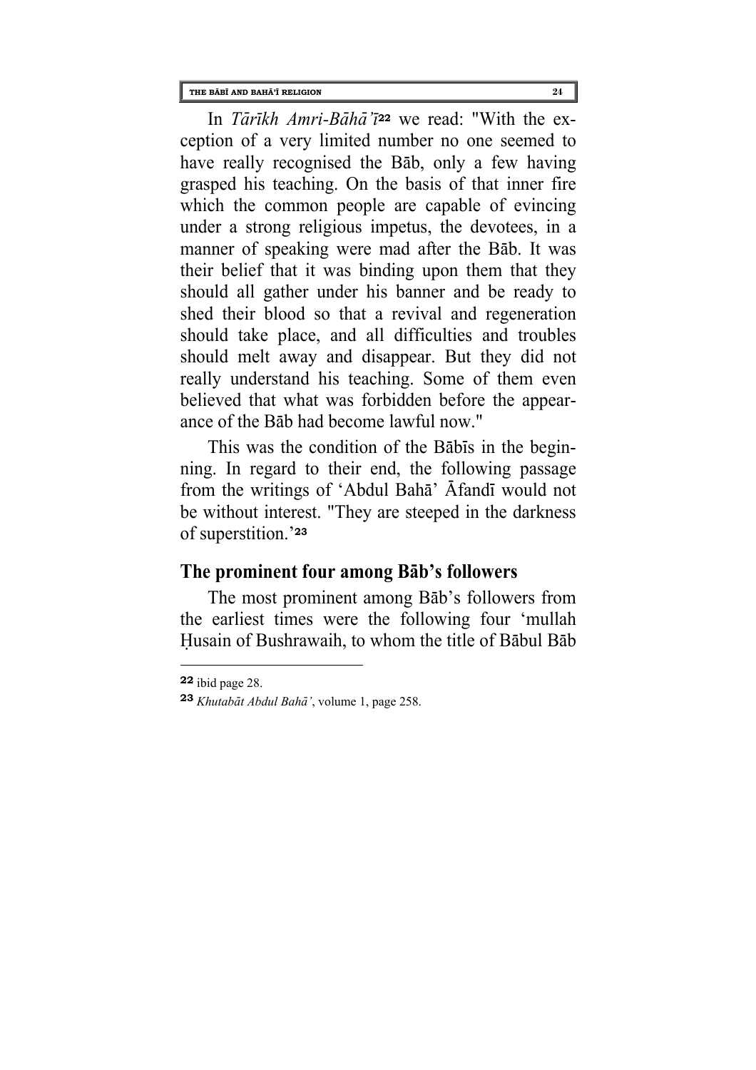In *Tārīkh Amri-Bāhā'ī*[22] we read: "With the exception of a very limited number no one seemed to have really recognised the Bāb, only a few having grasped his teaching. On the basis of that inner fire which the common people are capable of evincing under a strong religious impetus, the devotees, in a manner of speaking were mad after the Bāb. It was their belief that it was binding upon them that they should all gather under his banner and be ready to shed their blood so that a revival and regeneration should take place, and all difficulties and troubles should melt away and disappear. But they did not really understand his teaching. Some of them even believed that what was forbidden before the appearance of the Bāb had become lawful now."

This was the condition of the Bābīs in the beginning. In regard to their end, the following passage from the writings of 'Abdul Bahā' Āfandī would not be without interest. "They are steeped in the darkness of superstition.'[23]

## The prominent four among Bāb's followers

The most prominent among Bāb's followers from the earliest times were the following four 'mullah Ḥusain of Bushrawaih, to whom the title of Bābul Bāb

---

[22] ibid page 28.

[23] *Khutabāt Abdul Bahā'*, volume 1, page 258.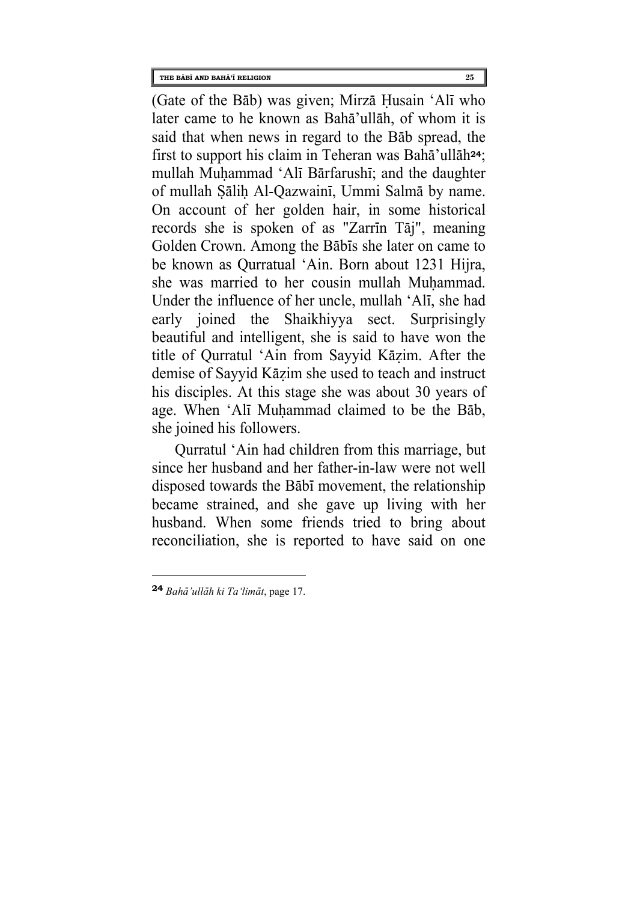(Gate of the Bāb) was given; Mirzā Ḥusain ʻAlī who later came to he known as Bahā'ullāh, of whom it is said that when news in regard to the Bāb spread, the first to support his claim in Teheran was Bahā'ullāh[24]; mullah Muḥammad ʻAlī Bārfarushī; and the daughter of mullah Ṣāliḥ Al-Qazwainī, Ummi Salmā by name. On account of her golden hair, in some historical records she is spoken of as "Zarrīn Tāj", meaning Golden Crown. Among the Bābīs she later on came to be known as Qurratual ʻAin. Born about 1231 Hijra, she was married to her cousin mullah Muḥammad. Under the influence of her uncle, mullah ʻAlī, she had early joined the Shaikhiyya sect. Surprisingly beautiful and intelligent, she is said to have won the title of Qurratul ʻAin from Sayyid Kāẓim. After the demise of Sayyid Kāẓim she used to teach and instruct his disciples. At this stage she was about 30 years of age. When ʻAlī Muḥammad claimed to be the Bāb, she joined his followers.

Qurratul ʻAin had children from this marriage, but since her husband and her father-in-law were not well disposed towards the Bābī movement, the relationship became strained, and she gave up living with her husband. When some friends tried to bring about reconciliation, she is reported to have said on one

---

[24] *Bahā'ullāh ki Ta'limāt*, page 17.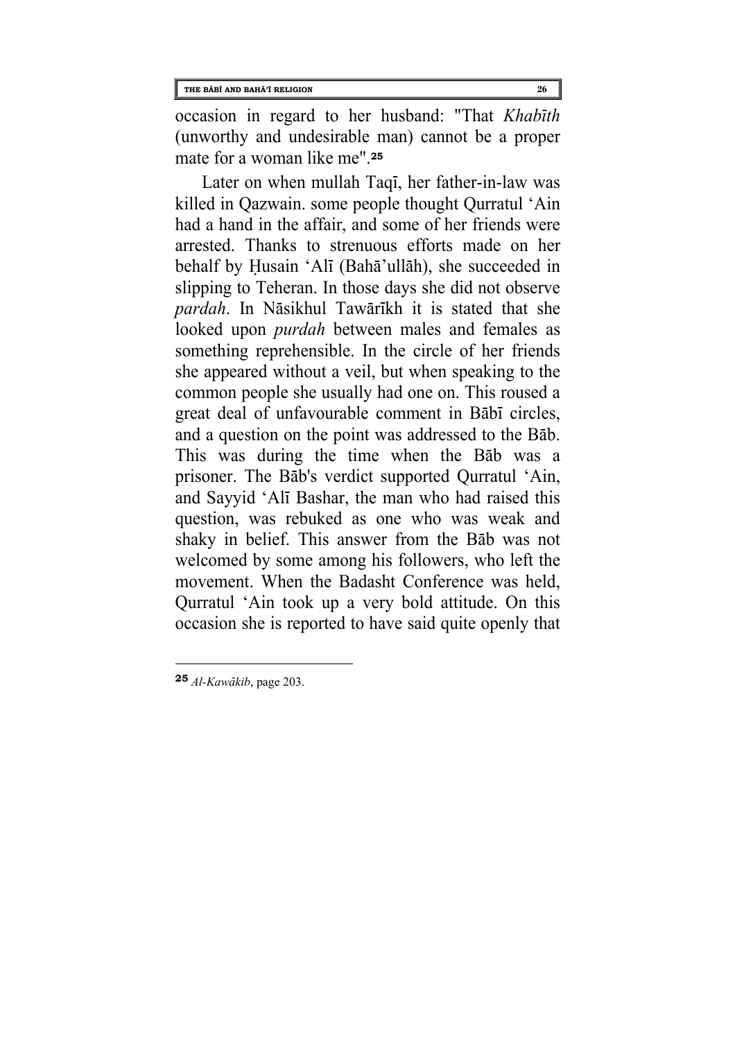occasion in regard to her husband: "That *Khabīth* (unworthy and undesirable man) cannot be a proper mate for a woman like me".[25]

Later on when mullah Taqī, her father-in-law was killed in Qazwain. some people thought Qurratul 'Ain had a hand in the affair, and some of her friends were arrested. Thanks to strenuous efforts made on her behalf by Ḥusain 'Alī (Bahā'ullāh), she succeeded in slipping to Teheran. In those days she did not observe *pardah*. In Nāsikhul Tawārīkh it is stated that she looked upon *purdah* between males and females as something reprehensible. In the circle of her friends she appeared without a veil, but when speaking to the common people she usually had one on. This roused a great deal of unfavourable comment in Bābī circles, and a question on the point was addressed to the Bāb. This was during the time when the Bāb was a prisoner. The Bāb's verdict supported Qurratul 'Ain, and Sayyid 'Alī Bashar, the man who had raised this question, was rebuked as one who was weak and shaky in belief. This answer from the Bāb was not welcomed by some among his followers, who left the movement. When the Badasht Conference was held, Qurratul 'Ain took up a very bold attitude. On this occasion she is reported to have said quite openly that

---

[25] *Al-Kawākib*, page 203.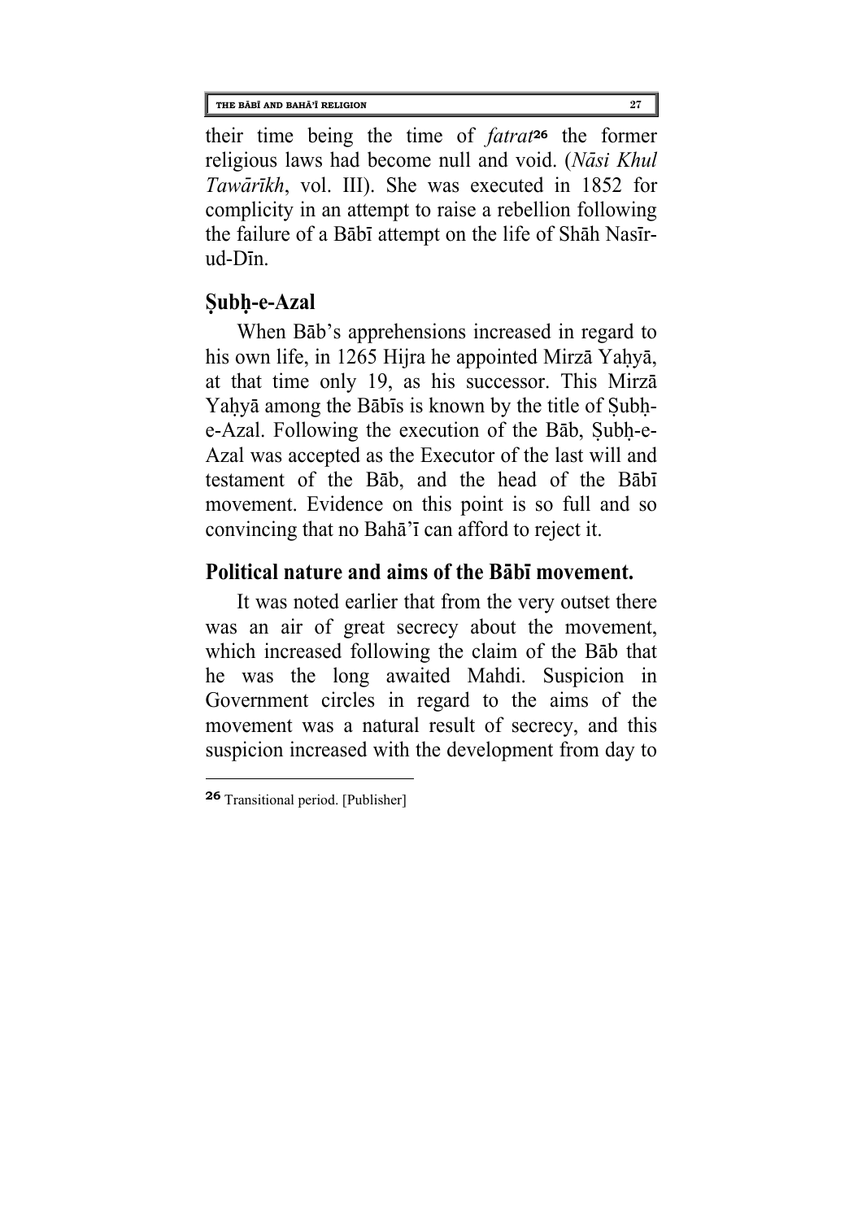their time being the time of *fatrat*[26] the former religious laws had become null and void. (*Nāsi Khul Tawārīkh*, vol. III). She was executed in 1852 for complicity in an attempt to raise a rebellion following the failure of a Bābī attempt on the life of Shāh Nasīr-ud-Dīn.

## Ṣubḥ-e-Azal

When Bāb's apprehensions increased in regard to his own life, in 1265 Hijra he appointed Mirzā Yaḥyā, at that time only 19, as his successor. This Mirzā Yaḥyā among the Bābīs is known by the title of Ṣubḥ-e-Azal. Following the execution of the Bāb, Ṣubḥ-e-Azal was accepted as the Executor of the last will and testament of the Bāb, and the head of the Bābī movement. Evidence on this point is so full and so convincing that no Bahā'ī can afford to reject it.

## Political nature and aims of the Bābī movement.

It was noted earlier that from the very outset there was an air of great secrecy about the movement, which increased following the claim of the Bāb that he was the long awaited Mahdi. Suspicion in Government circles in regard to the aims of the movement was a natural result of secrecy, and this suspicion increased with the development from day to

---

[26] Transitional period. [Publisher]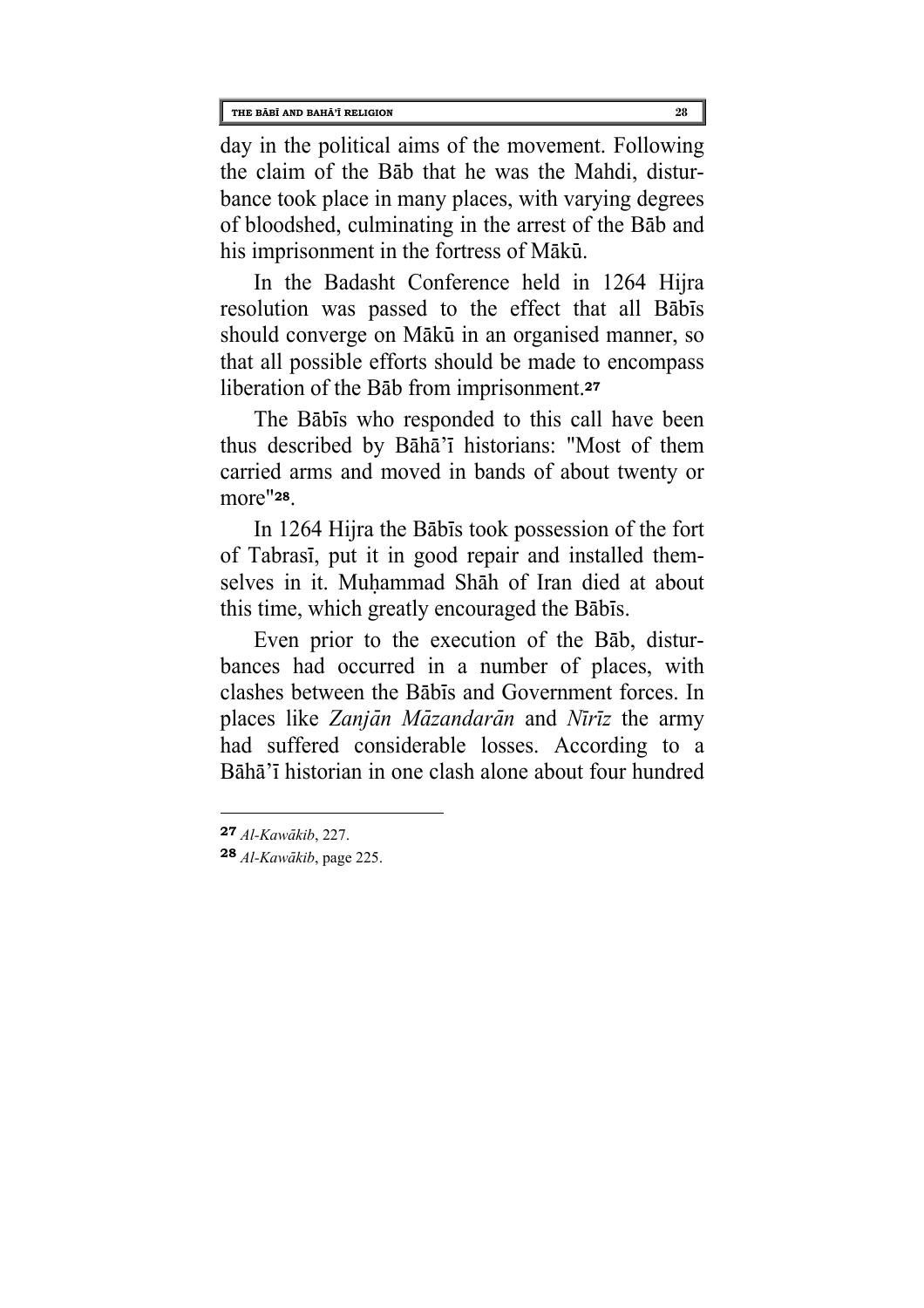day in the political aims of the movement. Following the claim of the Bāb that he was the Mahdi, disturbance took place in many places, with varying degrees of bloodshed, culminating in the arrest of the Bāb and his imprisonment in the fortress of Mākū.

In the Badasht Conference held in 1264 Hijra resolution was passed to the effect that all Bābīs should converge on Mākū in an organised manner, so that all possible efforts should be made to encompass liberation of the Bāb from imprisonment.[27]

The Bābīs who responded to this call have been thus described by Bāhā'ī historians: "Most of them carried arms and moved in bands of about twenty or more"[28].

In 1264 Hijra the Bābīs took possession of the fort of Tabrasī, put it in good repair and installed themselves in it. Muḥammad Shāh of Iran died at about this time, which greatly encouraged the Bābīs.

Even prior to the execution of the Bāb, disturbances had occurred in a number of places, with clashes between the Bābīs and Government forces. In places like *Zanjān Māzandarān* and *Nīrīz* the army had suffered considerable losses. According to a Bāhā'ī historian in one clash alone about four hundred

---

[27] *Al-Kawākib*, 227.

[28] *Al-Kawākib*, page 225.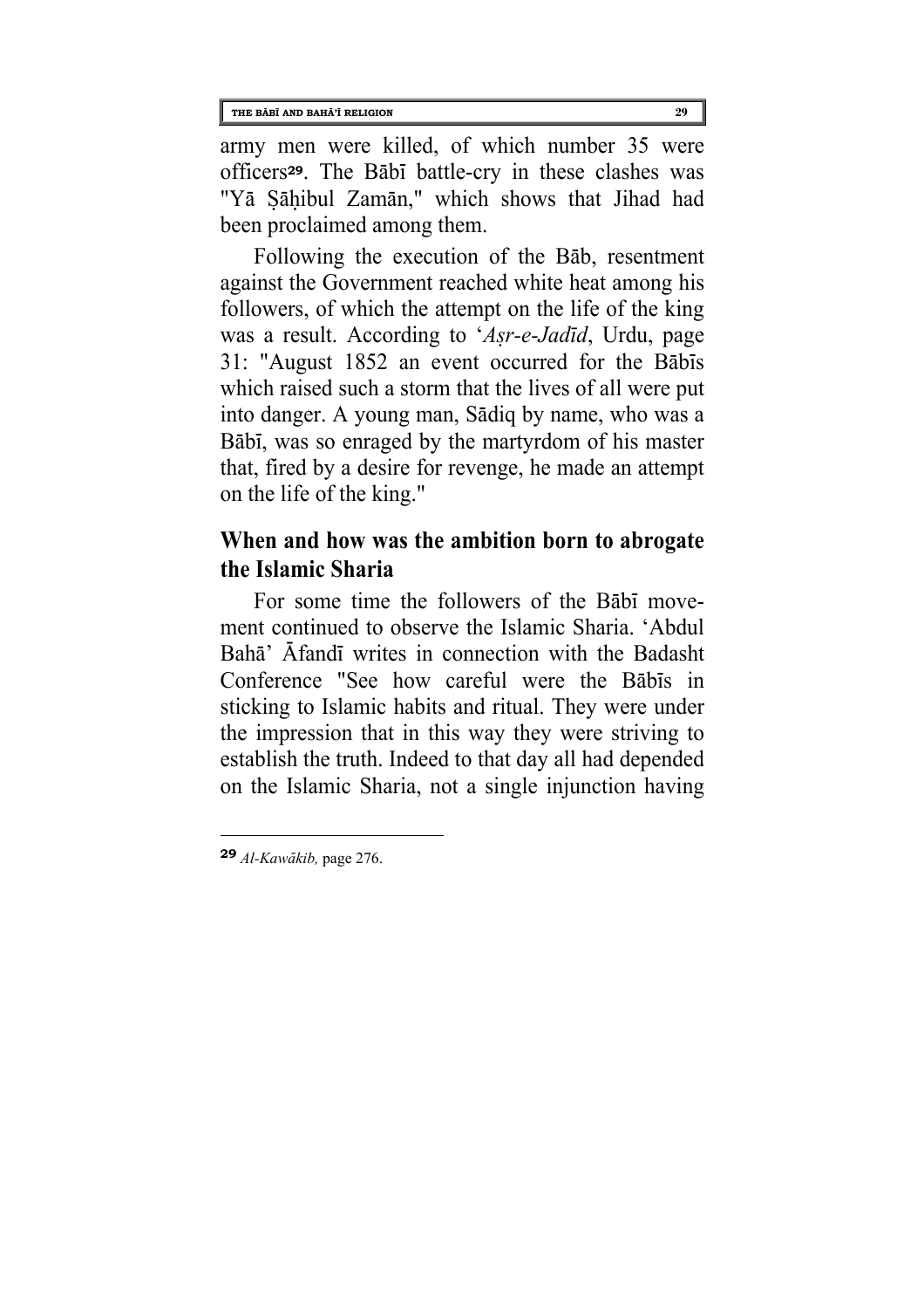army men were killed, of which number 35 were officers[29]. The Bābī battle-cry in these clashes was "Yā Ṣāḥibul Zamān," which shows that Jihad had been proclaimed among them.

Following the execution of the Bāb, resentment against the Government reached white heat among his followers, of which the attempt on the life of the king was a result. According to '*Aṣr-e-Jadīd*, Urdu, page 31: "August 1852 an event occurred for the Bābīs which raised such a storm that the lives of all were put into danger. A young man, Sādiq by name, who was a Bābī, was so enraged by the martyrdom of his master that, fired by a desire for revenge, he made an attempt on the life of the king."

## When and how was the ambition born to abrogate the Islamic Sharia

For some time the followers of the Bābī movement continued to observe the Islamic Sharia. 'Abdul Bahā' Āfandī writes in connection with the Badasht Conference "See how careful were the Bābīs in sticking to Islamic habits and ritual. They were under the impression that in this way they were striving to establish the truth. Indeed to that day all had depended on the Islamic Sharia, not a single injunction having

---

[29] *Al-Kawākib,* page 276.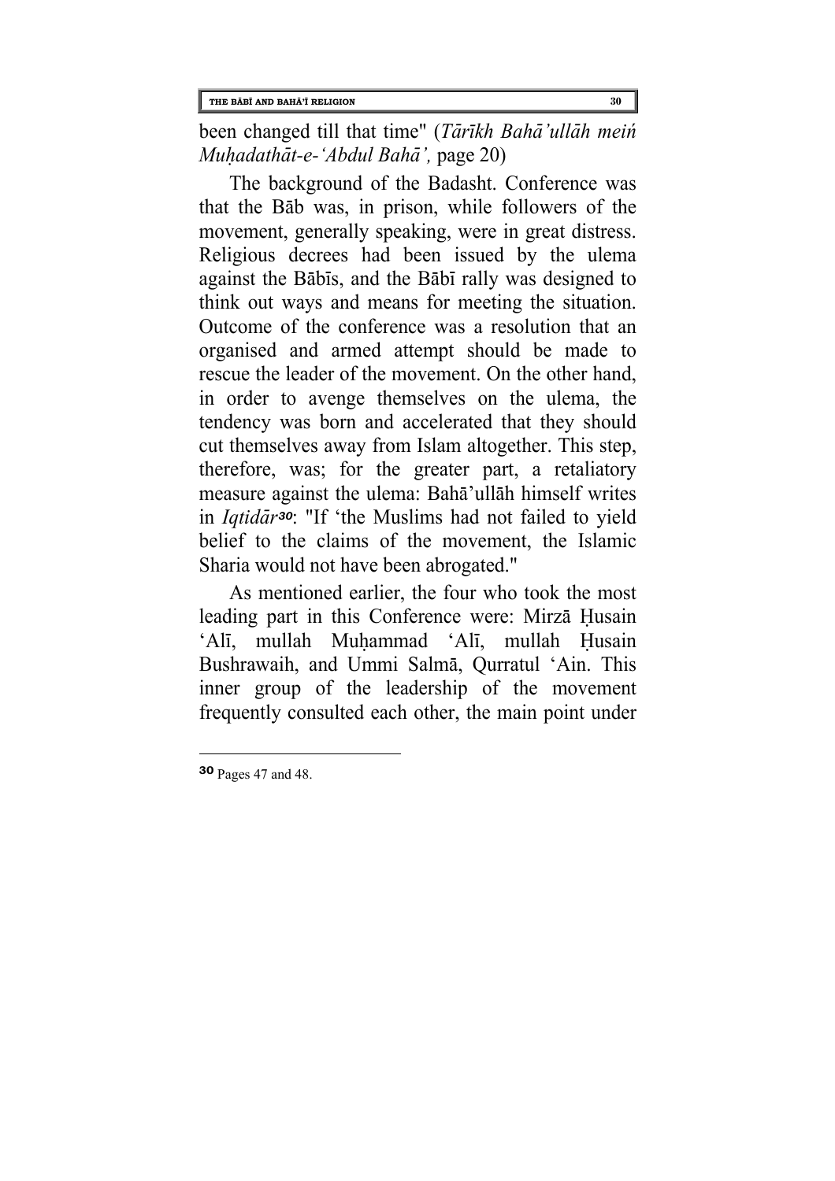been changed till that time" (*Tārīkh Bahā'ullāh meiń Muḥadathāt-e-'Abdul Bahā',* page 20)

The background of the Badasht. Conference was that the Bāb was, in prison, while followers of the movement, generally speaking, were in great distress. Religious decrees had been issued by the ulema against the Bābīs, and the Bābī rally was designed to think out ways and means for meeting the situation. Outcome of the conference was a resolution that an organised and armed attempt should be made to rescue the leader of the movement. On the other hand, in order to avenge themselves on the ulema, the tendency was born and accelerated that they should cut themselves away from Islam altogether. This step, therefore, was; for the greater part, a retaliatory measure against the ulema: Bahā'ullāh himself writes in *Iqtidār*[30]: "If 'the Muslims had not failed to yield belief to the claims of the movement, the Islamic Sharia would not have been abrogated."

As mentioned earlier, the four who took the most leading part in this Conference were: Mirzā Ḥusain 'Alī, mullah Muḥammad 'Alī, mullah Ḥusain Bushrawaih, and Ummi Salmā, Qurratul 'Ain. This inner group of the leadership of the movement frequently consulted each other, the main point under

---

[30] Pages 47 and 48.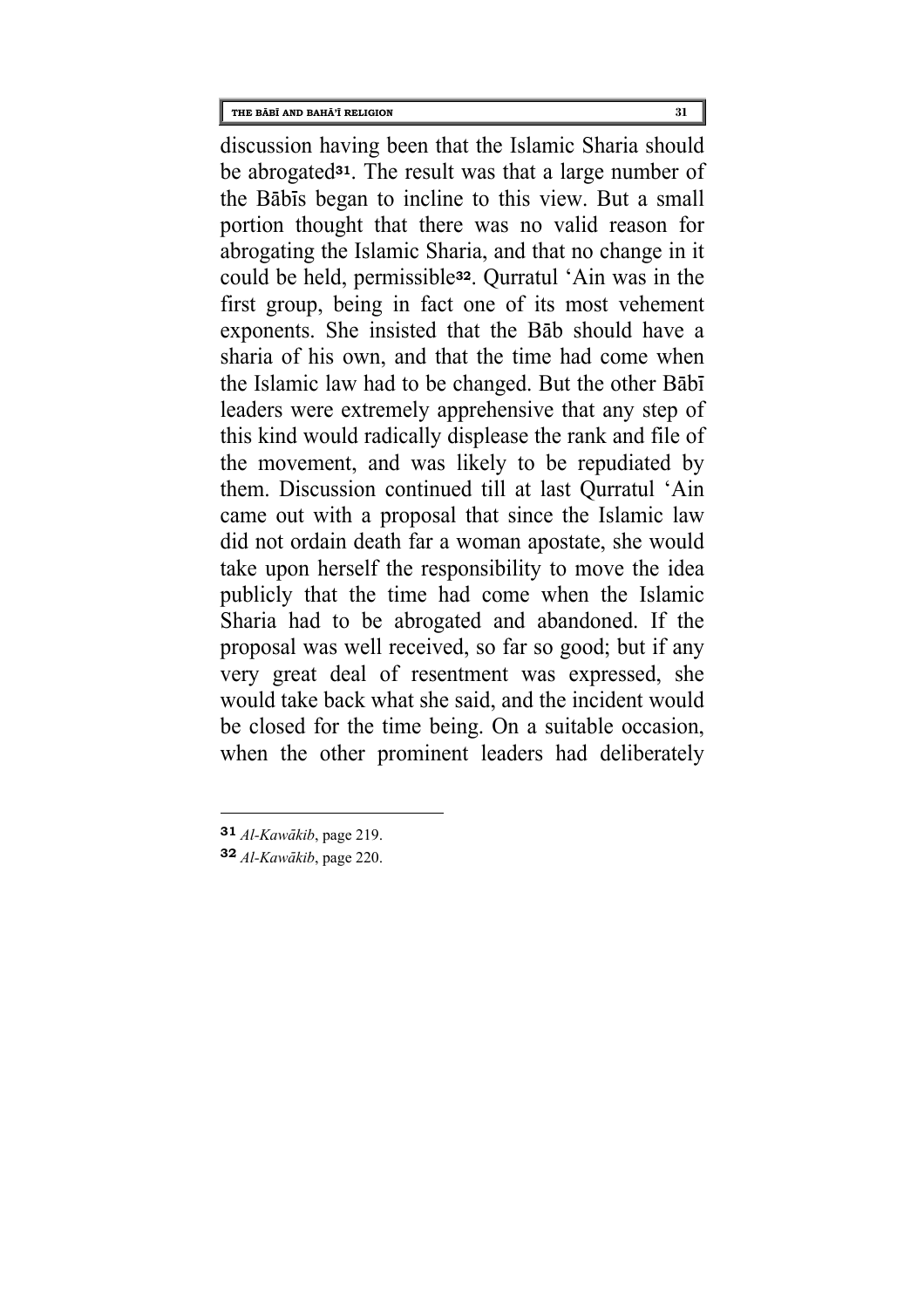discussion having been that the Islamic Sharia should be abrogated[31]. The result was that a large number of the Bābīs began to incline to this view. But a small portion thought that there was no valid reason for abrogating the Islamic Sharia, and that no change in it could be held, permissible[32]. Qurratul 'Ain was in the first group, being in fact one of its most vehement exponents. She insisted that the Bāb should have a sharia of his own, and that the time had come when the Islamic law had to be changed. But the other Bābī leaders were extremely apprehensive that any step of this kind would radically displease the rank and file of the movement, and was likely to be repudiated by them. Discussion continued till at last Qurratul 'Ain came out with a proposal that since the Islamic law did not ordain death far a woman apostate, she would take upon herself the responsibility to move the idea publicly that the time had come when the Islamic Sharia had to be abrogated and abandoned. If the proposal was well received, so far so good; but if any very great deal of resentment was expressed, she would take back what she said, and the incident would be closed for the time being. On a suitable occasion, when the other prominent leaders had deliberately

---

[31] *Al-Kawākib*, page 219.

[32] *Al-Kawākib*, page 220.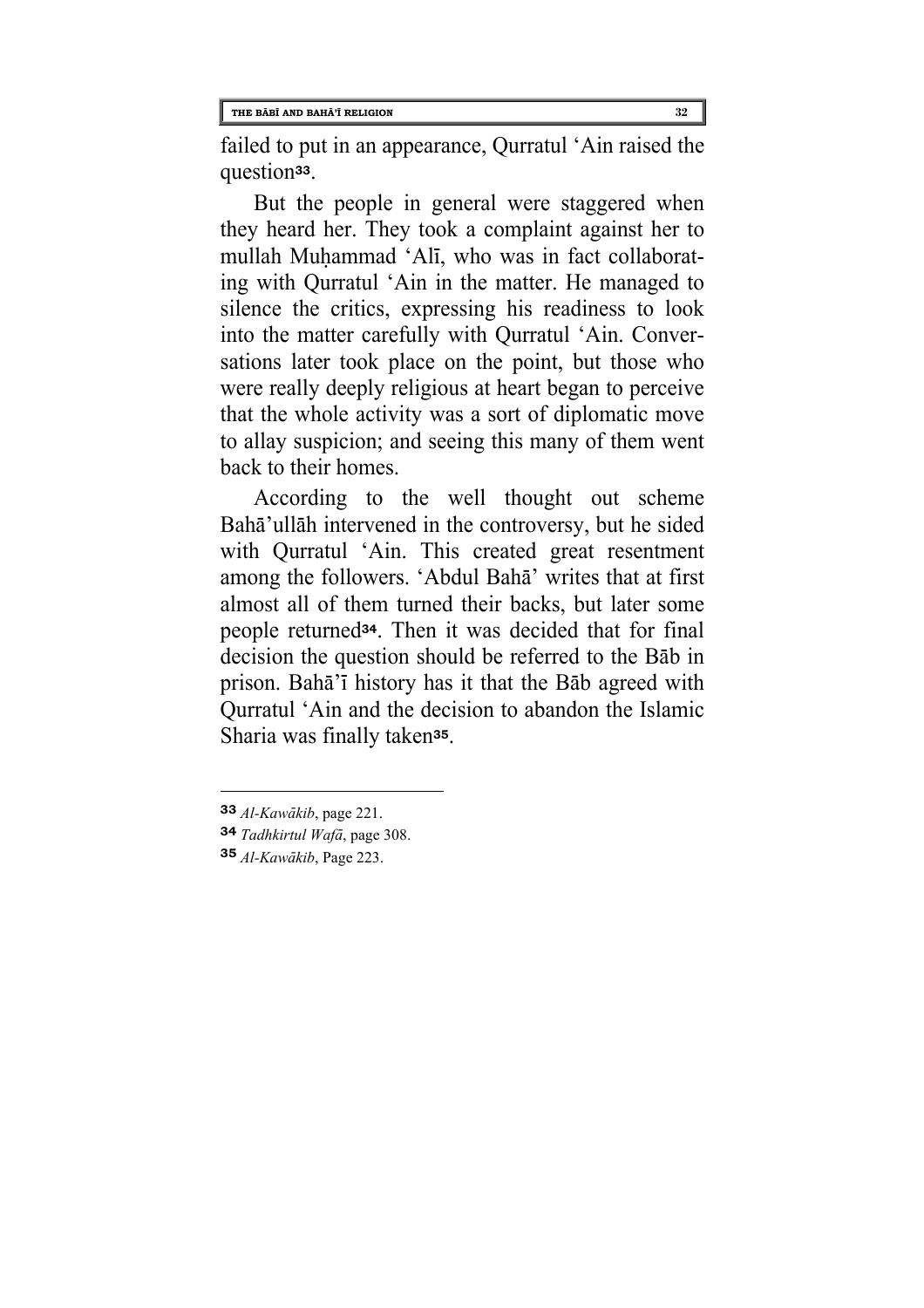failed to put in an appearance, Qurratul ‘Ain raised the question[33].

But the people in general were staggered when they heard her. They took a complaint against her to mullah Muḥammad ‘Alī, who was in fact collaborating with Qurratul ‘Ain in the matter. He managed to silence the critics, expressing his readiness to look into the matter carefully with Qurratul ‘Ain. Conversations later took place on the point, but those who were really deeply religious at heart began to perceive that the whole activity was a sort of diplomatic move to allay suspicion; and seeing this many of them went back to their homes.

According to the well thought out scheme Bahā’ullāh intervened in the controversy, but he sided with Qurratul ‘Ain. This created great resentment among the followers. ‘Abdul Bahā’ writes that at first almost all of them turned their backs, but later some people returned[34]. Then it was decided that for final decision the question should be referred to the Bāb in prison. Bahā’ī history has it that the Bāb agreed with Qurratul ‘Ain and the decision to abandon the Islamic Sharia was finally taken[35].

---

[33] *Al-Kawākib*, page 221.

[34] *Tadhkirtul Wafā*, page 308.

[35] *Al-Kawākib*, Page 223.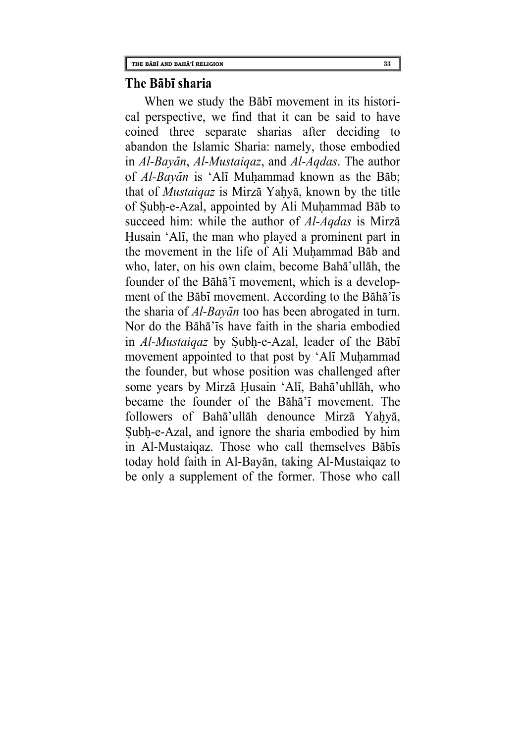## The Bābī sharia

When we study the Bābī movement in its historical perspective, we find that it can be said to have coined three separate sharias after deciding to abandon the Islamic Sharia: namely, those embodied in *Al-Bayān*, *Al-Mustaiqaz*, and *Al-Aqdas*. The author of *Al-Bayān* is 'Alī Muḥammad known as the Bāb; that of *Mustaiqaz* is Mirzā Yaḥyā, known by the title of Ṣubḥ-e-Azal, appointed by Ali Muḥammad Bāb to succeed him: while the author of *Al-Aqdas* is Mirzā Ḥusain 'Alī, the man who played a prominent part in the movement in the life of Ali Muḥammad Bāb and who, later, on his own claim, become Bahā'ullāh, the founder of the Bāhā'ī movement, which is a development of the Bābī movement. According to the Bāhā'īs the sharia of *Al-Bayān* too has been abrogated in turn. Nor do the Bāhā'īs have faith in the sharia embodied in *Al-Mustaiqaz* by Ṣubḥ-e-Azal, leader of the Bābī movement appointed to that post by 'Alī Muḥammad the founder, but whose position was challenged after some years by Mirzā Ḥusain 'Alī, Bahā'uhllāh, who became the founder of the Bāhā'ī movement. The followers of Bahā'ullāh denounce Mirzā Yaḥyā, Ṣubḥ-e-Azal, and ignore the sharia embodied by him in Al-Mustaiqaz. Those who call themselves Bābīs today hold faith in Al-Bayān, taking Al-Mustaiqaz to be only a supplement of the former. Those who call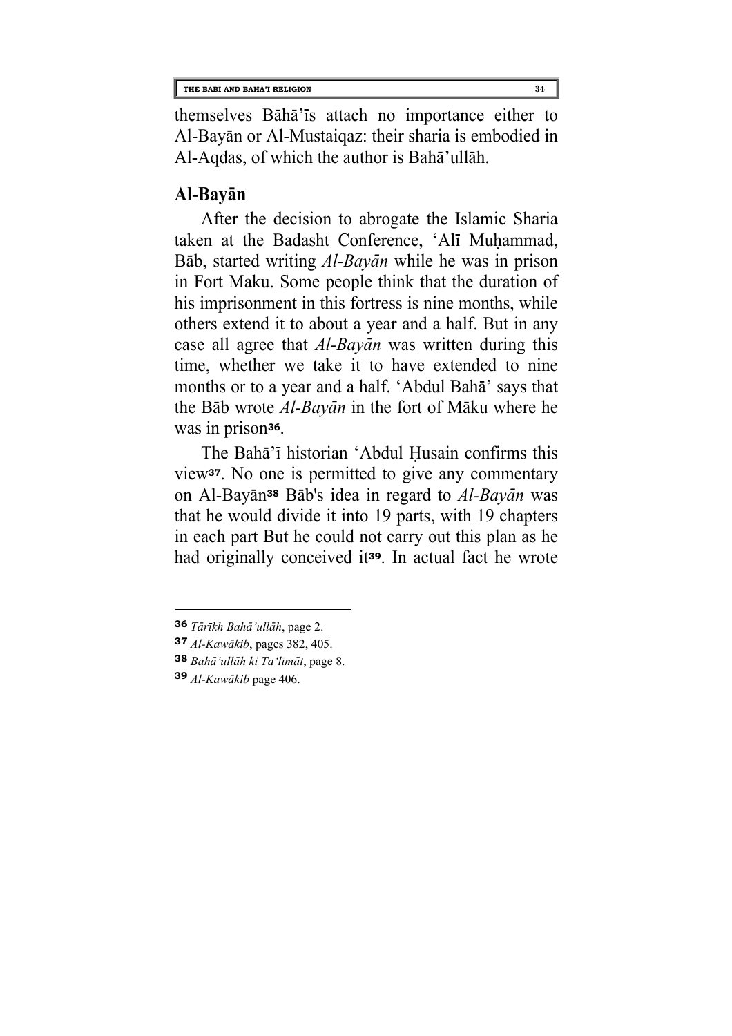themselves Bāhā'īs attach no importance either to Al-Bayān or Al-Mustaiqaz: their sharia is embodied in Al-Aqdas, of which the author is Bahā'ullāh.

## Al-Bayān

After the decision to abrogate the Islamic Sharia taken at the Badasht Conference, 'Alī Muḥammad, Bāb, started writing *Al-Bayān* while he was in prison in Fort Maku. Some people think that the duration of his imprisonment in this fortress is nine months, while others extend it to about a year and a half. But in any case all agree that *Al-Bayān* was written during this time, whether we take it to have extended to nine months or to a year and a half. 'Abdul Bahā' says that the Bāb wrote *Al-Bayān* in the fort of Māku where he was in prison[36].

The Bahā'ī historian 'Abdul Ḥusain confirms this view[37]. No one is permitted to give any commentary on Al-Bayān[38] Bāb's idea in regard to *Al-Bayān* was that he would divide it into 19 parts, with 19 chapters in each part But he could not carry out this plan as he had originally conceived it[39]. In actual fact he wrote

---

[36] *Tārīkh Bahā'ullāh*, page 2.

[37] *Al-Kawākib*, pages 382, 405.

[38] *Bahā'ullāh ki Ta'līmāt*, page 8.

[39] *Al-Kawākib* page 406.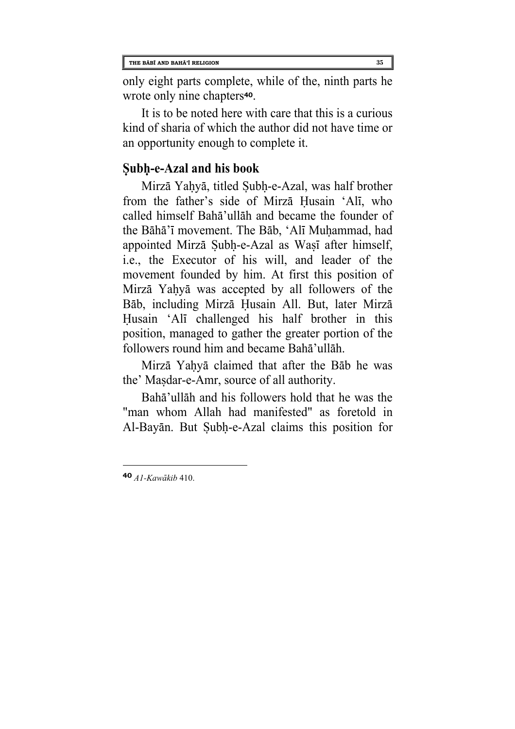only eight parts complete, while of the, ninth parts he wrote only nine chapters[40].

It is to be noted here with care that this is a curious kind of sharia of which the author did not have time or an opportunity enough to complete it.

## Ṣubḥ-e-Azal and his book

Mirzā Yaḥyā, titled Ṣubḥ-e-Azal, was half brother from the father's side of Mirzā Ḥusain 'Alī, who called himself Bahā'ullāh and became the founder of the Bāhā'ī movement. The Bāb, 'Alī Muḥammad, had appointed Mirzā Ṣubḥ-e-Azal as Waṣī after himself, i.e., the Executor of his will, and leader of the movement founded by him. At first this position of Mirzā Yaḥyā was accepted by all followers of the Bāb, including Mirzā Ḥusain All. But, later Mirzā Ḥusain 'Alī challenged his half brother in this position, managed to gather the greater portion of the followers round him and became Bahā'ullāh.

Mirzā Yaḥyā claimed that after the Bāb he was the' Maṣdar-e-Amr, source of all authority.

Bahā'ullāh and his followers hold that he was the "man whom Allah had manifested" as foretold in Al-Bayān. But Ṣubḥ-e-Azal claims this position for

---

[40] *A1-Kawākib* 410.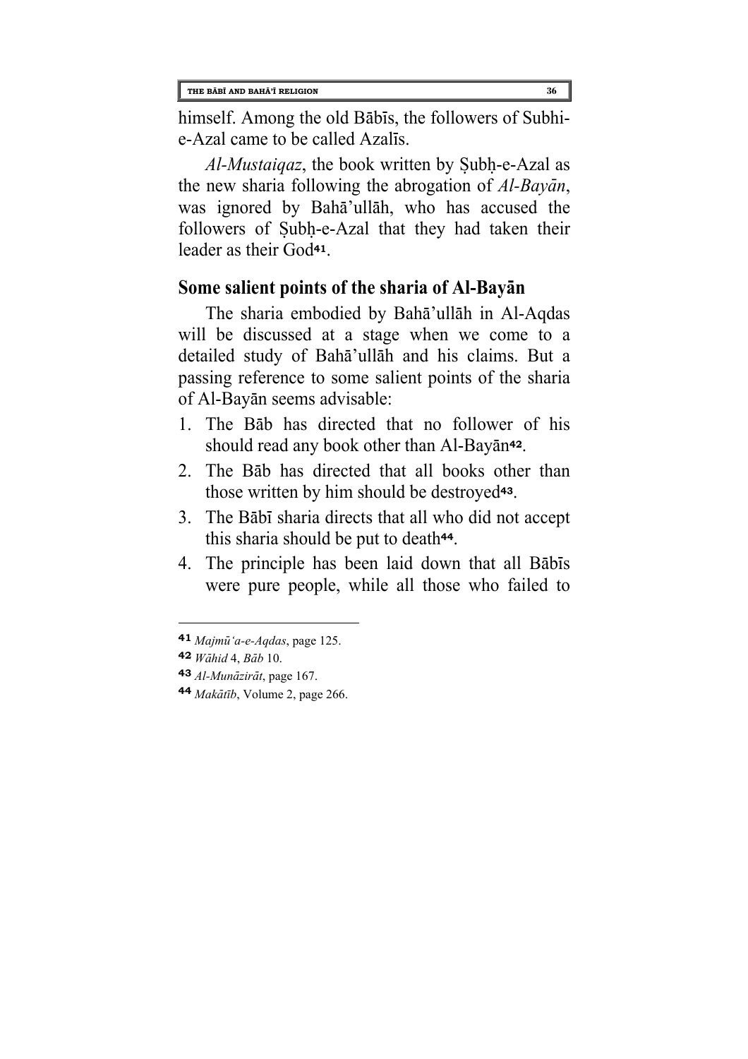himself. Among the old Bābīs, the followers of Subhi-e-Azal came to be called Azalīs.

*Al-Mustaiqaz*, the book written by Ṣubḥ-e-Azal as the new sharia following the abrogation of *Al-Bayān*, was ignored by Bahā'ullāh, who has accused the followers of Ṣubḥ-e-Azal that they had taken their leader as their God[41].

## Some salient points of the sharia of Al-Bayān

The sharia embodied by Bahā'ullāh in Al-Aqdas will be discussed at a stage when we come to a detailed study of Bahā'ullāh and his claims. But a passing reference to some salient points of the sharia of Al-Bayān seems advisable:

1. The Bāb has directed that no follower of his should read any book other than Al-Bayān[42].
2. The Bāb has directed that all books other than those written by him should be destroyed[43].
3. The Bābī sharia directs that all who did not accept this sharia should be put to death[44].
4. The principle has been laid down that all Bābīs were pure people, while all those who failed to

---

[41] *Majmū'a-e-Aqdas*, page 125.

[42] *Wāhid* 4, *Bāb* 10.

[43] *Al-Munāzirāt*, page 167.

[44] *Makātīb*, Volume 2, page 266.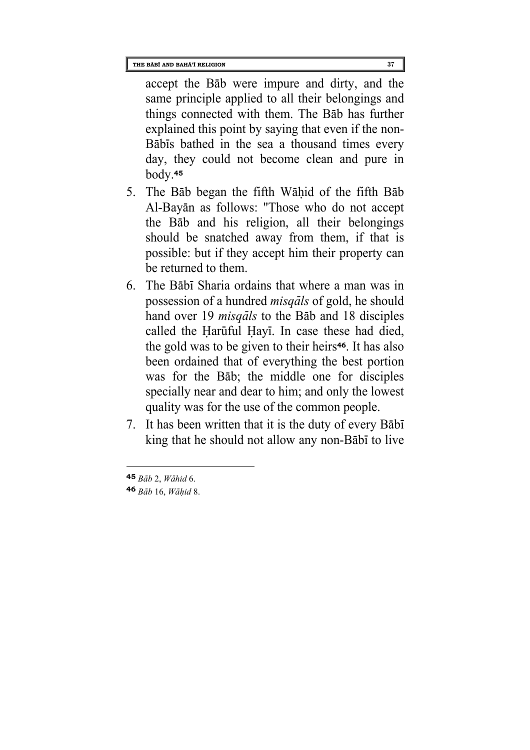accept the Bāb were impure and dirty, and the same principle applied to all their belongings and things connected with them. The Bāb has further explained this point by saying that even if the non-Bābīs bathed in the sea a thousand times every day, they could not become clean and pure in body.[45]

5. The Bāb began the fifth Wāḥid of the fifth Bāb Al-Bayān as follows: "Those who do not accept the Bāb and his religion, all their belongings should be snatched away from them, if that is possible: but if they accept him their property can be returned to them.
6. The Bābī Sharia ordains that where a man was in possession of a hundred *misqāls* of gold, he should hand over 19 *misqāls* to the Bāb and 18 disciples called the Ḥarūful Ḥayī. In case these had died, the gold was to be given to their heirs[46]. It has also been ordained that of everything the best portion was for the Bāb; the middle one for disciples specially near and dear to him; and only the lowest quality was for the use of the common people.
7. It has been written that it is the duty of every Bābī king that he should not allow any non-Bābī to live

---

[45] *Bāb* 2, *Wāhid* 6.

[46] *Bāb* 16, *Wāḥid* 8.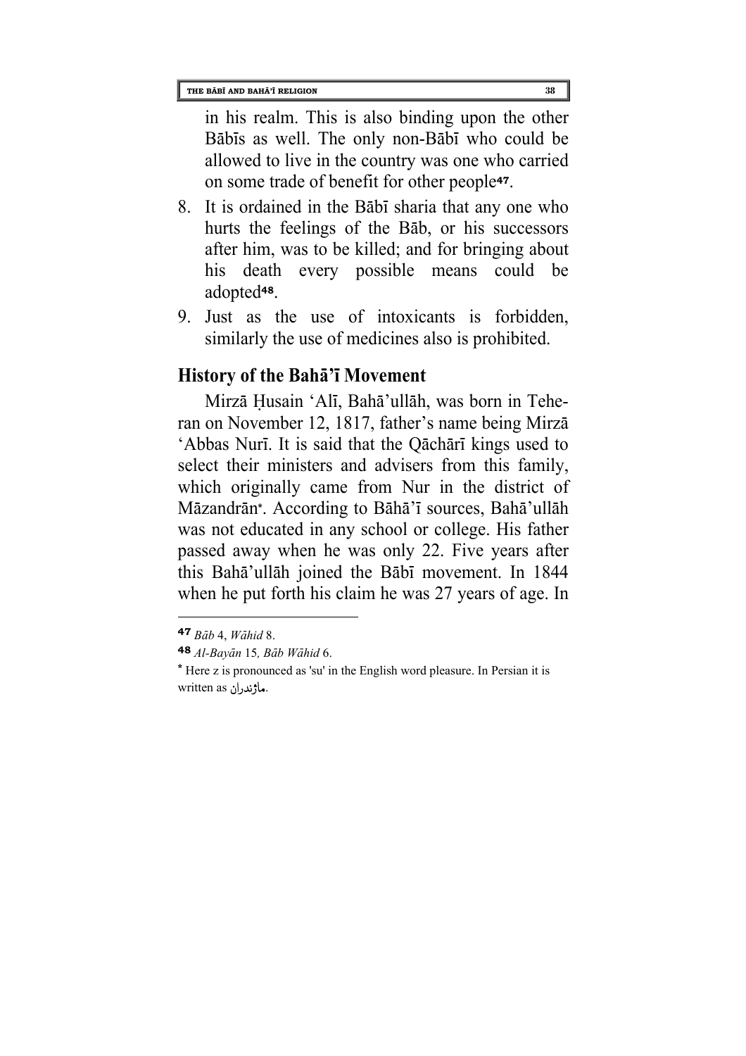in his realm. This is also binding upon the other Bābīs as well. The only non-Bābī who could be allowed to live in the country was one who carried on some trade of benefit for other people[47].

8. It is ordained in the Bābī sharia that any one who hurts the feelings of the Bāb, or his successors after him, was to be killed; and for bringing about his death every possible means could be adopted[48].
9. Just as the use of intoxicants is forbidden, similarly the use of medicines also is prohibited.

## History of the Bahā'ī Movement

Mirzā Ḥusain 'Alī, Bahā'ullāh, was born in Teheran on November 12, 1817, father's name being Mirzā 'Abbas Nurī. It is said that the Qāchārī kings used to select their ministers and advisers from this family, which originally came from Nur in the district of Māzandrān[*]. According to Bāhā'ī sources, Bahā'ullāh was not educated in any school or college. His father passed away when he was only 22. Five years after this Bahā'ullāh joined the Bābī movement. In 1844 when he put forth his claim he was 27 years of age. In

---

[47] *Bāb* 4, *Wāhid* 8.

[48] *Al-Bayān* 15, *Bāb Wāhid* 6.

[*] Here z is pronounced as 'su' in the English word pleasure. In Persian it is written as ماژندران.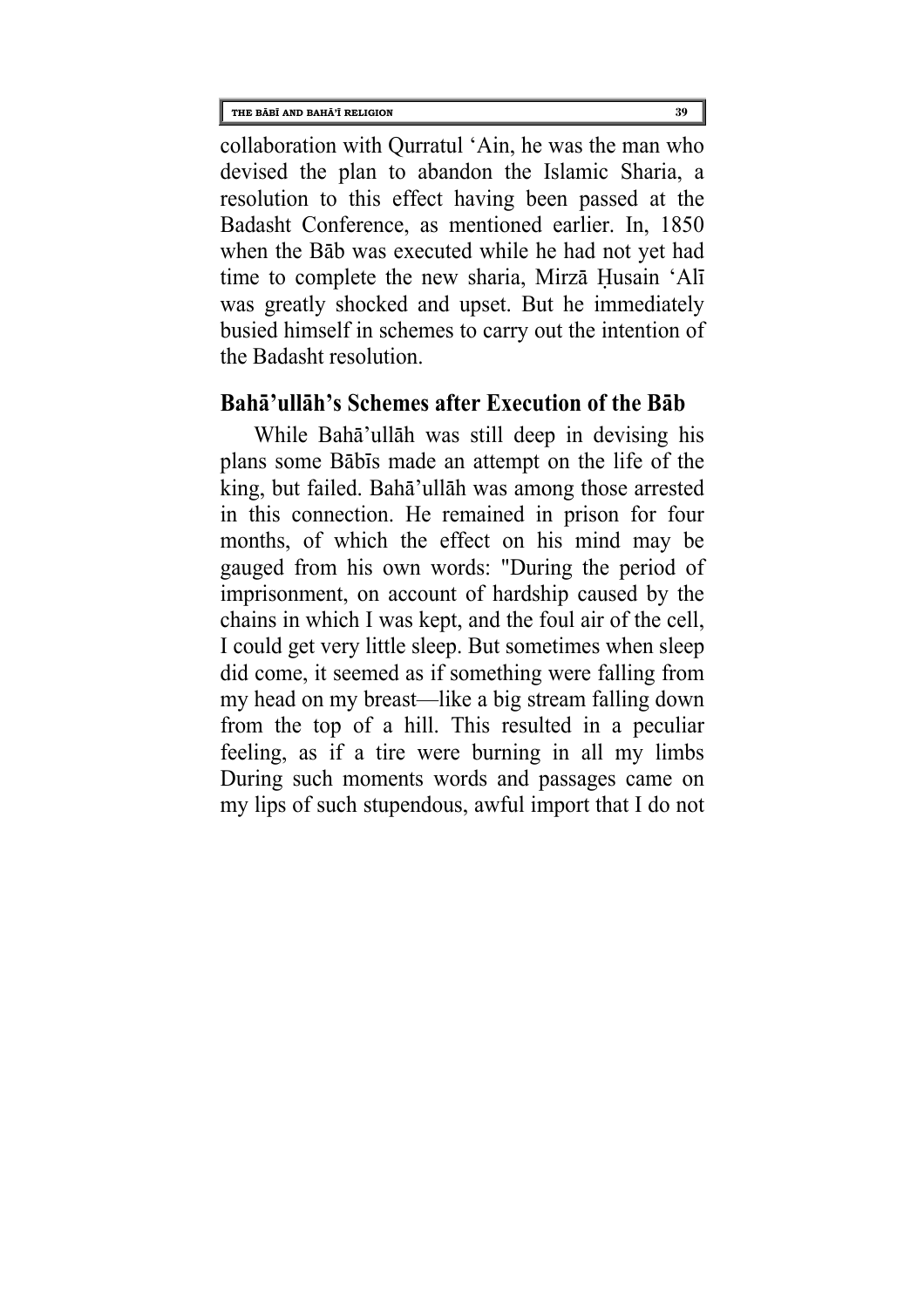collaboration with Qurratul 'Ain, he was the man who devised the plan to abandon the Islamic Sharia, a resolution to this effect having been passed at the Badasht Conference, as mentioned earlier. In, 1850 when the Bāb was executed while he had not yet had time to complete the new sharia, Mirzā Ḥusain 'Alī was greatly shocked and upset. But he immediately busied himself in schemes to carry out the intention of the Badasht resolution.

## Bahā'ullāh's Schemes after Execution of the Bāb

While Bahā'ullāh was still deep in devising his plans some Bābīs made an attempt on the life of the king, but failed. Bahā'ullāh was among those arrested in this connection. He remained in prison for four months, of which the effect on his mind may be gauged from his own words: "During the period of imprisonment, on account of hardship caused by the chains in which I was kept, and the foul air of the cell, I could get very little sleep. But sometimes when sleep did come, it seemed as if something were falling from my head on my breast—like a big stream falling down from the top of a hill. This resulted in a peculiar feeling, as if a tire were burning in all my limbs During such moments words and passages came on my lips of such stupendous, awful import that I do not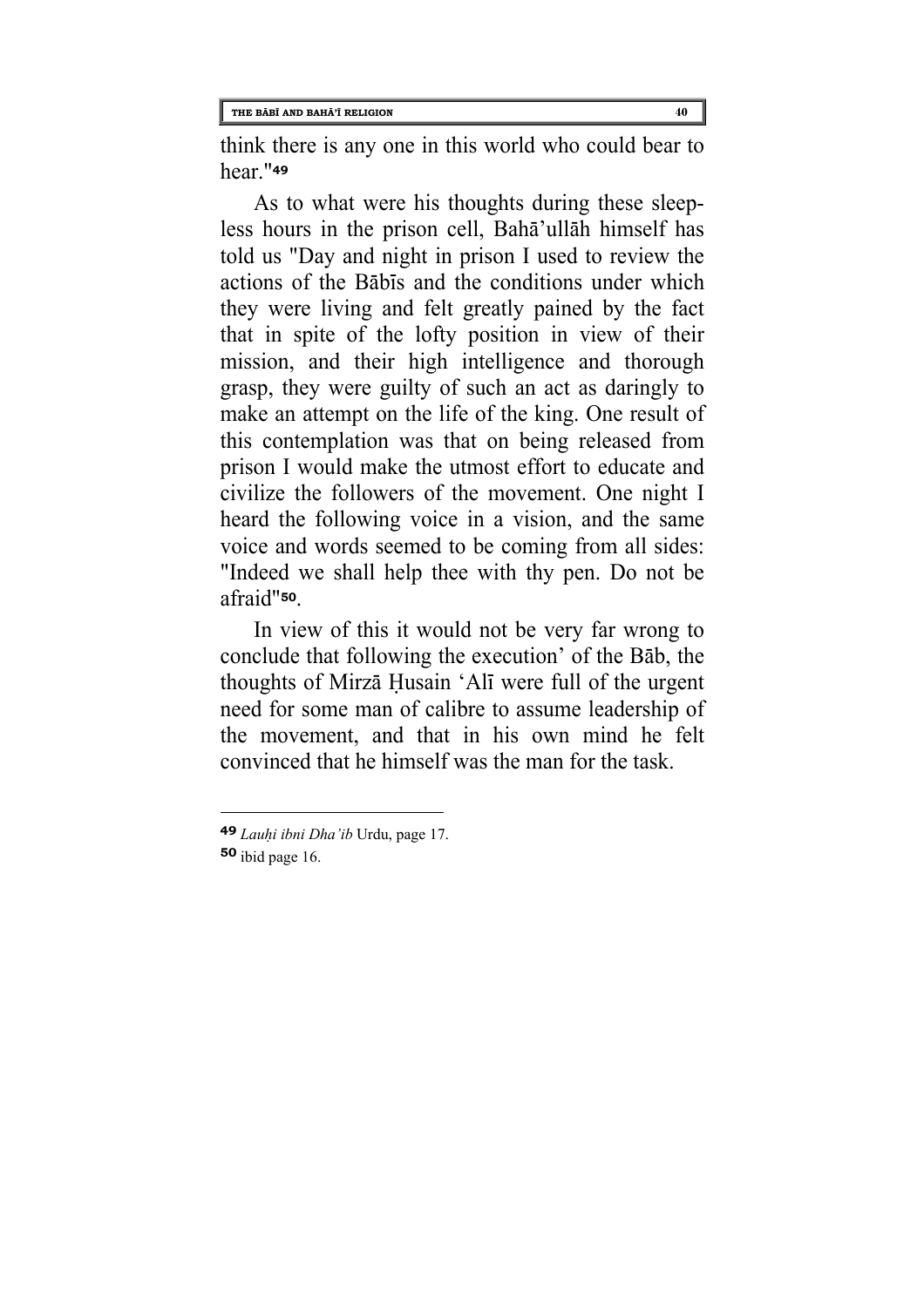think there is any one in this world who could bear to hear."[49]

As to what were his thoughts during these sleepless hours in the prison cell, Bahā'ullāh himself has told us "Day and night in prison I used to review the actions of the Bābīs and the conditions under which they were living and felt greatly pained by the fact that in spite of the lofty position in view of their mission, and their high intelligence and thorough grasp, they were guilty of such an act as daringly to make an attempt on the life of the king. One result of this contemplation was that on being released from prison I would make the utmost effort to educate and civilize the followers of the movement. One night I heard the following voice in a vision, and the same voice and words seemed to be coming from all sides: "Indeed we shall help thee with thy pen. Do not be afraid"[50].

In view of this it would not be very far wrong to conclude that following the execution' of the Bāb, the thoughts of Mirzā Ḥusain 'Alī were full of the urgent need for some man of calibre to assume leadership of the movement, and that in his own mind he felt convinced that he himself was the man for the task.

---

[49] *Lauḥi ibni Dha'ib* Urdu, page 17.

[50] ibid page 16.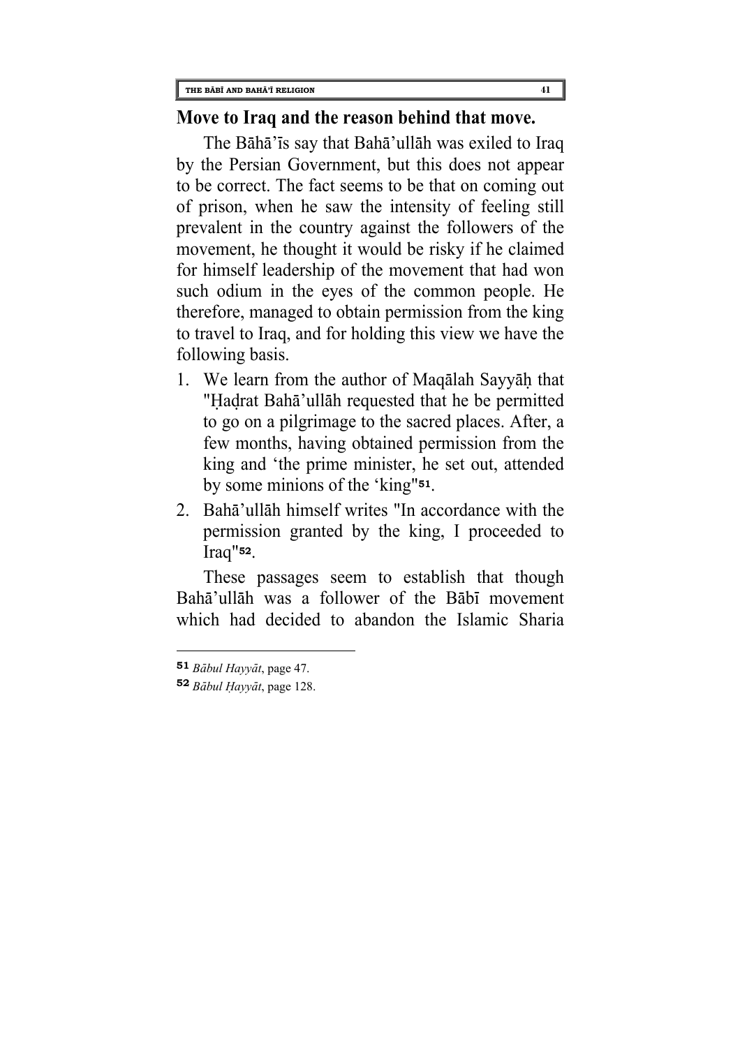## Move to Iraq and the reason behind that move.

The Bāhā'īs say that Bahā'ullāh was exiled to Iraq by the Persian Government, but this does not appear to be correct. The fact seems to be that on coming out of prison, when he saw the intensity of feeling still prevalent in the country against the followers of the movement, he thought it would be risky if he claimed for himself leadership of the movement that had won such odium in the eyes of the common people. He therefore, managed to obtain permission from the king to travel to Iraq, and for holding this view we have the following basis.

1. We learn from the author of Maqālah Sayyāḥ that "Ḥaḍrat Bahā'ullāh requested that he be permitted to go on a pilgrimage to the sacred places. After, a few months, having obtained permission from the king and 'the prime minister, he set out, attended by some minions of the 'king"[51].
2. Bahā'ullāh himself writes "In accordance with the permission granted by the king, I proceeded to Iraq"[52].

These passages seem to establish that though Bahā'ullāh was a follower of the Bābī movement which had decided to abandon the Islamic Sharia

---

[51] *Bābul Hayyāt*, page 47.

[52] *Bābul Ḥayyāt*, page 128.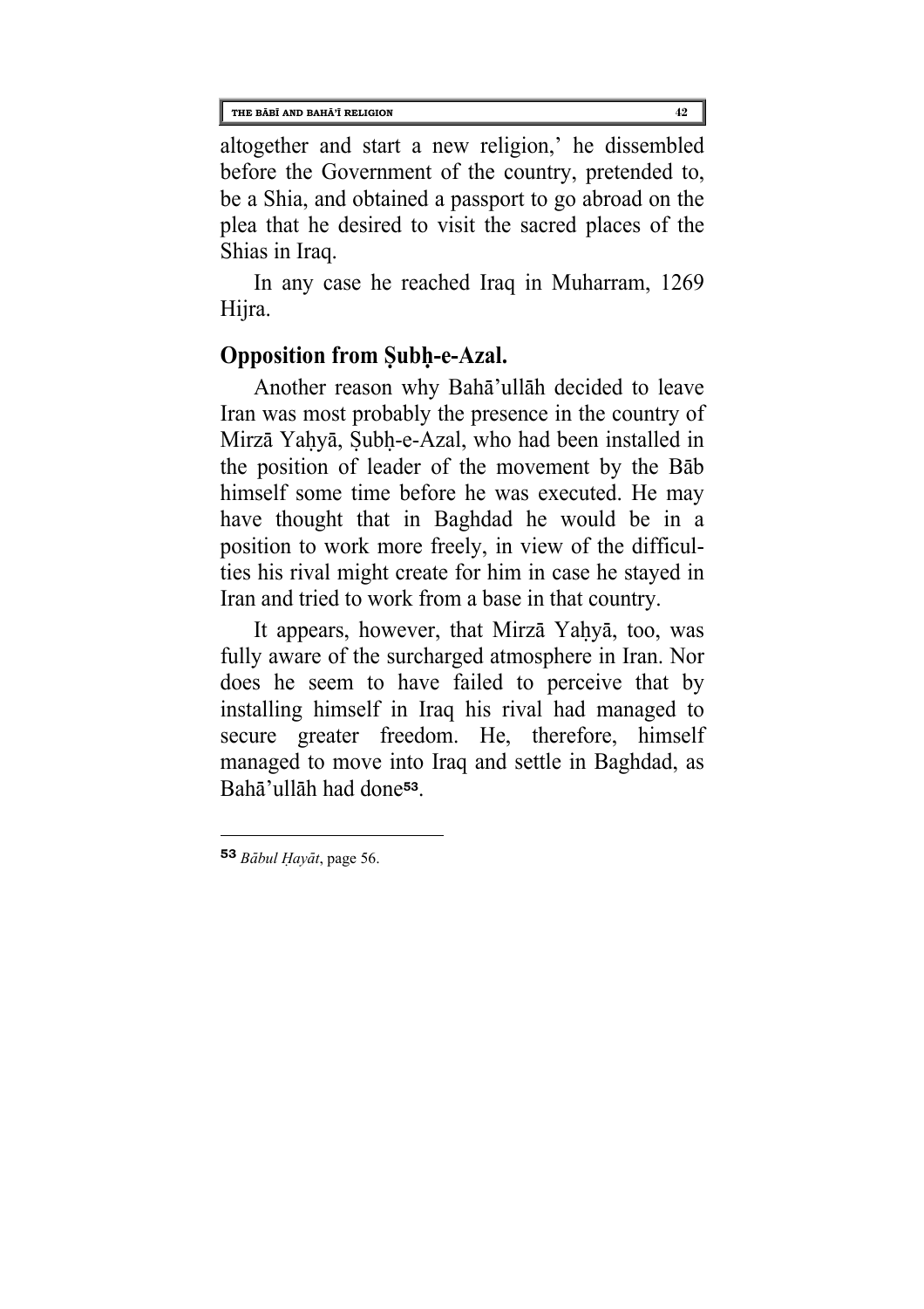altogether and start a new religion,' he dissembled before the Government of the country, pretended to, be a Shia, and obtained a passport to go abroad on the plea that he desired to visit the sacred places of the Shias in Iraq.

In any case he reached Iraq in Muharram, 1269 Hijra.

## Opposition from Ṣubḥ-e-Azal.

Another reason why Bahā'ullāh decided to leave Iran was most probably the presence in the country of Mirzā Yaḥyā, Ṣubḥ-e-Azal, who had been installed in the position of leader of the movement by the Bāb himself some time before he was executed. He may have thought that in Baghdad he would be in a position to work more freely, in view of the difficulties his rival might create for him in case he stayed in Iran and tried to work from a base in that country.

It appears, however, that Mirzā Yaḥyā, too, was fully aware of the surcharged atmosphere in Iran. Nor does he seem to have failed to perceive that by installing himself in Iraq his rival had managed to secure greater freedom. He, therefore, himself managed to move into Iraq and settle in Baghdad, as Bahā'ullāh had done[53].

---

[53] *Bābul Ḥayāt*, page 56.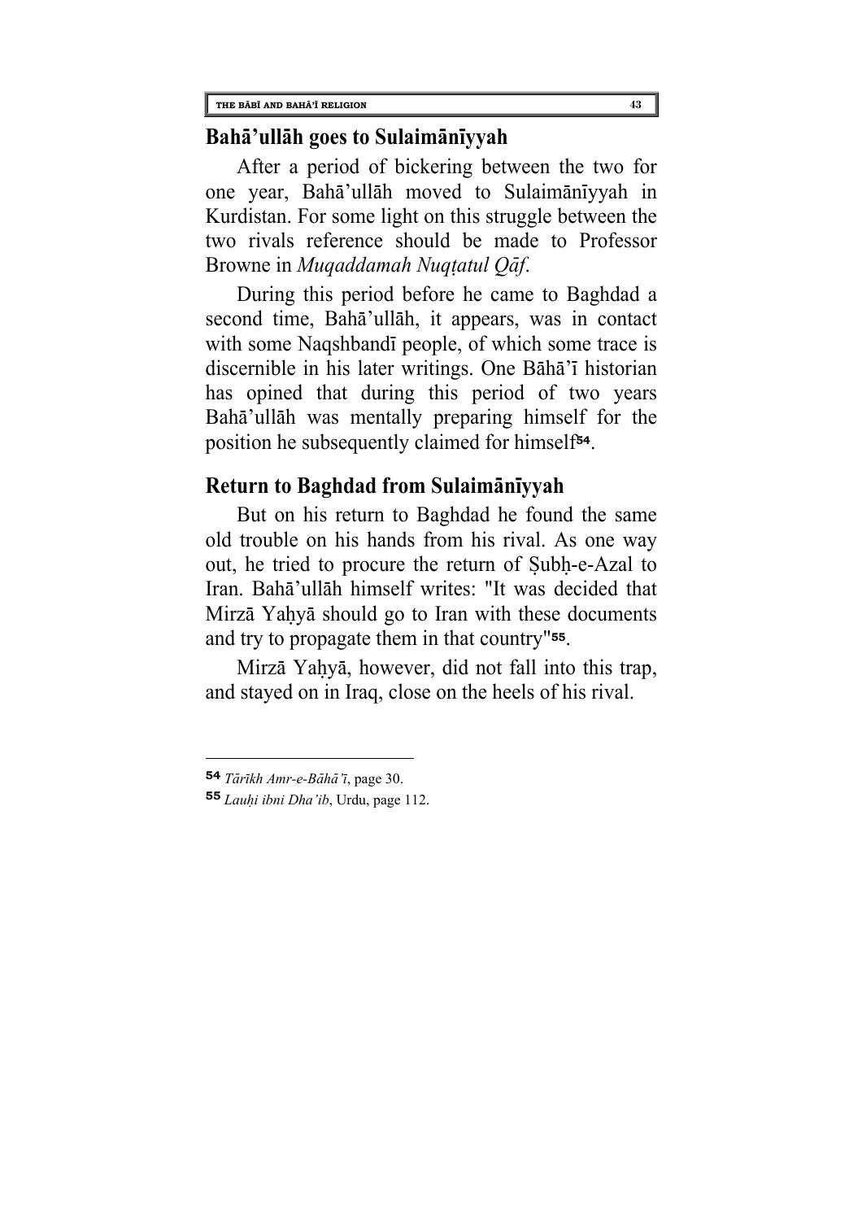## Bahā'ullāh goes to Sulaimānīyyah

After a period of bickering between the two for one year, Bahā'ullāh moved to Sulaimānīyyah in Kurdistan. For some light on this struggle between the two rivals reference should be made to Professor Browne in *Muqaddamah Nuqṭatul Qāf*.

During this period before he came to Baghdad a second time, Bahā'ullāh, it appears, was in contact with some Naqshbandī people, of which some trace is discernible in his later writings. One Bāhā'ī historian has opined that during this period of two years Bahā'ullāh was mentally preparing himself for the position he subsequently claimed for himself[54].

## Return to Baghdad from Sulaimānīyyah

But on his return to Baghdad he found the same old trouble on his hands from his rival. As one way out, he tried to procure the return of Ṣubḥ-e-Azal to Iran. Bahā'ullāh himself writes: "It was decided that Mirzā Yaḥyā should go to Iran with these documents and try to propagate them in that country"[55].

Mirzā Yaḥyā, however, did not fall into this trap, and stayed on in Iraq, close on the heels of his rival.

---

[54] *Tārīkh Amr-e-Bāhā'ī*, page 30.

[55] *Lauḥi ibni Dha'ib*, Urdu, page 112.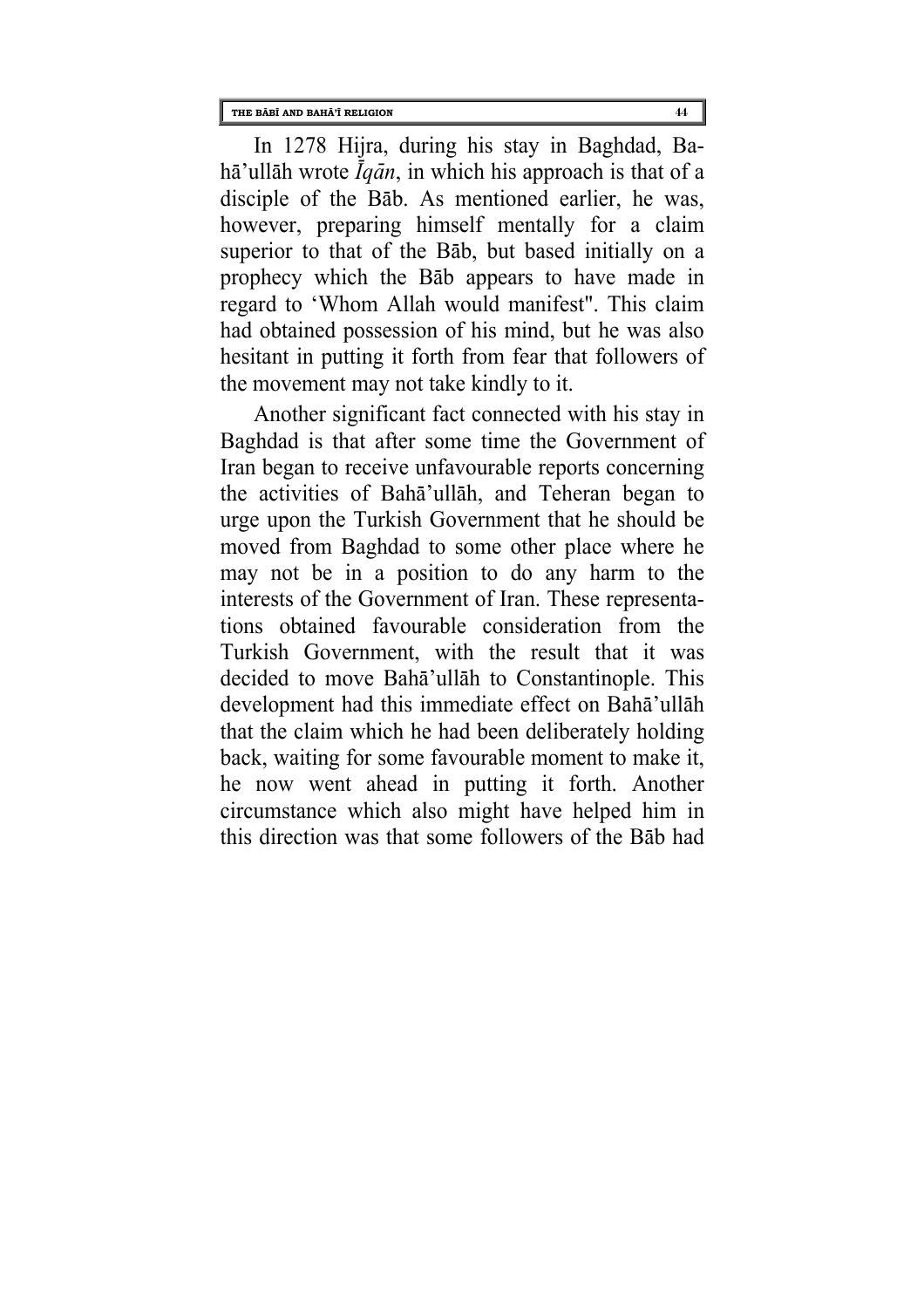In 1278 Hijra, during his stay in Baghdad, Bahā'ullāh wrote *Īqān*, in which his approach is that of a disciple of the Bāb. As mentioned earlier, he was, however, preparing himself mentally for a claim superior to that of the Bāb, but based initially on a prophecy which the Bāb appears to have made in regard to 'Whom Allah would manifest". This claim had obtained possession of his mind, but he was also hesitant in putting it forth from fear that followers of the movement may not take kindly to it.

Another significant fact connected with his stay in Baghdad is that after some time the Government of Iran began to receive unfavourable reports concerning the activities of Bahā'ullāh, and Teheran began to urge upon the Turkish Government that he should be moved from Baghdad to some other place where he may not be in a position to do any harm to the interests of the Government of Iran. These representations obtained favourable consideration from the Turkish Government, with the result that it was decided to move Bahā'ullāh to Constantinople. This development had this immediate effect on Bahā'ullāh that the claim which he had been deliberately holding back, waiting for some favourable moment to make it, he now went ahead in putting it forth. Another circumstance which also might have helped him in this direction was that some followers of the Bāb had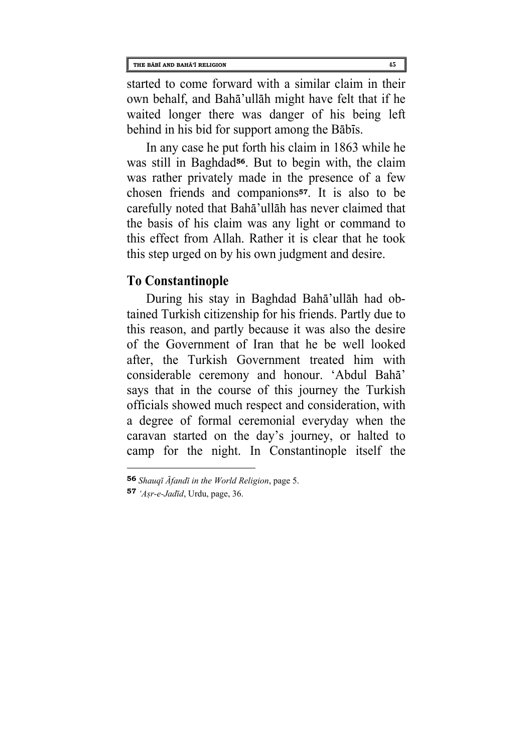started to come forward with a similar claim in their own behalf, and Bahā'ullāh might have felt that if he waited longer there was danger of his being left behind in his bid for support among the Bābīs.

In any case he put forth his claim in 1863 while he was still in Baghdad[56]. But to begin with, the claim was rather privately made in the presence of a few chosen friends and companions[57]. It is also to be carefully noted that Bahā'ullāh has never claimed that the basis of his claim was any light or command to this effect from Allah. Rather it is clear that he took this step urged on by his own judgment and desire.

## To Constantinople

During his stay in Baghdad Bahā'ullāh had obtained Turkish citizenship for his friends. Partly due to this reason, and partly because it was also the desire of the Government of Iran that he be well looked after, the Turkish Government treated him with considerable ceremony and honour. 'Abdul Bahā' says that in the course of this journey the Turkish officials showed much respect and consideration, with a degree of formal ceremonial everyday when the caravan started on the day's journey, or halted to camp for the night. In Constantinople itself the

---

[56] *Shauqī Āfandī in the World Religion*, page 5.

[57] *'Aṣr-e-Jadīd*, Urdu, page, 36.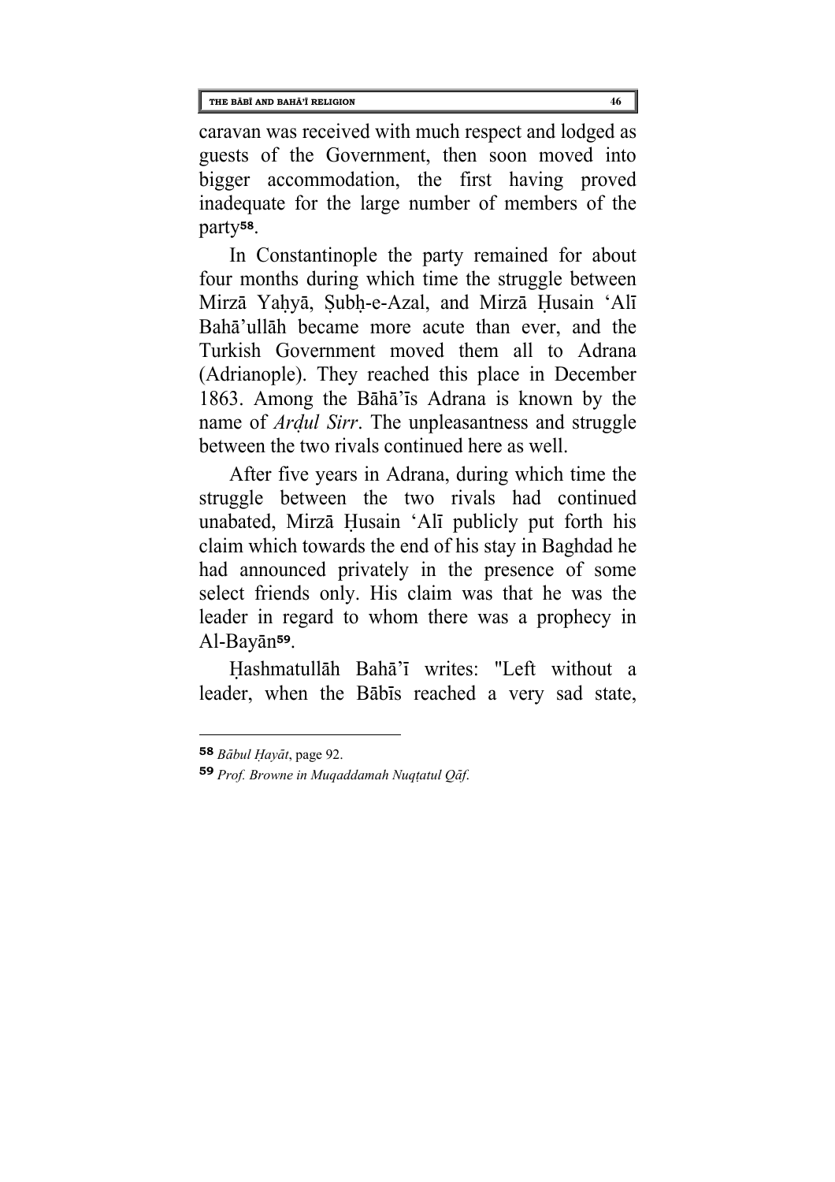caravan was received with much respect and lodged as guests of the Government, then soon moved into bigger accommodation, the first having proved inadequate for the large number of members of the party[58].

In Constantinople the party remained for about four months during which time the struggle between Mirzā Yaḥyā, Ṣubḥ-e-Azal, and Mirzā Ḥusain ʻAlī Bahā'ullāh became more acute than ever, and the Turkish Government moved them all to Adrana (Adrianople). They reached this place in December 1863. Among the Bāhā'īs Adrana is known by the name of *Arḍul Sirr*. The unpleasantness and struggle between the two rivals continued here as well.

After five years in Adrana, during which time the struggle between the two rivals had continued unabated, Mirzā Ḥusain ʻAlī publicly put forth his claim which towards the end of his stay in Baghdad he had announced privately in the presence of some select friends only. His claim was that he was the leader in regard to whom there was a prophecy in Al-Bayān[59].

Ḥashmatullāh Bahā'ī writes: "Left without a leader, when the Bābīs reached a very sad state,

---

[58] *Bābul Ḥayāt*, page 92.

[59] *Prof. Browne in Muqaddamah Nuqṭatul Qāf.*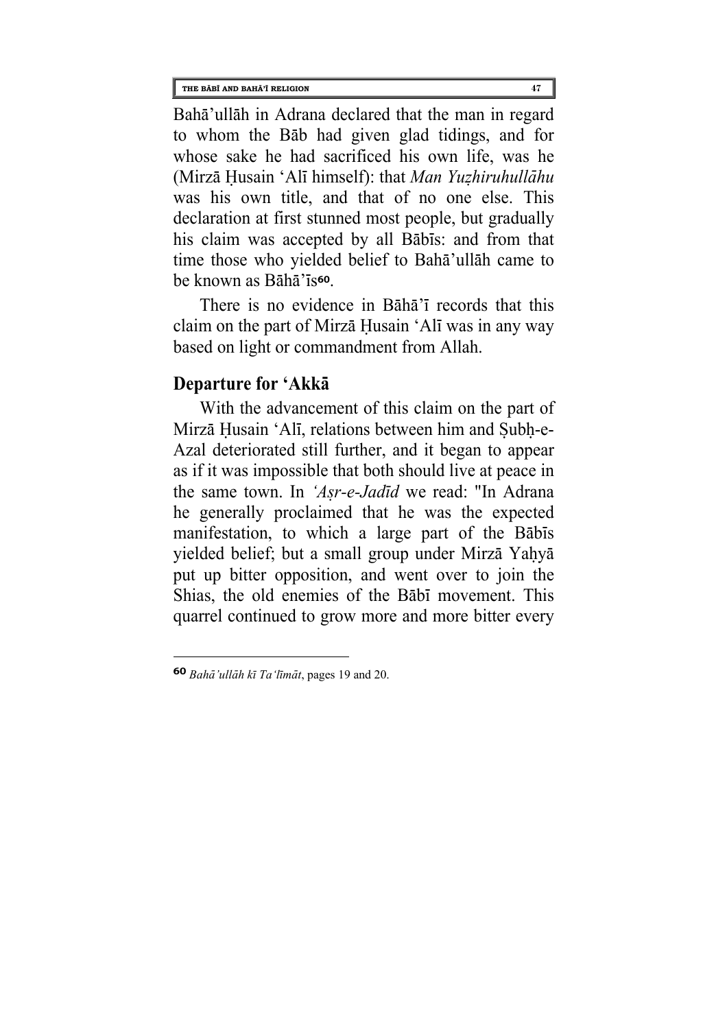Bahā’ullāh in Adrana declared that the man in regard to whom the Bāb had given glad tidings, and for whose sake he had sacrificed his own life, was he (Mirzā Ḥusain ‘Alī himself): that *Man Yuẓhiruhullāhu* was his own title, and that of no one else. This declaration at first stunned most people, but gradually his claim was accepted by all Bābīs: and from that time those who yielded belief to Bahā’ullāh came to be known as Bāhā’īs[60].

There is no evidence in Bāhā’ī records that this claim on the part of Mirzā Ḥusain ‘Alī was in any way based on light or commandment from Allah.

## Departure for ‘Akkā

With the advancement of this claim on the part of Mirzā Ḥusain ‘Alī, relations between him and Ṣubḥ-e-Azal deteriorated still further, and it began to appear as if it was impossible that both should live at peace in the same town. In *‘Aṣr-e-Jadīd* we read: "In Adrana he generally proclaimed that he was the expected manifestation, to which a large part of the Bābīs yielded belief; but a small group under Mirzā Yaḥyā put up bitter opposition, and went over to join the Shias, the old enemies of the Bābī movement. This quarrel continued to grow more and more bitter every

---

[60] *Bahā’ullāh kī Ta‘līmāt*, pages 19 and 20.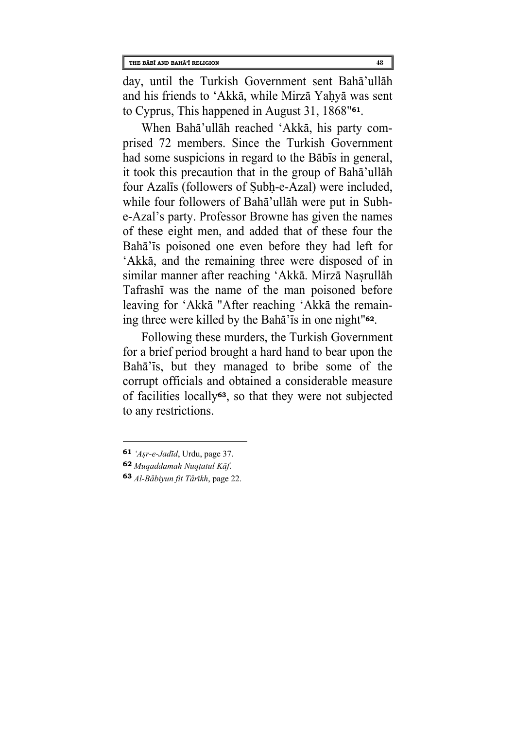day, until the Turkish Government sent Bahā'ullāh and his friends to 'Akkā, while Mirzā Yaḥyā was sent to Cyprus, This happened in August 31, 1868"[61].

When Bahā'ullāh reached 'Akkā, his party comprised 72 members. Since the Turkish Government had some suspicions in regard to the Bābīs in general, it took this precaution that in the group of Bahā'ullāh four Azalīs (followers of Ṣubḥ-e-Azal) were included, while four followers of Bahā'ullāh were put in Subh-e-Azal's party. Professor Browne has given the names of these eight men, and added that of these four the Bahā'īs poisoned one even before they had left for 'Akkā, and the remaining three were disposed of in similar manner after reaching 'Akkā. Mirzā Naṣrullāh Tafrashī was the name of the man poisoned before leaving for 'Akkā "After reaching 'Akkā the remaining three were killed by the Bahā'īs in one night"[62].

Following these murders, the Turkish Government for a brief period brought a hard hand to bear upon the Bahā'īs, but they managed to bribe some of the corrupt officials and obtained a considerable measure of facilities locally[63], so that they were not subjected to any restrictions.

---

[61] *'Aṣr-e-Jadīd*, Urdu, page 37.

[62] *Muqaddamah Nuqṭatul Kāf*.

[63] *Al-Bābiyun fit Tārīkh*, page 22.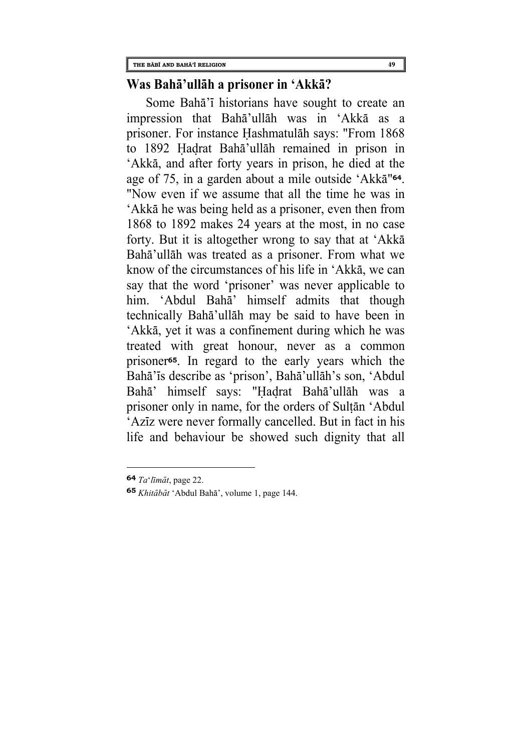## Was Bahā'ullāh a prisoner in 'Akkā?

Some Bahā'ī historians have sought to create an impression that Bahā'ullāh was in 'Akkā as a prisoner. For instance Ḥashmatulāh says: "From 1868 to 1892 Ḥaḍrat Bahā'ullāh remained in prison in 'Akkā, and after forty years in prison, he died at the age of 75, in a garden about a mile outside 'Akkā"[64]. "Now even if we assume that all the time he was in 'Akkā he was being held as a prisoner, even then from 1868 to 1892 makes 24 years at the most, in no case forty. But it is altogether wrong to say that at 'Akkā Bahā'ullāh was treated as a prisoner. From what we know of the circumstances of his life in 'Akkā, we can say that the word 'prisoner' was never applicable to him. 'Abdul Bahā' himself admits that though technically Bahā'ullāh may be said to have been in 'Akkā, yet it was a confinement during which he was treated with great honour, never as a common prisoner[65]. In regard to the early years which the Bahā'īs describe as 'prison', Bahā'ullāh's son, 'Abdul Bahā' himself says: "Ḥaḍrat Bahā'ullāh was a prisoner only in name, for the orders of Sulṭān 'Abdul 'Azīz were never formally cancelled. But in fact in his life and behaviour be showed such dignity that all

---

[64] *Ta'līmāt*, page 22.

[65] *Khitābāt* 'Abdul Bahā', volume 1, page 144.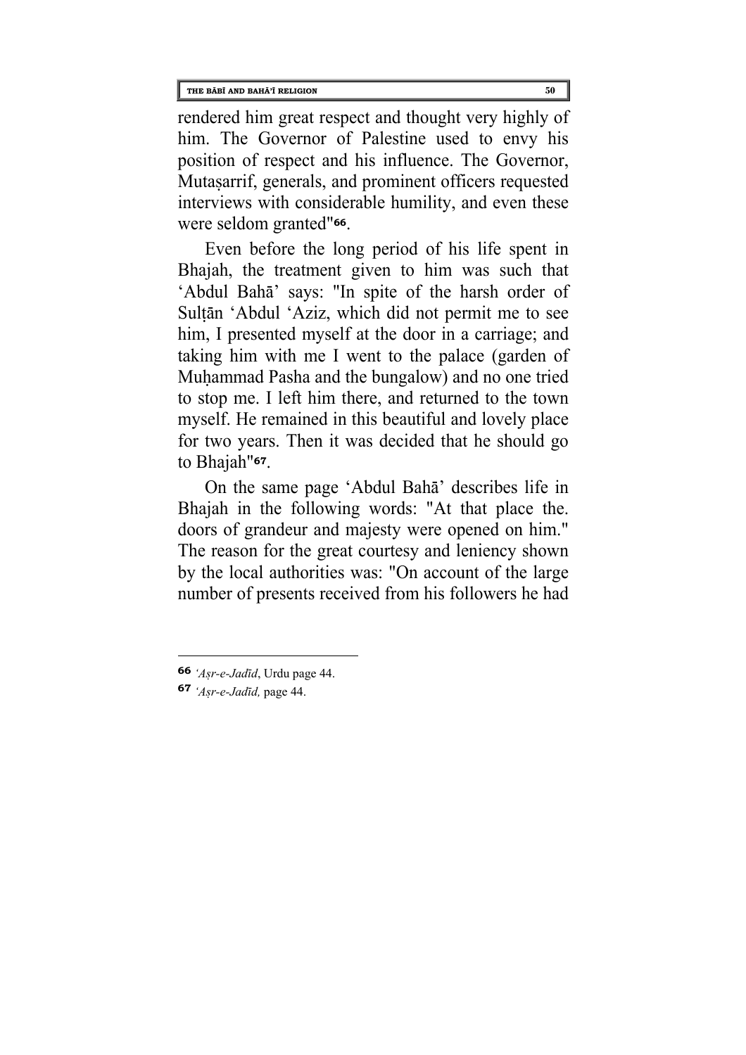rendered him great respect and thought very highly of him. The Governor of Palestine used to envy his position of respect and his influence. The Governor, Mutaṣarrif, generals, and prominent officers requested interviews with considerable humility, and even these were seldom granted"[66].

Even before the long period of his life spent in Bhajah, the treatment given to him was such that 'Abdul Bahā' says: "In spite of the harsh order of Sulṭān 'Abdul 'Aziz, which did not permit me to see him, I presented myself at the door in a carriage; and taking him with me I went to the palace (garden of Muḥammad Pasha and the bungalow) and no one tried to stop me. I left him there, and returned to the town myself. He remained in this beautiful and lovely place for two years. Then it was decided that he should go to Bhajah"[67].

On the same page 'Abdul Bahā' describes life in Bhajah in the following words: "At that place the. doors of grandeur and majesty were opened on him." The reason for the great courtesy and leniency shown by the local authorities was: "On account of the large number of presents received from his followers he had

---

[66] *'Aṣr-e-Jadīd*, Urdu page 44.

[67] *'Aṣr-e-Jadīd,* page 44.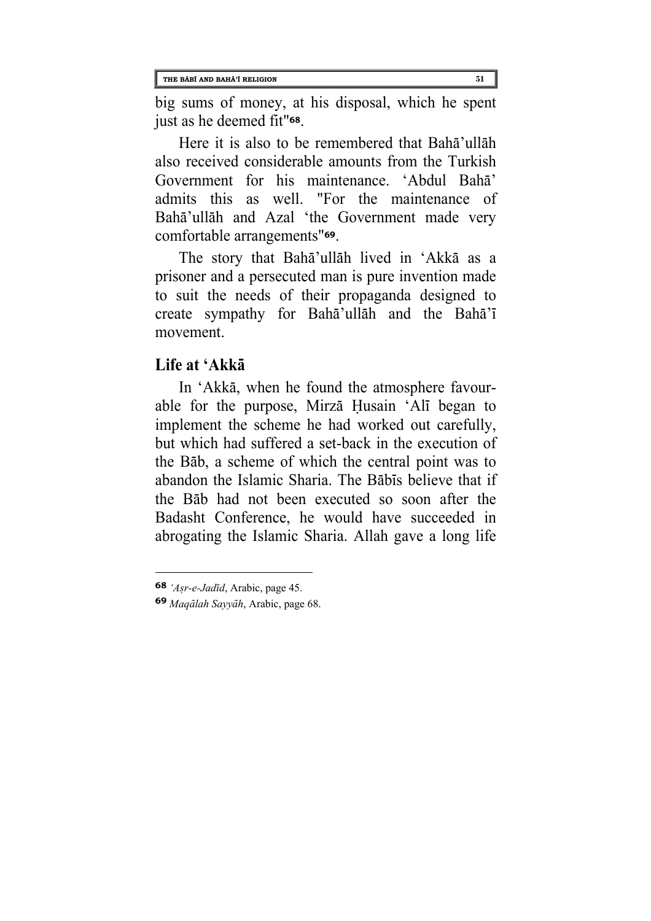big sums of money, at his disposal, which he spent just as he deemed fit"[68].

Here it is also to be remembered that Bahā'ullāh also received considerable amounts from the Turkish Government for his maintenance. 'Abdul Bahā' admits this as well. "For the maintenance of Bahā'ullāh and Azal 'the Government made very comfortable arrangements"[69].

The story that Bahā'ullāh lived in 'Akkā as a prisoner and a persecuted man is pure invention made to suit the needs of their propaganda designed to create sympathy for Bahā'ullāh and the Bahā'ī movement.

## Life at 'Akkā

In 'Akkā, when he found the atmosphere favourable for the purpose, Mirzā Ḥusain 'Alī began to implement the scheme he had worked out carefully, but which had suffered a set-back in the execution of the Bāb, a scheme of which the central point was to abandon the Islamic Sharia. The Bābīs believe that if the Bāb had not been executed so soon after the Badasht Conference, he would have succeeded in abrogating the Islamic Sharia. Allah gave a long life

---

68 *'Aṣr-e-Jadīd*, Arabic, page 45.

69 *Maqālah Sayyāh*, Arabic, page 68.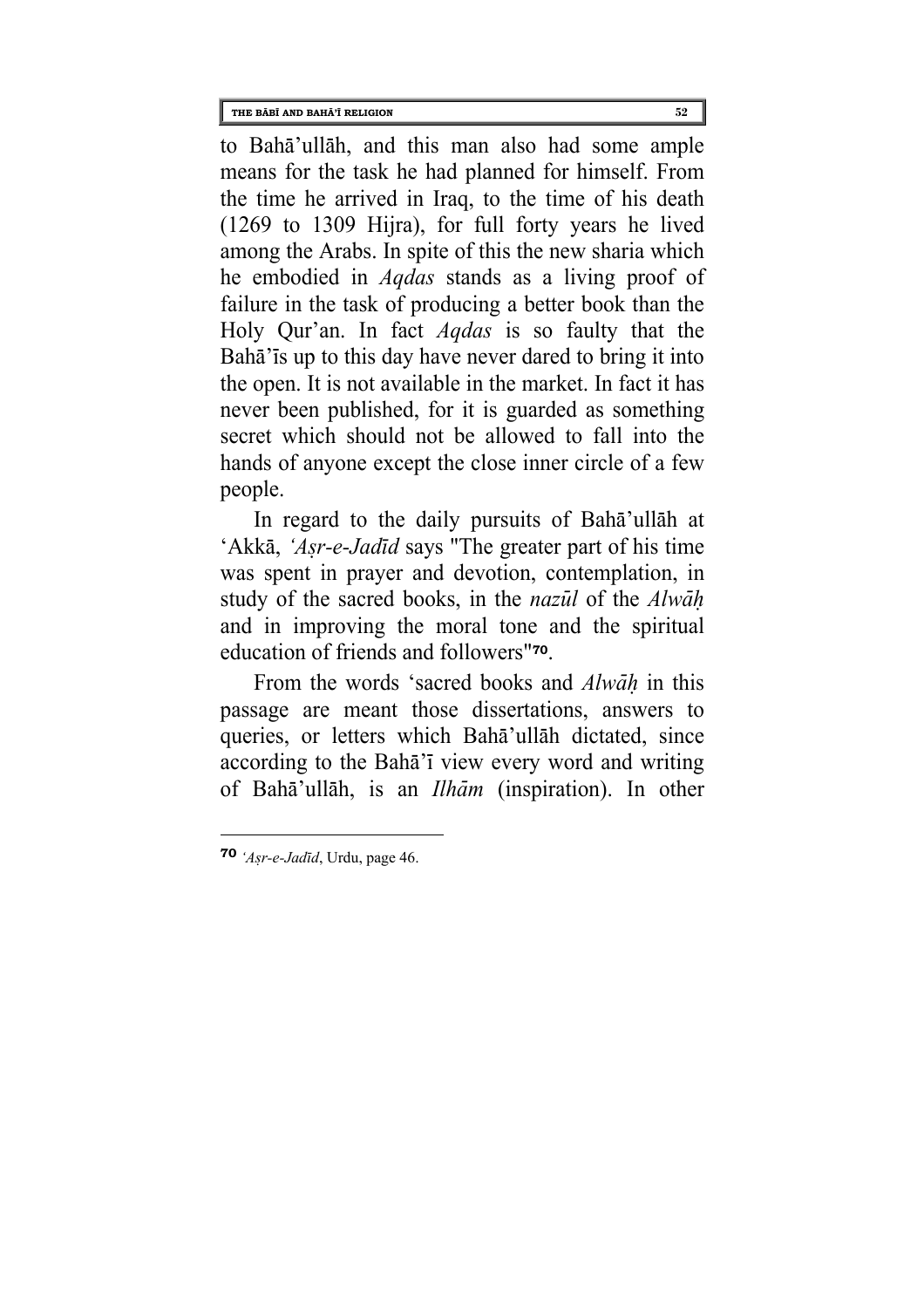to Bahā'ullāh, and this man also had some ample means for the task he had planned for himself. From the time he arrived in Iraq, to the time of his death (1269 to 1309 Hijra), for full forty years he lived among the Arabs. In spite of this the new sharia which he embodied in *Aqdas* stands as a living proof of failure in the task of producing a better book than the Holy Qur'an. In fact *Aqdas* is so faulty that the Bahā'īs up to this day have never dared to bring it into the open. It is not available in the market. In fact it has never been published, for it is guarded as something secret which should not be allowed to fall into the hands of anyone except the close inner circle of a few people.

In regard to the daily pursuits of Bahā'ullāh at 'Akkā, *'Aṣr-e-Jadīd* says "The greater part of his time was spent in prayer and devotion, contemplation, in study of the sacred books, in the *nazūl* of the *Alwāḥ* and in improving the moral tone and the spiritual education of friends and followers"[70].

From the words 'sacred books and *Alwāḥ* in this passage are meant those dissertations, answers to queries, or letters which Bahā'ullāh dictated, since according to the Bahā'ī view every word and writing of Bahā'ullāh, is an *Ilhām* (inspiration). In other

---

[70] *'Aṣr-e-Jadīd*, Urdu, page 46.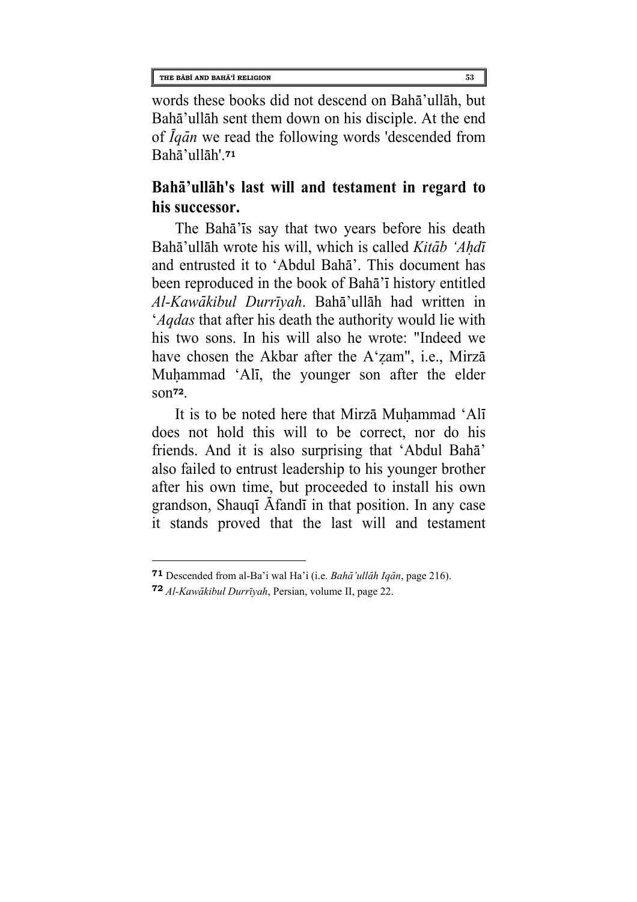words these books did not descend on Bahā'ullāh, but Bahā'ullāh sent them down on his disciple. At the end of *Īqān* we read the following words 'descended from Bahā'ullāh'.[71]

## Bahā'ullāh's last will and testament in regard to his successor.

The Bahā'īs say that two years before his death Bahā'ullāh wrote his will, which is called *Kitāb 'Aḥdī* and entrusted it to 'Abdul Bahā'. This document has been reproduced in the book of Bahā'ī history entitled *Al-Kawākibul Durrīyah*. Bahā'ullāh had written in '*Aqdas* that after his death the authority would lie with his two sons. In his will also he wrote: "Indeed we have chosen the Akbar after the A'ẓam", i.e., Mirzā Muḥammad 'Alī, the younger son after the elder son[72].

It is to be noted here that Mirzā Muḥammad 'Alī does not hold this will to be correct, nor do his friends. And it is also surprising that 'Abdul Bahā' also failed to entrust leadership to his younger brother after his own time, but proceeded to install his own grandson, Shauqī Āfandī in that position. In any case it stands proved that the last will and testament

---

[71] Descended from al-Ba'i wal Ha'i (i.e. *Bahā'ullāh Iqān*, page 216).

[72] *Al-Kawākibul Durrīyah*, Persian, volume II, page 22.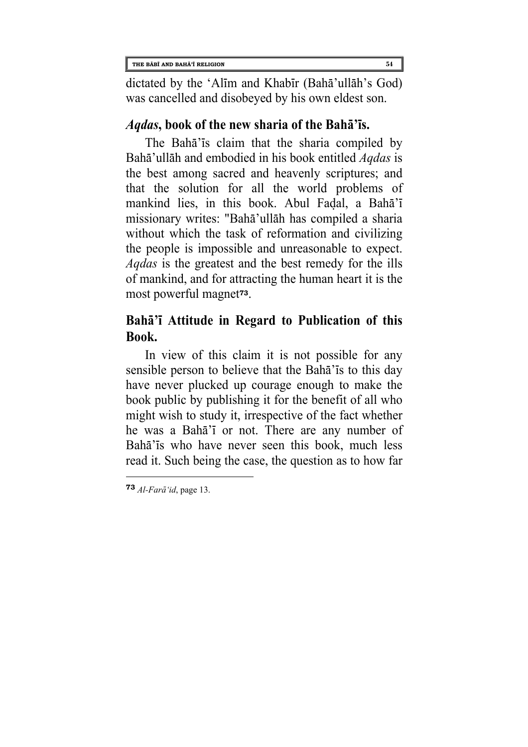dictated by the ‘Alīm and Khabīr (Bahā’ullāh’s God) was cancelled and disobeyed by his own eldest son.

### *Aqdas*, book of the new sharia of the Bahā’īs.

The Bahā’īs claim that the sharia compiled by Bahā’ullāh and embodied in his book entitled *Aqdas* is the best among sacred and heavenly scriptures; and that the solution for all the world problems of mankind lies, in this book. Abul Faḍal, a Bahā’ī missionary writes: "Bahā’ullāh has compiled a sharia without which the task of reformation and civilizing the people is impossible and unreasonable to expect. *Aqdas* is the greatest and the best remedy for the ills of mankind, and for attracting the human heart it is the most powerful magnet[73].

## Bahā’ī Attitude in Regard to Publication of this Book.

In view of this claim it is not possible for any sensible person to believe that the Bahā’īs to this day have never plucked up courage enough to make the book public by publishing it for the benefit of all who might wish to study it, irrespective of the fact whether he was a Bahā’ī or not. There are any number of Bahā’īs who have never seen this book, much less read it. Such being the case, the question as to how far

---

[73] *Al-Farā‘id*, page 13.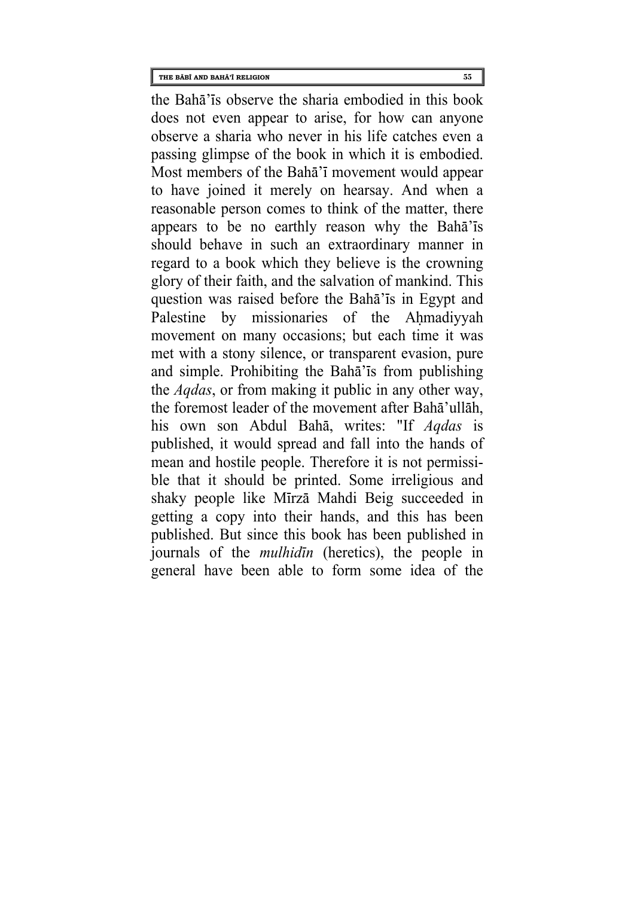the Bahā'īs observe the sharia embodied in this book does not even appear to arise, for how can anyone observe a sharia who never in his life catches even a passing glimpse of the book in which it is embodied. Most members of the Bahā'ī movement would appear to have joined it merely on hearsay. And when a reasonable person comes to think of the matter, there appears to be no earthly reason why the Bahā'īs should behave in such an extraordinary manner in regard to a book which they believe is the crowning glory of their faith, and the salvation of mankind. This question was raised before the Bahā'īs in Egypt and Palestine by missionaries of the Aḥmadiyyah movement on many occasions; but each time it was met with a stony silence, or transparent evasion, pure and simple. Prohibiting the Bahā'īs from publishing the *Aqdas*, or from making it public in any other way, the foremost leader of the movement after Bahā'ullāh, his own son Abdul Bahā, writes: "If *Aqdas* is published, it would spread and fall into the hands of mean and hostile people. Therefore it is not permissible that it should be printed. Some irreligious and shaky people like Mīrzā Mahdi Beig succeeded in getting a copy into their hands, and this has been published. But since this book has been published in journals of the *mulhidīn* (heretics), the people in general have been able to form some idea of the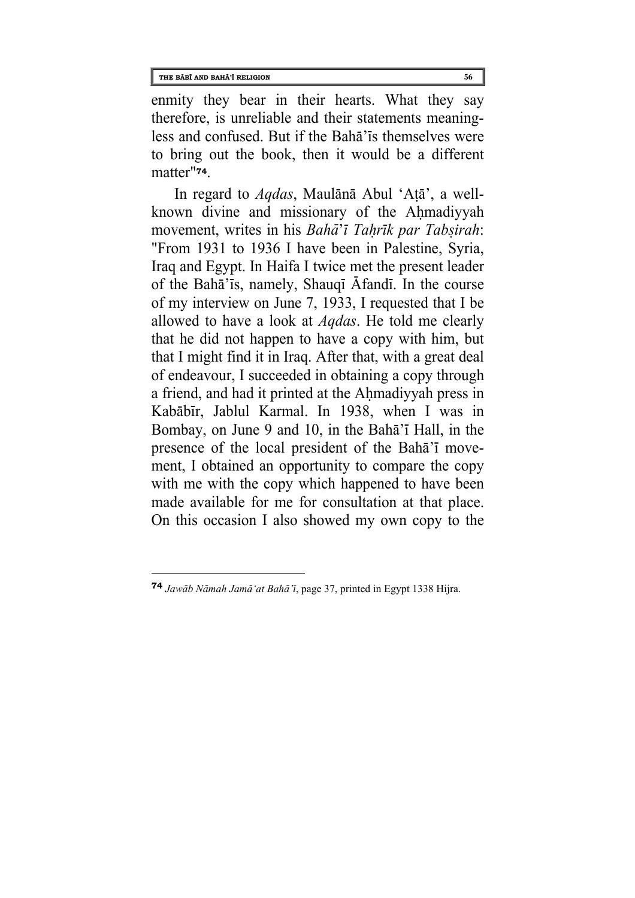enmity they bear in their hearts. What they say therefore, is unreliable and their statements meaningless and confused. But if the Bahā'īs themselves were to bring out the book, then it would be a different matter"[74].

In regard to *Aqdas*, Maulānā Abul 'Aṭā', a well-known divine and missionary of the Aḥmadiyyah movement, writes in his *Bahā'ī Taḥrīk par Tabṣirah*: "From 1931 to 1936 I have been in Palestine, Syria, Iraq and Egypt. In Haifa I twice met the present leader of the Bahā'īs, namely, Shauqī Āfandī. In the course of my interview on June 7, 1933, I requested that I be allowed to have a look at *Aqdas*. He told me clearly that he did not happen to have a copy with him, but that I might find it in Iraq. After that, with a great deal of endeavour, I succeeded in obtaining a copy through a friend, and had it printed at the Aḥmadiyyah press in Kabābīr, Jablul Karmal. In 1938, when I was in Bombay, on June 9 and 10, in the Bahā'ī Hall, in the presence of the local president of the Bahā'ī movement, I obtained an opportunity to compare the copy with me with the copy which happened to have been made available for me for consultation at that place. On this occasion I also showed my own copy to the

---

[74] *Jawāb Nāmah Jamā'at Bahā'ī*, page 37, printed in Egypt 1338 Hijra.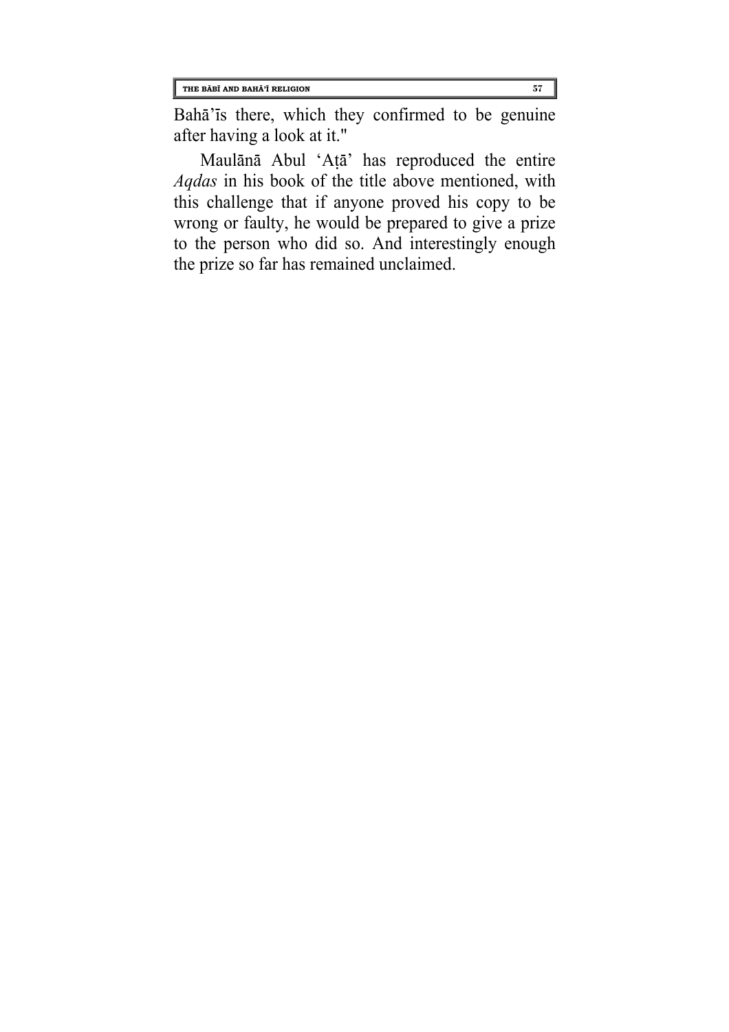Bahā'īs there, which they confirmed to be genuine after having a look at it."

Maulānā Abul 'Aṭā' has reproduced the entire *Aqdas* in his book of the title above mentioned, with this challenge that if anyone proved his copy to be wrong or faulty, he would be prepared to give a prize to the person who did so. And interestingly enough the prize so far has remained unclaimed.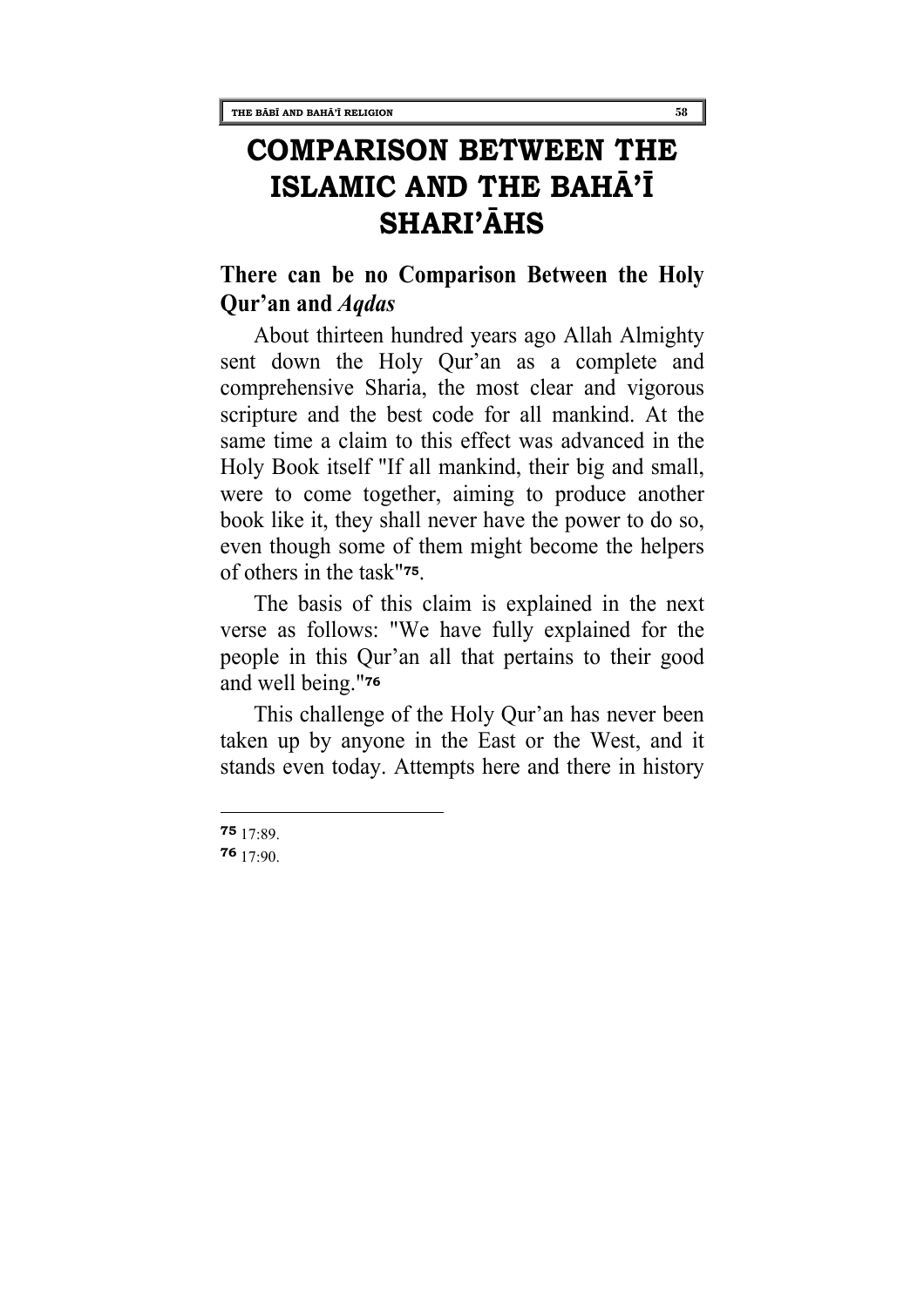# COMPARISON BETWEEN THE ISLAMIC AND THE BAHĀ'Ī SHARI'ĀHS

## There can be no Comparison Between the Holy Qur'an and *Aqdas*

About thirteen hundred years ago Allah Almighty sent down the Holy Qur'an as a complete and comprehensive Sharia, the most clear and vigorous scripture and the best code for all mankind. At the same time a claim to this effect was advanced in the Holy Book itself "If all mankind, their big and small, were to come together, aiming to produce another book like it, they shall never have the power to do so, even though some of them might become the helpers of others in the task"[75].

The basis of this claim is explained in the next verse as follows: "We have fully explained for the people in this Qur'an all that pertains to their good and well being."[76]

This challenge of the Holy Qur'an has never been taken up by anyone in the East or the West, and it stands even today. Attempts here and there in history

---

[75] 17:89.

[76] 17:90.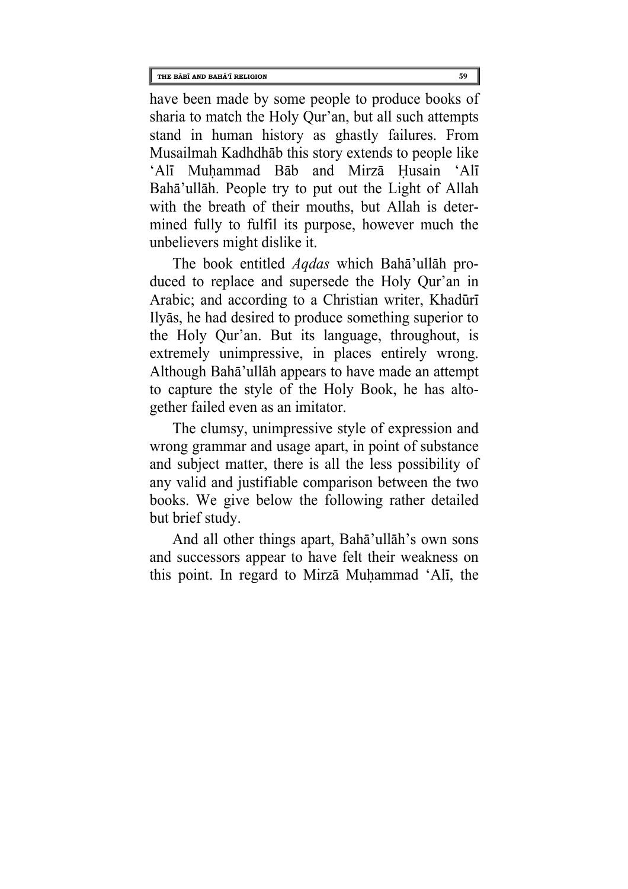have been made by some people to produce books of sharia to match the Holy Qur'an, but all such attempts stand in human history as ghastly failures. From Musailmah Kadhdhāb this story extends to people like 'Alī Muḥammad Bāb and Mirzā Ḥusain 'Alī Bahā'ullāh. People try to put out the Light of Allah with the breath of their mouths, but Allah is determined fully to fulfil its purpose, however much the unbelievers might dislike it.

The book entitled *Aqdas* which Bahā'ullāh produced to replace and supersede the Holy Qur'an in Arabic; and according to a Christian writer, Khadūrī Ilyās, he had desired to produce something superior to the Holy Qur'an. But its language, throughout, is extremely unimpressive, in places entirely wrong. Although Bahā'ullāh appears to have made an attempt to capture the style of the Holy Book, he has altogether failed even as an imitator.

The clumsy, unimpressive style of expression and wrong grammar and usage apart, in point of substance and subject matter, there is all the less possibility of any valid and justifiable comparison between the two books. We give below the following rather detailed but brief study.

And all other things apart, Bahā'ullāh's own sons and successors appear to have felt their weakness on this point. In regard to Mirzā Muḥammad 'Alī, the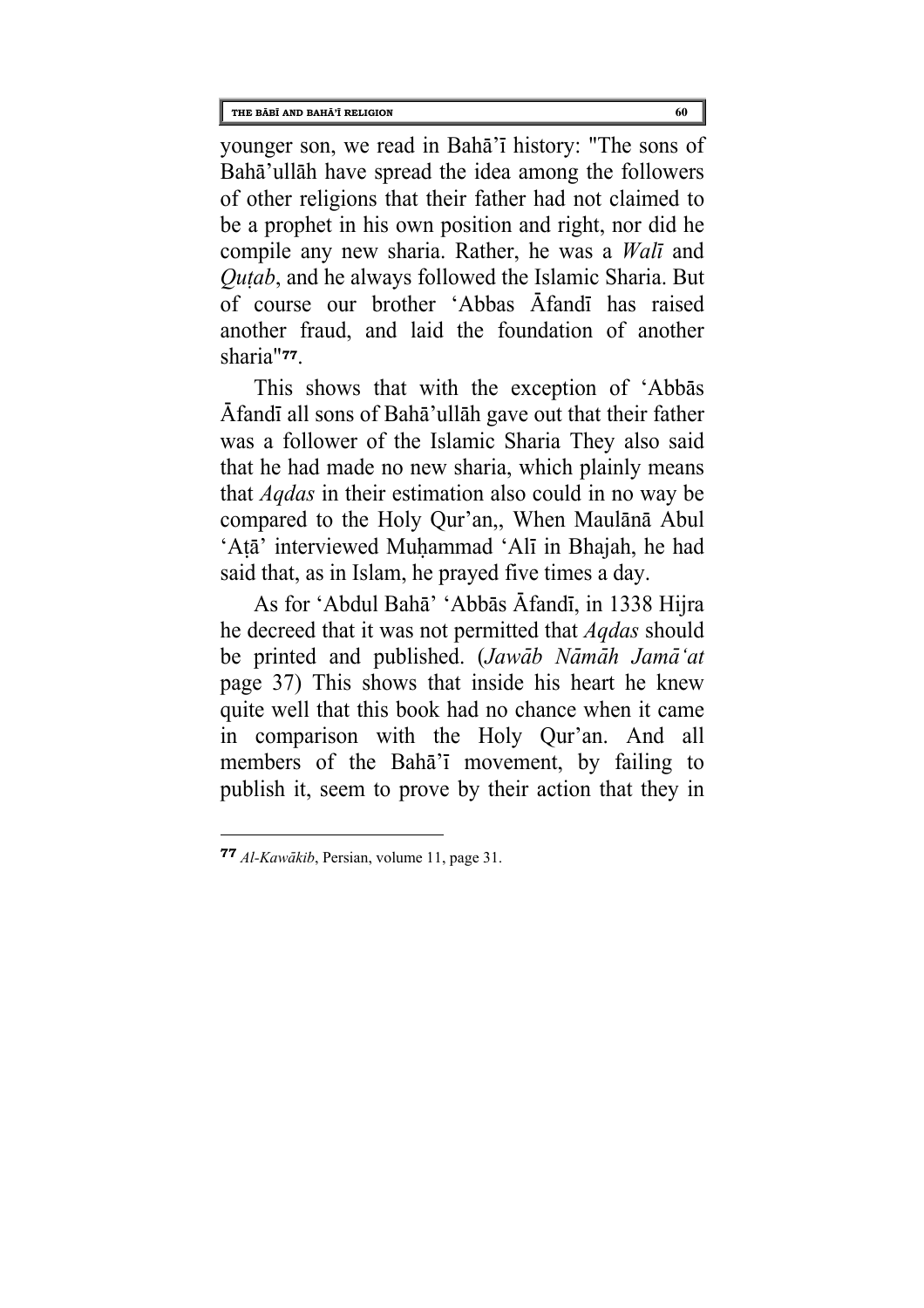younger son, we read in Bahā'ī history: "The sons of Bahā'ullāh have spread the idea among the followers of other religions that their father had not claimed to be a prophet in his own position and right, nor did he compile any new sharia. Rather, he was a *Walī* and *Quṭab*, and he always followed the Islamic Sharia. But of course our brother 'Abbas Āfandī has raised another fraud, and laid the foundation of another sharia"[77].

This shows that with the exception of 'Abbās Āfandī all sons of Bahā'ullāh gave out that their father was a follower of the Islamic Sharia They also said that he had made no new sharia, which plainly means that *Aqdas* in their estimation also could in no way be compared to the Holy Qur'an,, When Maulānā Abul 'Aṭā' interviewed Muḥammad 'Alī in Bhajah, he had said that, as in Islam, he prayed five times a day.

As for 'Abdul Bahā' 'Abbās Āfandī, in 1338 Hijra he decreed that it was not permitted that *Aqdas* should be printed and published. (*Jawāb Nāmāh Jamā'at* page 37) This shows that inside his heart he knew quite well that this book had no chance when it came in comparison with the Holy Qur'an. And all members of the Bahā'ī movement, by failing to publish it, seem to prove by their action that they in

---

[77] *Al-Kawākib*, Persian, volume 11, page 31.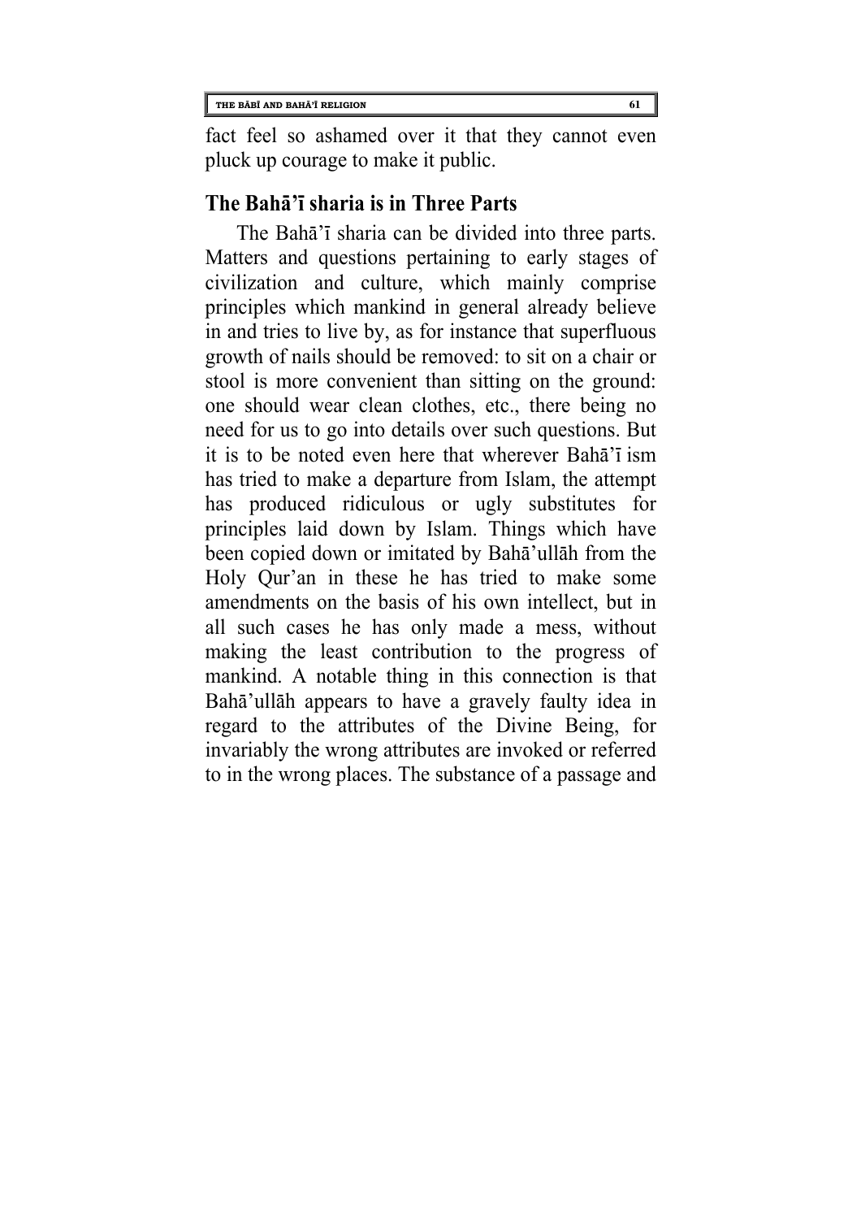fact feel so ashamed over it that they cannot even pluck up courage to make it public.

## The Bahā'ī sharia is in Three Parts

The Bahā'ī sharia can be divided into three parts. Matters and questions pertaining to early stages of civilization and culture, which mainly comprise principles which mankind in general already believe in and tries to live by, as for instance that superfluous growth of nails should be removed: to sit on a chair or stool is more convenient than sitting on the ground: one should wear clean clothes, etc., there being no need for us to go into details over such questions. But it is to be noted even here that wherever Bahā'ī ism has tried to make a departure from Islam, the attempt has produced ridiculous or ugly substitutes for principles laid down by Islam. Things which have been copied down or imitated by Bahā'ullāh from the Holy Qur'an in these he has tried to make some amendments on the basis of his own intellect, but in all such cases he has only made a mess, without making the least contribution to the progress of mankind. A notable thing in this connection is that Bahā'ullāh appears to have a gravely faulty idea in regard to the attributes of the Divine Being, for invariably the wrong attributes are invoked or referred to in the wrong places. The substance of a passage and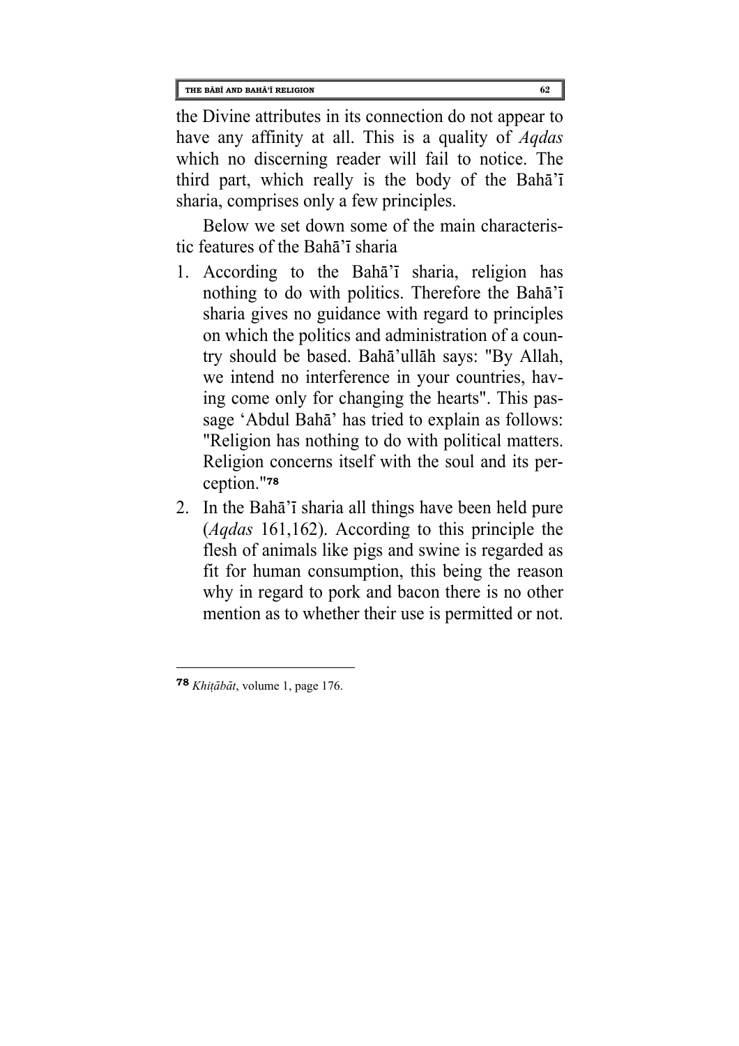the Divine attributes in its connection do not appear to have any affinity at all. This is a quality of *Aqdas* which no discerning reader will fail to notice. The third part, which really is the body of the Bahā'ī sharia, comprises only a few principles.

Below we set down some of the main characteristic features of the Bahā'ī sharia

1. According to the Bahā'ī sharia, religion has nothing to do with politics. Therefore the Bahā'ī sharia gives no guidance with regard to principles on which the politics and administration of a country should be based. Bahā'ullāh says: "By Allah, we intend no interference in your countries, having come only for changing the hearts". This passage 'Abdul Bahā' has tried to explain as follows: "Religion has nothing to do with political matters. Religion concerns itself with the soul and its perception."[78]
2. In the Bahā'ī sharia all things have been held pure (*Aqdas* 161,162). According to this principle the flesh of animals like pigs and swine is regarded as fit for human consumption, this being the reason why in regard to pork and bacon there is no other mention as to whether their use is permitted or not.

---

[78] *Khiṭābāt*, volume 1, page 176.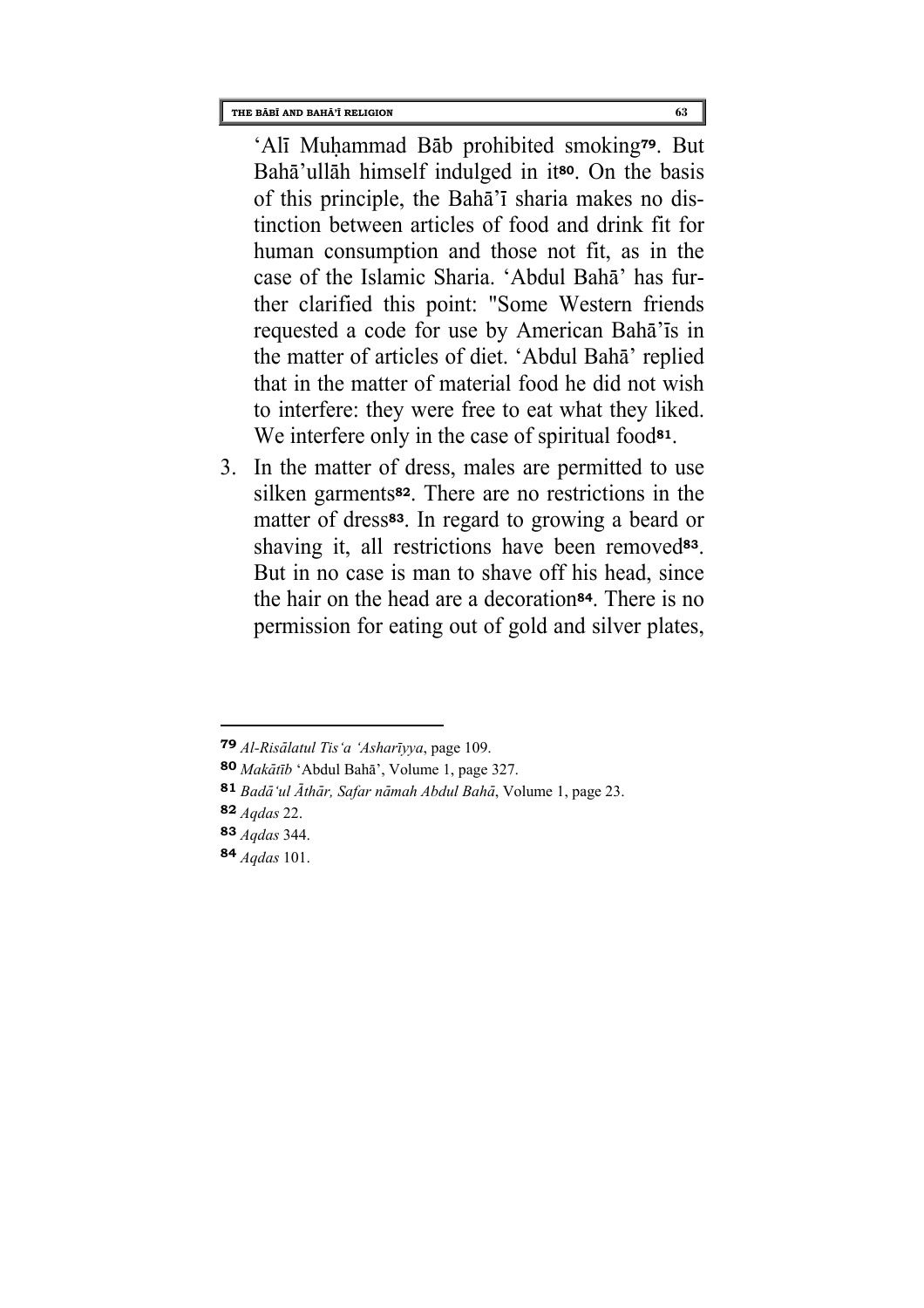ʻAlī Muḥammad Bāb prohibited smoking[79]. But Bahā'ullāh himself indulged in it[80]. On the basis of this principle, the Bahā'ī sharia makes no distinction between articles of food and drink fit for human consumption and those not fit, as in the case of the Islamic Sharia. ʻAbdul Bahā' has further clarified this point: "Some Western friends requested a code for use by American Bahā'īs in the matter of articles of diet. ʻAbdul Bahā' replied that in the matter of material food he did not wish to interfere: they were free to eat what they liked. We interfere only in the case of spiritual food[81].

3. In the matter of dress, males are permitted to use silken garments[82]. There are no restrictions in the matter of dress[83]. In regard to growing a beard or shaving it, all restrictions have been removed[83]. But in no case is man to shave off his head, since the hair on the head are a decoration[84]. There is no permission for eating out of gold and silver plates,

---

[79] *Al-Risālatul Tisʻa ʻAsharīyya*, page 109.

[80] *Makātīb* ʻAbdul Bahā', Volume 1, page 327.

[81] *Badāʻul Āthār, Safar nāmah Abdul Bahā*, Volume 1, page 23.

[82] *Aqdas* 22.

[83] *Aqdas* 344.

[84] *Aqdas* 101.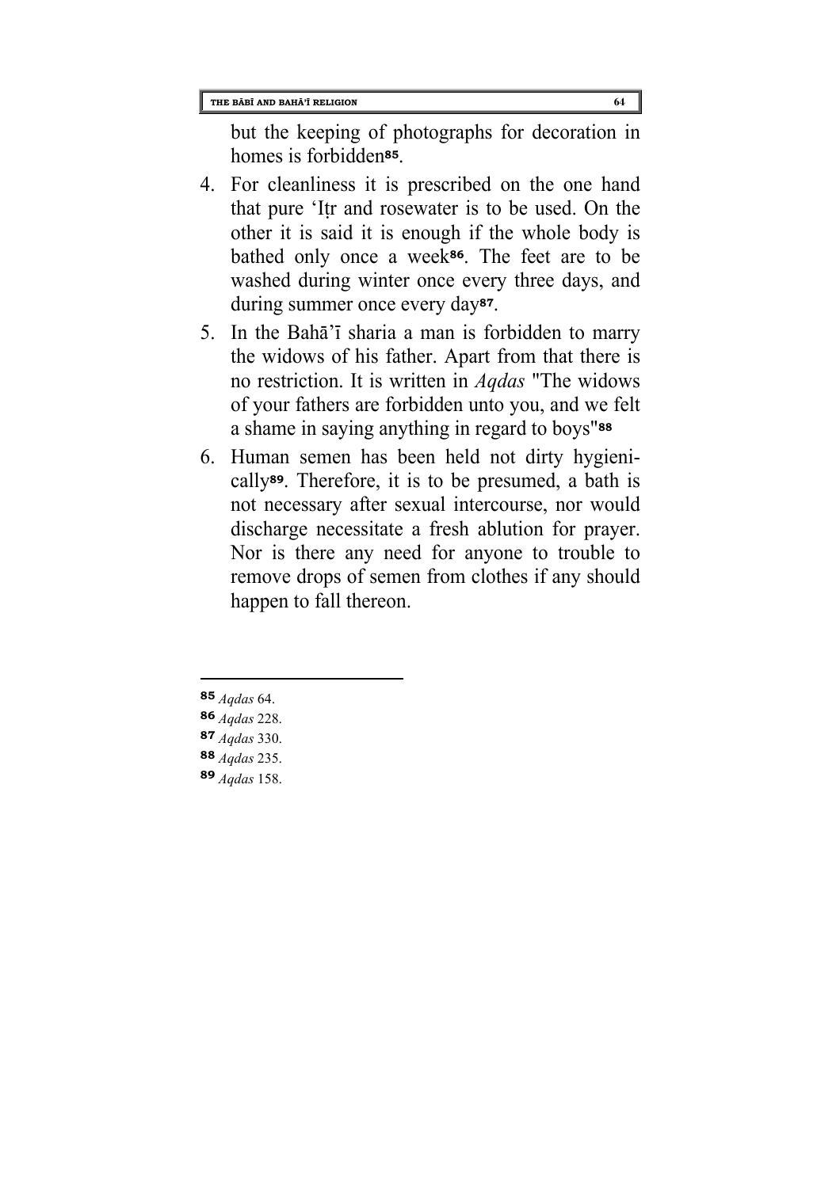but the keeping of photographs for decoration in homes is forbidden[85].

4. For cleanliness it is prescribed on the one hand that pure 'Iṭr and rosewater is to be used. On the other it is said it is enough if the whole body is bathed only once a week[86]. The feet are to be washed during winter once every three days, and during summer once every day[87].
5. In the Bahā'ī sharia a man is forbidden to marry the widows of his father. Apart from that there is no restriction. It is written in *Aqdas* "The widows of your fathers are forbidden unto you, and we felt a shame in saying anything in regard to boys"[88]
6. Human semen has been held not dirty hygienically[89]. Therefore, it is to be presumed, a bath is not necessary after sexual intercourse, nor would discharge necessitate a fresh ablution for prayer. Nor is there any need for anyone to trouble to remove drops of semen from clothes if any should happen to fall thereon.

---

[85] *Aqdas* 64.
[86] *Aqdas* 228.
[87] *Aqdas* 330.
[88] *Aqdas* 235.
[89] *Aqdas* 158.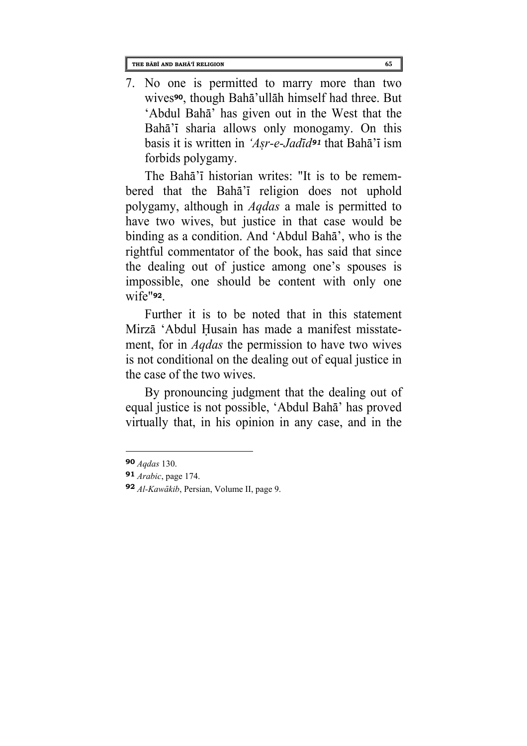7. No one is permitted to marry more than two wives[90], though Bahā'ullāh himself had three. But 'Abdul Bahā' has given out in the West that the Bahā'ī sharia allows only monogamy. On this basis it is written in *'Aṣr-e-Jadīd*[91] that Bahā'ī ism forbids polygamy.

The Bahā'ī historian writes: "It is to be remembered that the Bahā'ī religion does not uphold polygamy, although in *Aqdas* a male is permitted to have two wives, but justice in that case would be binding as a condition. And 'Abdul Bahā', who is the rightful commentator of the book, has said that since the dealing out of justice among one's spouses is impossible, one should be content with only one wife"[92].

Further it is to be noted that in this statement Mirzā 'Abdul Ḥusain has made a manifest misstatement, for in *Aqdas* the permission to have two wives is not conditional on the dealing out of equal justice in the case of the two wives.

By pronouncing judgment that the dealing out of equal justice is not possible, 'Abdul Bahā' has proved virtually that, in his opinion in any case, and in the

---

[90] *Aqdas* 130.

[91] *Arabic*, page 174.

[92] *Al-Kawākib*, Persian, Volume II, page 9.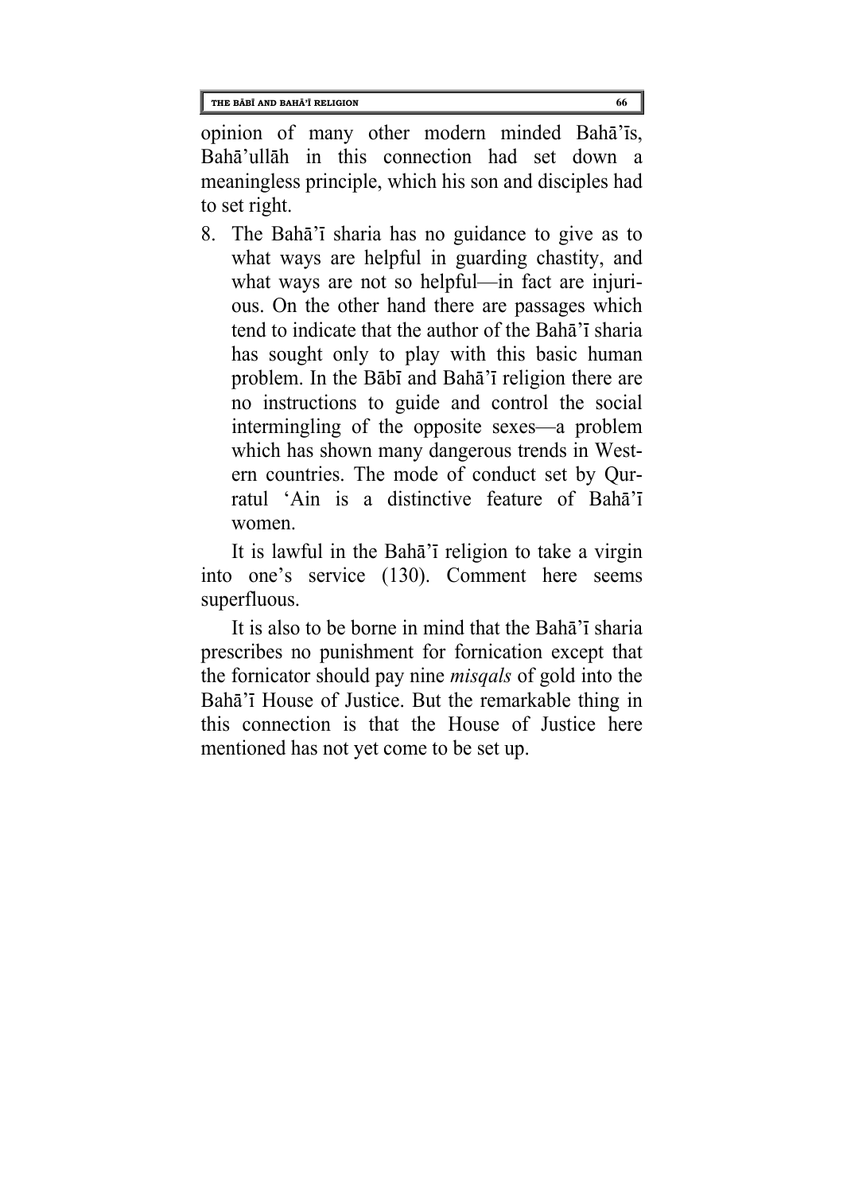opinion of many other modern minded Bahā'īs, Bahā'ullāh in this connection had set down a meaningless principle, which his son and disciples had to set right.

8. The Bahā'ī sharia has no guidance to give as to what ways are helpful in guarding chastity, and what ways are not so helpful—in fact are injurious. On the other hand there are passages which tend to indicate that the author of the Bahā'ī sharia has sought only to play with this basic human problem. In the Bābī and Bahā'ī religion there are no instructions to guide and control the social intermingling of the opposite sexes—a problem which has shown many dangerous trends in Western countries. The mode of conduct set by Qurratul 'Ain is a distinctive feature of Bahā'ī women.

It is lawful in the Bahā'ī religion to take a virgin into one's service (130). Comment here seems superfluous.

It is also to be borne in mind that the Bahā'ī sharia prescribes no punishment for fornication except that the fornicator should pay nine *misqals* of gold into the Bahā'ī House of Justice. But the remarkable thing in this connection is that the House of Justice here mentioned has not yet come to be set up.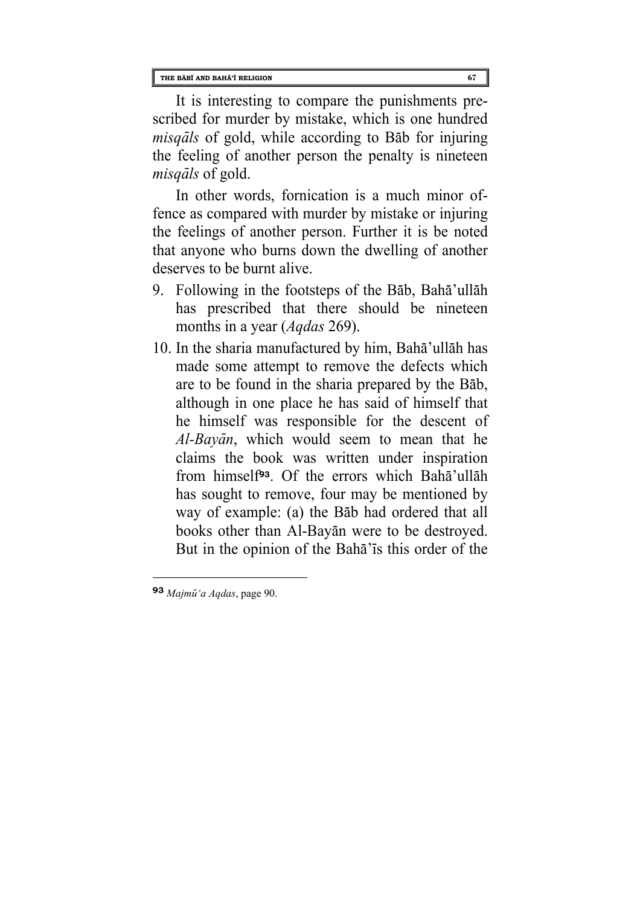It is interesting to compare the punishments prescribed for murder by mistake, which is one hundred *misqāls* of gold, while according to Bāb for injuring the feeling of another person the penalty is nineteen *misqāls* of gold.

In other words, fornication is a much minor offence as compared with murder by mistake or injuring the feelings of another person. Further it is be noted that anyone who burns down the dwelling of another deserves to be burnt alive.

9. Following in the footsteps of the Bāb, Bahā'ullāh has prescribed that there should be nineteen months in a year (*Aqdas* 269).
10. In the sharia manufactured by him, Bahā'ullāh has made some attempt to remove the defects which are to be found in the sharia prepared by the Bāb, although in one place he has said of himself that he himself was responsible for the descent of *Al-Bayān*, which would seem to mean that he claims the book was written under inspiration from himself[93]. Of the errors which Bahā'ullāh has sought to remove, four may be mentioned by way of example: (a) the Bāb had ordered that all books other than Al-Bayān were to be destroyed. But in the opinion of the Bahā'īs this order of the

---

[93] *Majmū'a Aqdas*, page 90.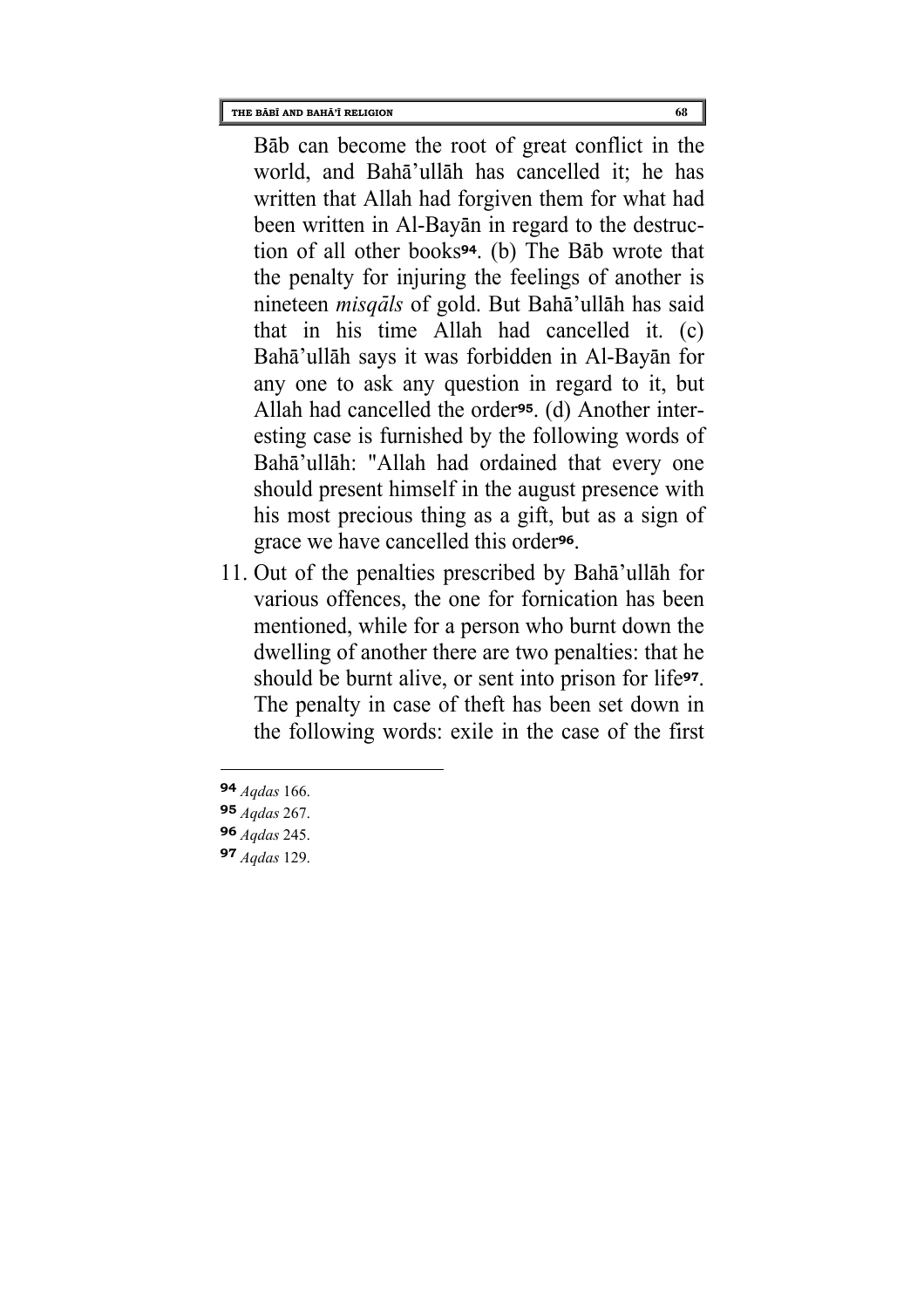Bāb can become the root of great conflict in the world, and Bahā'ullāh has cancelled it; he has written that Allah had forgiven them for what had been written in Al-Bayān in regard to the destruction of all other books[94]. (b) The Bāb wrote that the penalty for injuring the feelings of another is nineteen *misqāls* of gold. But Bahā'ullāh has said that in his time Allah had cancelled it. (c) Bahā'ullāh says it was forbidden in Al-Bayān for any one to ask any question in regard to it, but Allah had cancelled the order[95]. (d) Another interesting case is furnished by the following words of Bahā'ullāh: "Allah had ordained that every one should present himself in the august presence with his most precious thing as a gift, but as a sign of grace we have cancelled this order[96].

11. Out of the penalties prescribed by Bahā'ullāh for various offences, the one for fornication has been mentioned, while for a person who burnt down the dwelling of another there are two penalties: that he should be burnt alive, or sent into prison for life[97]. The penalty in case of theft has been set down in the following words: exile in the case of the first

---

[94] *Aqdas* 166.

[95] *Aqdas* 267.

[96] *Aqdas* 245.

[97] *Aqdas* 129.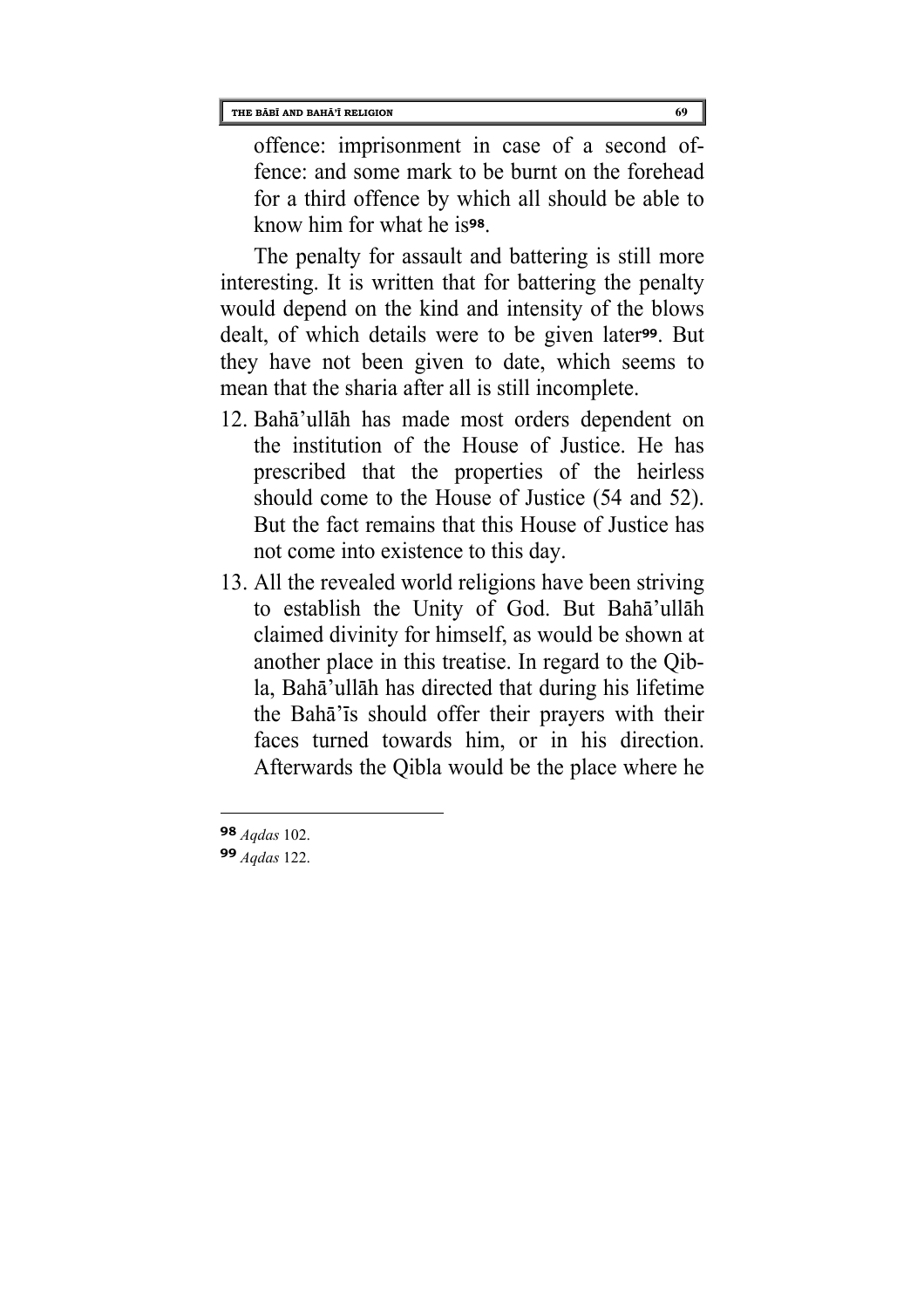offence: imprisonment in case of a second offence: and some mark to be burnt on the forehead for a third offence by which all should be able to know him for what he is[98].

The penalty for assault and battering is still more interesting. It is written that for battering the penalty would depend on the kind and intensity of the blows dealt, of which details were to be given later[99]. But they have not been given to date, which seems to mean that the sharia after all is still incomplete.

12. Bahā'ullāh has made most orders dependent on the institution of the House of Justice. He has prescribed that the properties of the heirless should come to the House of Justice (54 and 52). But the fact remains that this House of Justice has not come into existence to this day.
13. All the revealed world religions have been striving to establish the Unity of God. But Bahā'ullāh claimed divinity for himself, as would be shown at another place in this treatise. In regard to the Qibla, Bahā'ullāh has directed that during his lifetime the Bahā'īs should offer their prayers with their faces turned towards him, or in his direction. Afterwards the Qibla would be the place where he

---

[98] *Aqdas* 102.

[99] *Aqdas* 122.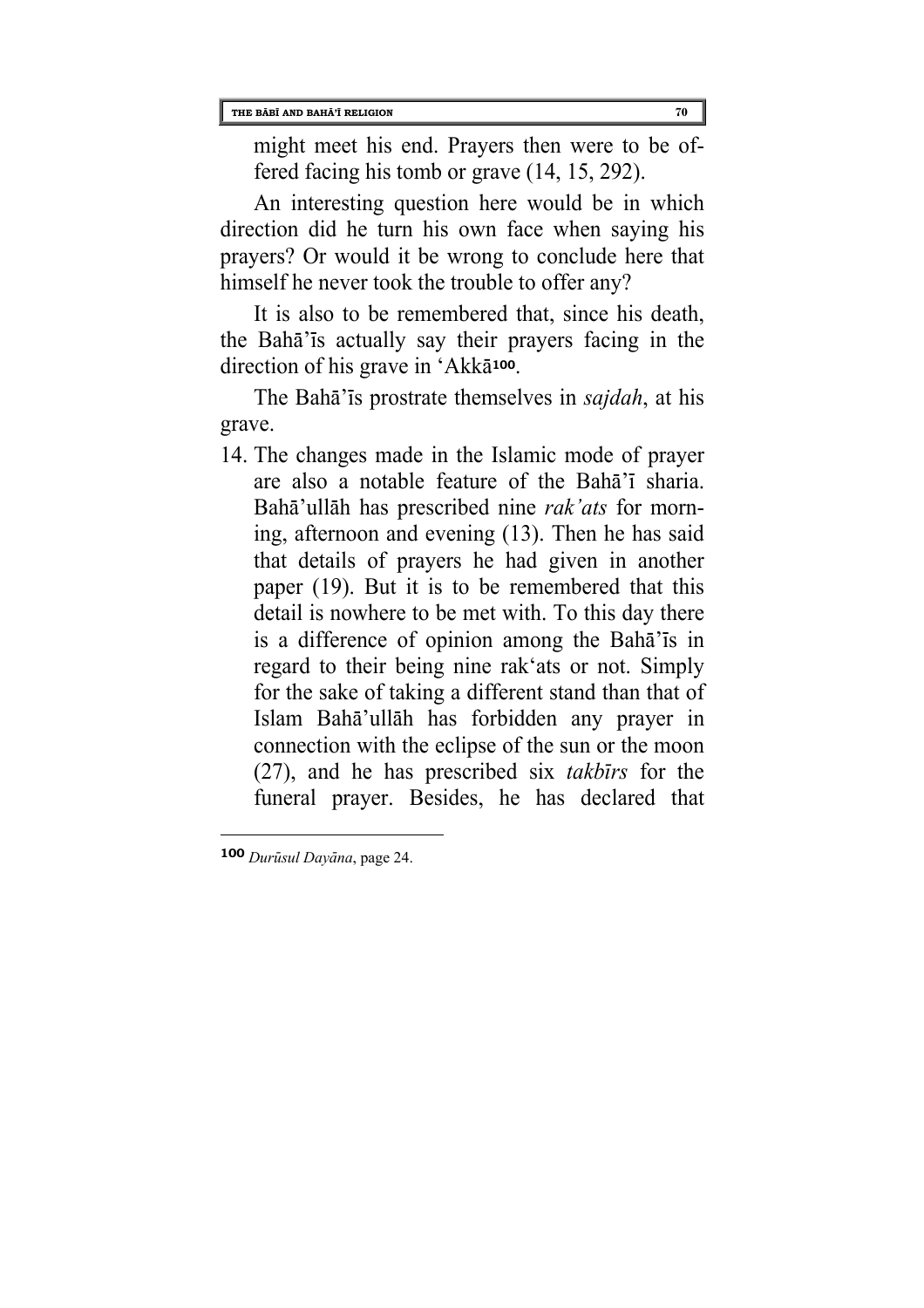might meet his end. Prayers then were to be offered facing his tomb or grave (14, 15, 292).

An interesting question here would be in which direction did he turn his own face when saying his prayers? Or would it be wrong to conclude here that himself he never took the trouble to offer any?

It is also to be remembered that, since his death, the Bahā'īs actually say their prayers facing in the direction of his grave in 'Akkā[100].

The Bahā'īs prostrate themselves in *sajdah*, at his grave.

14. The changes made in the Islamic mode of prayer are also a notable feature of the Bahā'ī sharia. Bahā'ullāh has prescribed nine *rak'ats* for morning, afternoon and evening (13). Then he has said that details of prayers he had given in another paper (19). But it is to be remembered that this detail is nowhere to be met with. To this day there is a difference of opinion among the Bahā'īs in regard to their being nine rak'ats or not. Simply for the sake of taking a different stand than that of Islam Bahā'ullāh has forbidden any prayer in connection with the eclipse of the sun or the moon (27), and he has prescribed six *takbīrs* for the funeral prayer. Besides, he has declared that

---

[100] *Durūsul Dayāna*, page 24.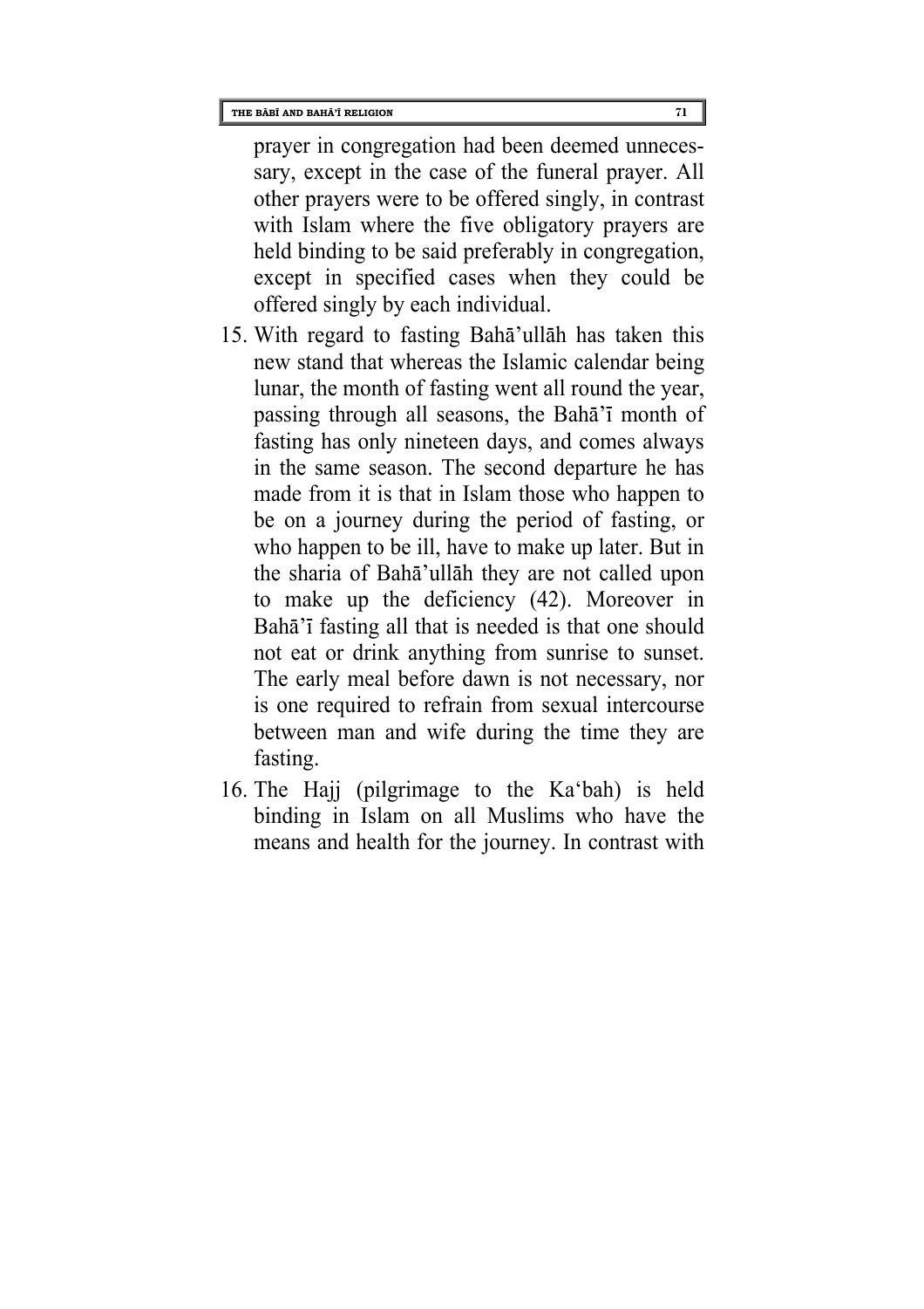prayer in congregation had been deemed unnecessary, except in the case of the funeral prayer. All other prayers were to be offered singly, in contrast with Islam where the five obligatory prayers are held binding to be said preferably in congregation, except in specified cases when they could be offered singly by each individual.

15. With regard to fasting Bahā'ullāh has taken this new stand that whereas the Islamic calendar being lunar, the month of fasting went all round the year, passing through all seasons, the Bahā'ī month of fasting has only nineteen days, and comes always in the same season. The second departure he has made from it is that in Islam those who happen to be on a journey during the period of fasting, or who happen to be ill, have to make up later. But in the sharia of Bahā'ullāh they are not called upon to make up the deficiency (42). Moreover in Bahā'ī fasting all that is needed is that one should not eat or drink anything from sunrise to sunset. The early meal before dawn is not necessary, nor is one required to refrain from sexual intercourse between man and wife during the time they are fasting.
16. The Hajj (pilgrimage to the Ka'bah) is held binding in Islam on all Muslims who have the means and health for the journey. In contrast with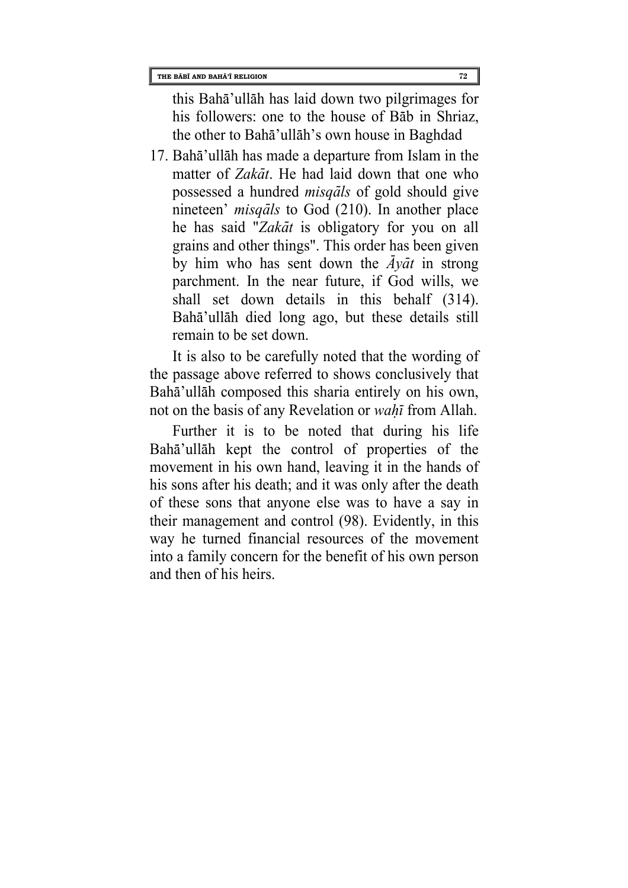this Bahā’ullāh has laid down two pilgrimages for his followers: one to the house of Bāb in Shriaz, the other to Bahā’ullāh’s own house in Baghdad

17. Bahā’ullāh has made a departure from Islam in the matter of *Zakāt*. He had laid down that one who possessed a hundred *misqāls* of gold should give nineteen’ *misqāls* to God (210). In another place he has said "*Zakāt* is obligatory for you on all grains and other things". This order has been given by him who has sent down the *Āyāt* in strong parchment. In the near future, if God wills, we shall set down details in this behalf (314). Bahā’ullāh died long ago, but these details still remain to be set down.

It is also to be carefully noted that the wording of the passage above referred to shows conclusively that Bahā’ullāh composed this sharia entirely on his own, not on the basis of any Revelation or *waḥī* from Allah.

Further it is to be noted that during his life Bahā’ullāh kept the control of properties of the movement in his own hand, leaving it in the hands of his sons after his death; and it was only after the death of these sons that anyone else was to have a say in their management and control (98). Evidently, in this way he turned financial resources of the movement into a family concern for the benefit of his own person and then of his heirs.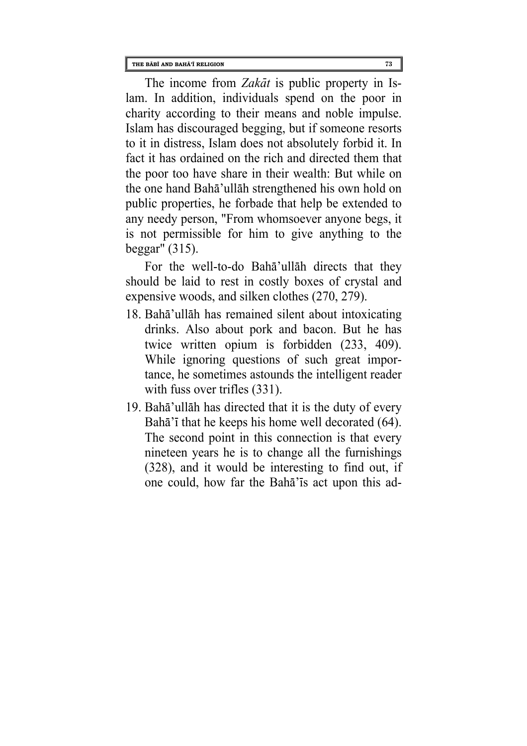The income from *Zakāt* is public property in Islam. In addition, individuals spend on the poor in charity according to their means and noble impulse. Islam has discouraged begging, but if someone resorts to it in distress, Islam does not absolutely forbid it. In fact it has ordained on the rich and directed them that the poor too have share in their wealth: But while on the one hand Bahā'ullāh strengthened his own hold on public properties, he forbade that help be extended to any needy person, "From whomsoever anyone begs, it is not permissible for him to give anything to the beggar" (315).

For the well-to-do Bahā'ullāh directs that they should be laid to rest in costly boxes of crystal and expensive woods, and silken clothes (270, 279).

18. Bahā'ullāh has remained silent about intoxicating drinks. Also about pork and bacon. But he has twice written opium is forbidden (233, 409). While ignoring questions of such great importance, he sometimes astounds the intelligent reader with fuss over trifles (331).
19. Bahā'ullāh has directed that it is the duty of every Bahā'ī that he keeps his home well decorated (64). The second point in this connection is that every nineteen years he is to change all the furnishings (328), and it would be interesting to find out, if one could, how far the Bahā'īs act upon this ad-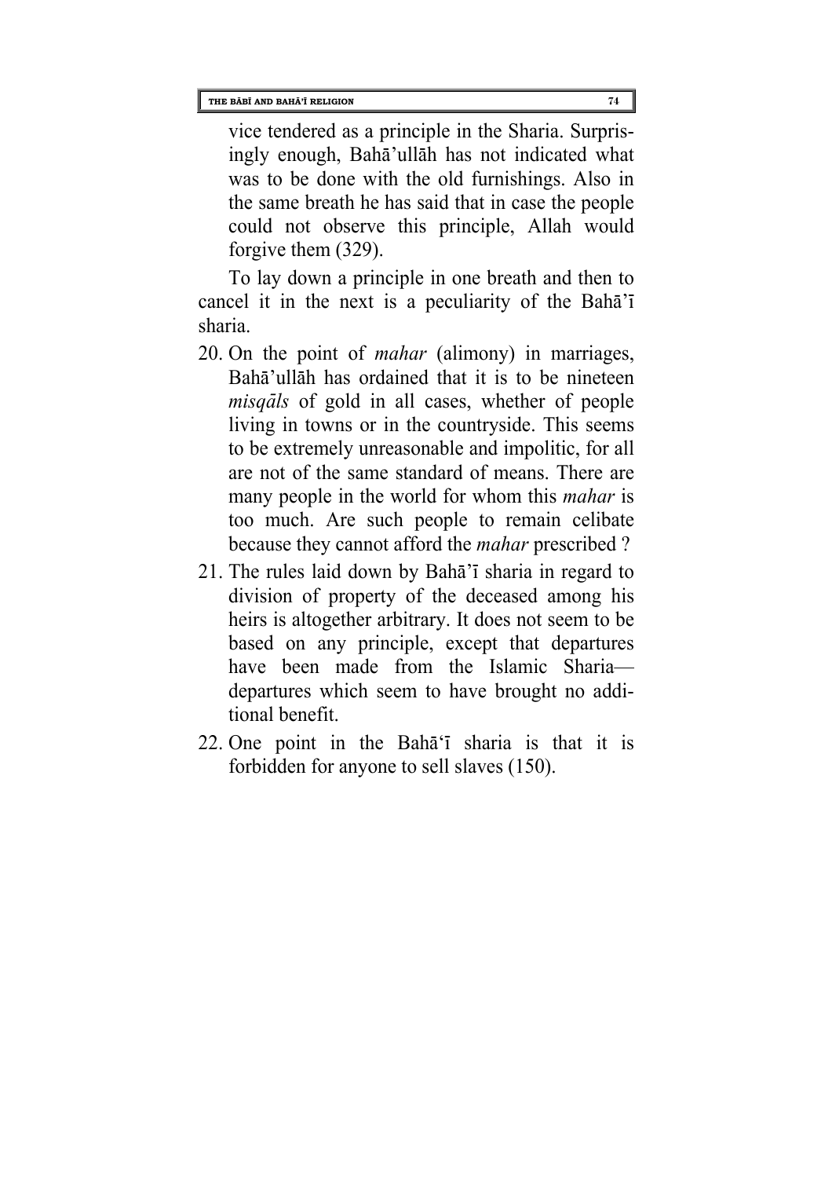vice tendered as a principle in the Sharia. Surprisingly enough, Bahā'ullāh has not indicated what was to be done with the old furnishings. Also in the same breath he has said that in case the people could not observe this principle, Allah would forgive them (329).

To lay down a principle in one breath and then to cancel it in the next is a peculiarity of the Bahā'ī sharia.

20. On the point of *mahar* (alimony) in marriages, Bahā'ullāh has ordained that it is to be nineteen *misqāls* of gold in all cases, whether of people living in towns or in the countryside. This seems to be extremely unreasonable and impolitic, for all are not of the same standard of means. There are many people in the world for whom this *mahar* is too much. Are such people to remain celibate because they cannot afford the *mahar* prescribed ?
21. The rules laid down by Bahā'ī sharia in regard to division of property of the deceased among his heirs is altogether arbitrary. It does not seem to be based on any principle, except that departures have been made from the Islamic Sharia—departures which seem to have brought no additional benefit.
22. One point in the Bahā'ī sharia is that it is forbidden for anyone to sell slaves (150).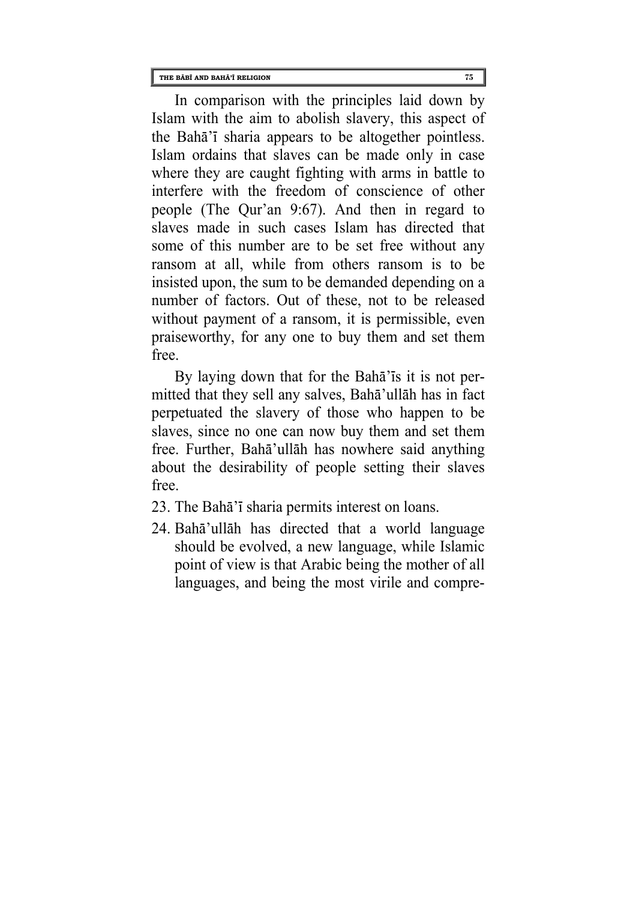In comparison with the principles laid down by Islam with the aim to abolish slavery, this aspect of the Bahā'ī sharia appears to be altogether pointless. Islam ordains that slaves can be made only in case where they are caught fighting with arms in battle to interfere with the freedom of conscience of other people (The Qur'an 9:67). And then in regard to slaves made in such cases Islam has directed that some of this number are to be set free without any ransom at all, while from others ransom is to be insisted upon, the sum to be demanded depending on a number of factors. Out of these, not to be released without payment of a ransom, it is permissible, even praiseworthy, for any one to buy them and set them free.

By laying down that for the Bahā'īs it is not permitted that they sell any salves, Bahā'ullāh has in fact perpetuated the slavery of those who happen to be slaves, since no one can now buy them and set them free. Further, Bahā'ullāh has nowhere said anything about the desirability of people setting their slaves free.

23. The Bahā'ī sharia permits interest on loans.
24. Bahā'ullāh has directed that a world language should be evolved, a new language, while Islamic point of view is that Arabic being the mother of all languages, and being the most virile and compre-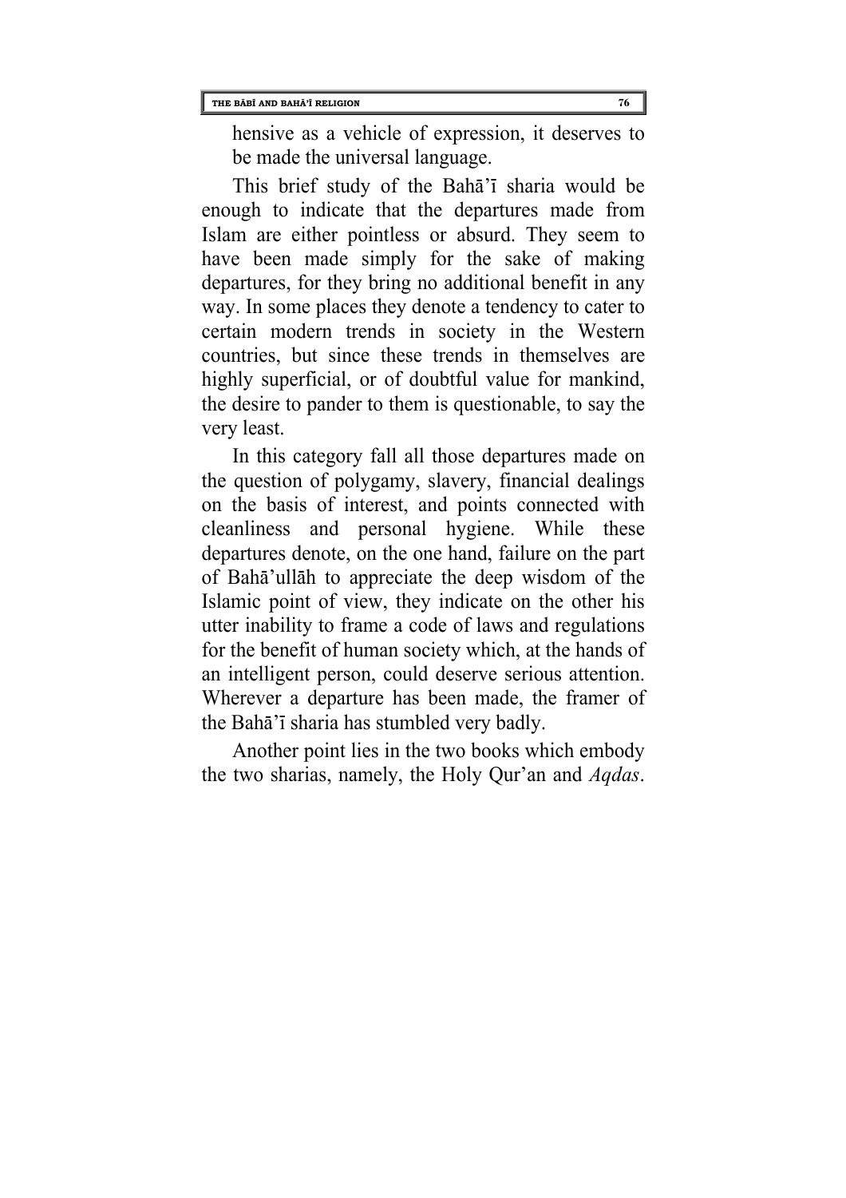hensive as a vehicle of expression, it deserves to be made the universal language.

This brief study of the Bahā'ī sharia would be enough to indicate that the departures made from Islam are either pointless or absurd. They seem to have been made simply for the sake of making departures, for they bring no additional benefit in any way. In some places they denote a tendency to cater to certain modern trends in society in the Western countries, but since these trends in themselves are highly superficial, or of doubtful value for mankind, the desire to pander to them is questionable, to say the very least.

In this category fall all those departures made on the question of polygamy, slavery, financial dealings on the basis of interest, and points connected with cleanliness and personal hygiene. While these departures denote, on the one hand, failure on the part of Bahā'ullāh to appreciate the deep wisdom of the Islamic point of view, they indicate on the other his utter inability to frame a code of laws and regulations for the benefit of human society which, at the hands of an intelligent person, could deserve serious attention. Wherever a departure has been made, the framer of the Bahā'ī sharia has stumbled very badly.

Another point lies in the two books which embody the two sharias, namely, the Holy Qur'an and *Aqdas*.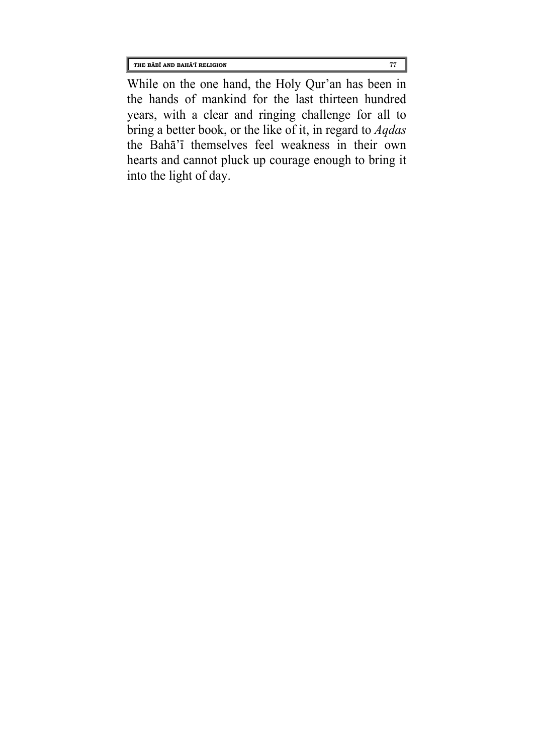While on the one hand, the Holy Qur'an has been in the hands of mankind for the last thirteen hundred years, with a clear and ringing challenge for all to bring a better book, or the like of it, in regard to *Aqdas* the Bahā'ī themselves feel weakness in their own hearts and cannot pluck up courage enough to bring it into the light of day.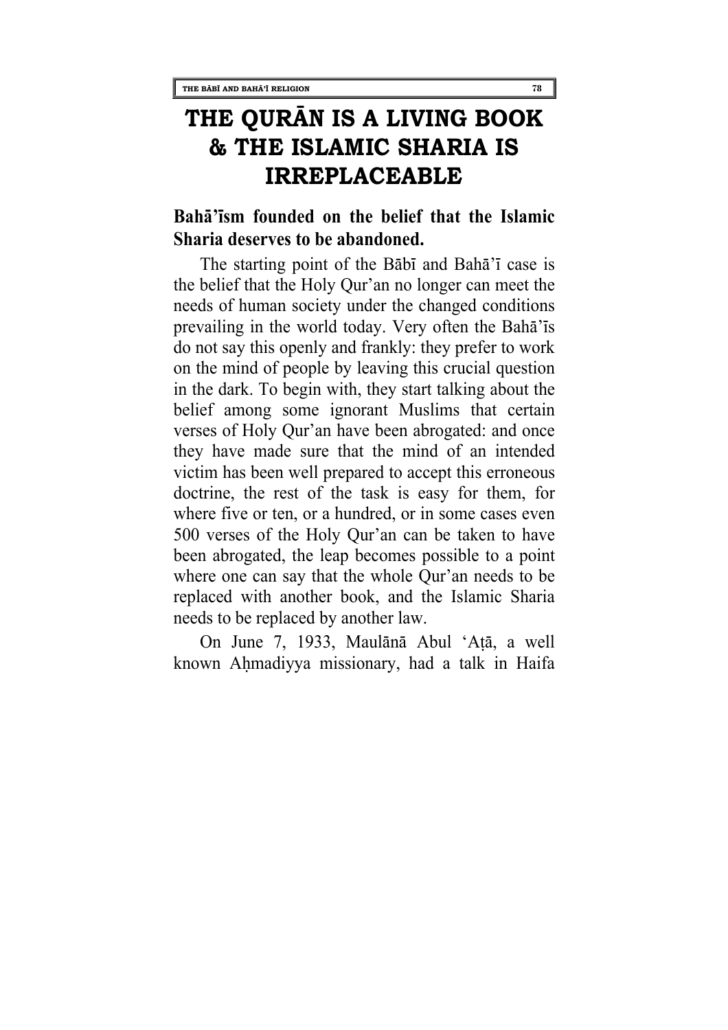# THE QURĀN IS A LIVING BOOK & THE ISLAMIC SHARIA IS IRREPLACEABLE

**Bahā'īsm founded on the belief that the Islamic Sharia deserves to be abandoned.**

The starting point of the Bābī and Bahā'ī case is the belief that the Holy Qur'an no longer can meet the needs of human society under the changed conditions prevailing in the world today. Very often the Bahā'īs do not say this openly and frankly: they prefer to work on the mind of people by leaving this crucial question in the dark. To begin with, they start talking about the belief among some ignorant Muslims that certain verses of Holy Qur'an have been abrogated: and once they have made sure that the mind of an intended victim has been well prepared to accept this erroneous doctrine, the rest of the task is easy for them, for where five or ten, or a hundred, or in some cases even 500 verses of the Holy Qur'an can be taken to have been abrogated, the leap becomes possible to a point where one can say that the whole Qur'an needs to be replaced with another book, and the Islamic Sharia needs to be replaced by another law.

On June 7, 1933, Maulānā Abul 'Aṭā, a well known Aḥmadiyya missionary, had a talk in Haifa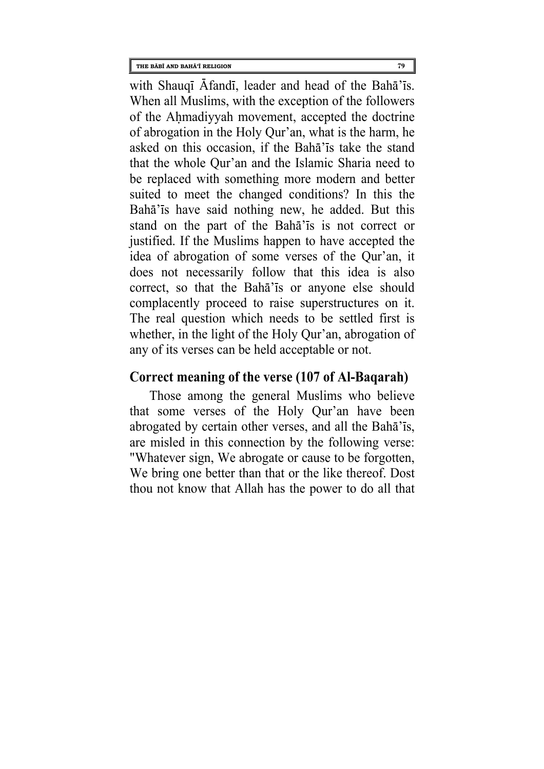with Shauqī Āfandī, leader and head of the Bahā'īs. When all Muslims, with the exception of the followers of the Aḥmadiyyah movement, accepted the doctrine of abrogation in the Holy Qur'an, what is the harm, he asked on this occasion, if the Bahā'īs take the stand that the whole Qur'an and the Islamic Sharia need to be replaced with something more modern and better suited to meet the changed conditions? In this the Bahā'īs have said nothing new, he added. But this stand on the part of the Bahā'īs is not correct or justified. If the Muslims happen to have accepted the idea of abrogation of some verses of the Qur'an, it does not necessarily follow that this idea is also correct, so that the Bahā'īs or anyone else should complacently proceed to raise superstructures on it. The real question which needs to be settled first is whether, in the light of the Holy Qur'an, abrogation of any of its verses can be held acceptable or not.

## Correct meaning of the verse (107 of Al-Baqarah)

Those among the general Muslims who believe that some verses of the Holy Qur'an have been abrogated by certain other verses, and all the Bahā'īs, are misled in this connection by the following verse: "Whatever sign, We abrogate or cause to be forgotten, We bring one better than that or the like thereof. Dost thou not know that Allah has the power to do all that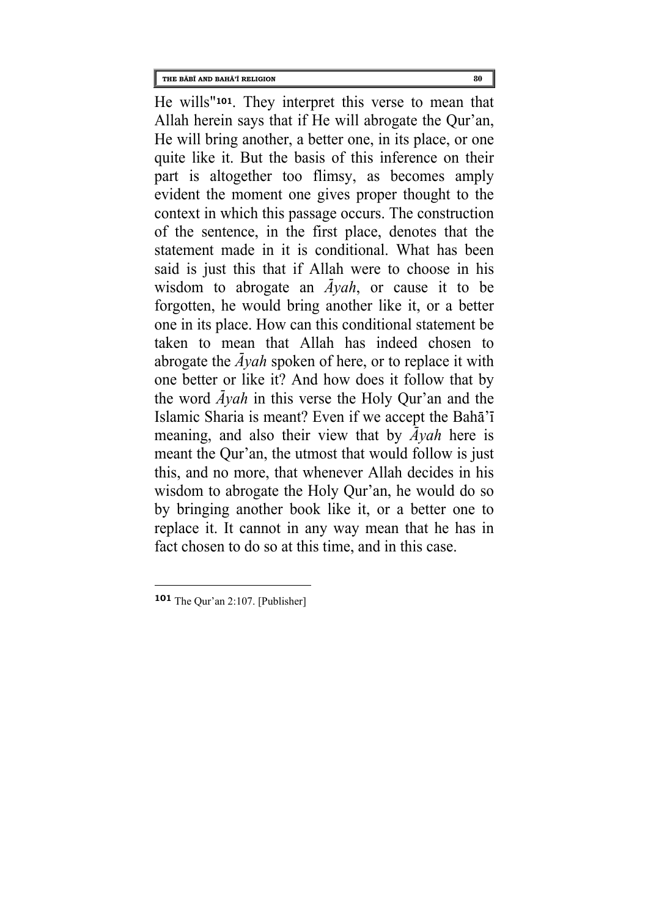He wills"[101]. They interpret this verse to mean that Allah herein says that if He will abrogate the Qur'an, He will bring another, a better one, in its place, or one quite like it. But the basis of this inference on their part is altogether too flimsy, as becomes amply evident the moment one gives proper thought to the context in which this passage occurs. The construction of the sentence, in the first place, denotes that the statement made in it is conditional. What has been said is just this that if Allah were to choose in his wisdom to abrogate an *Āyah*, or cause it to be forgotten, he would bring another like it, or a better one in its place. How can this conditional statement be taken to mean that Allah has indeed chosen to abrogate the *Āyah* spoken of here, or to replace it with one better or like it? And how does it follow that by the word *Āyah* in this verse the Holy Qur'an and the Islamic Sharia is meant? Even if we accept the Bahā'ī meaning, and also their view that by *Āyah* here is meant the Qur'an, the utmost that would follow is just this, and no more, that whenever Allah decides in his wisdom to abrogate the Holy Qur'an, he would do so by bringing another book like it, or a better one to replace it. It cannot in any way mean that he has in fact chosen to do so at this time, and in this case.

---

[101] The Qur'an 2:107. [Publisher]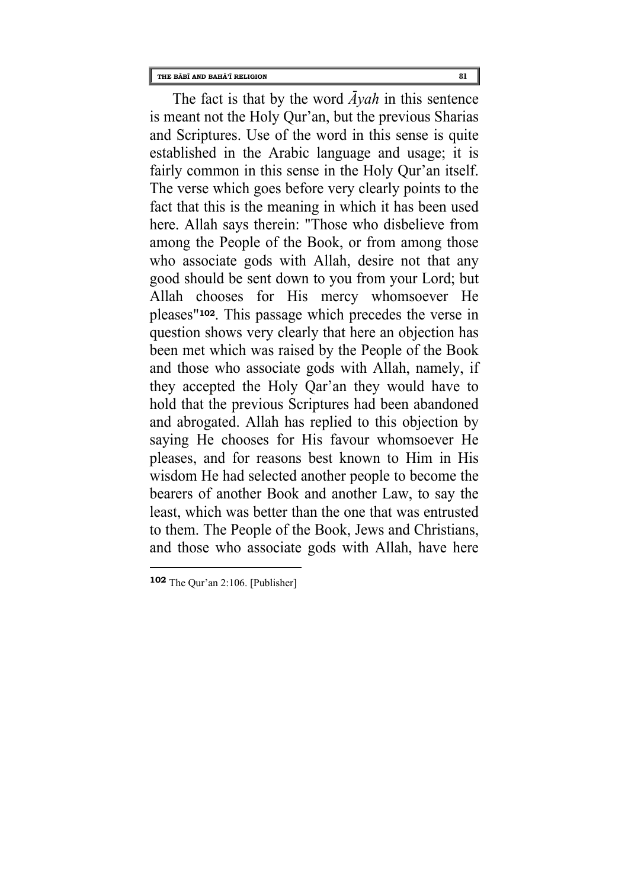The fact is that by the word *Āyah* in this sentence is meant not the Holy Qur'an, but the previous Sharias and Scriptures. Use of the word in this sense is quite established in the Arabic language and usage; it is fairly common in this sense in the Holy Qur'an itself. The verse which goes before very clearly points to the fact that this is the meaning in which it has been used here. Allah says therein: "Those who disbelieve from among the People of the Book, or from among those who associate gods with Allah, desire not that any good should be sent down to you from your Lord; but Allah chooses for His mercy whomsoever He pleases"[102]. This passage which precedes the verse in question shows very clearly that here an objection has been met which was raised by the People of the Book and those who associate gods with Allah, namely, if they accepted the Holy Qar'an they would have to hold that the previous Scriptures had been abandoned and abrogated. Allah has replied to this objection by saying He chooses for His favour whomsoever He pleases, and for reasons best known to Him in His wisdom He had selected another people to become the bearers of another Book and another Law, to say the least, which was better than the one that was entrusted to them. The People of the Book, Jews and Christians, and those who associate gods with Allah, have here

---

[102] The Qur'an 2:106. [Publisher]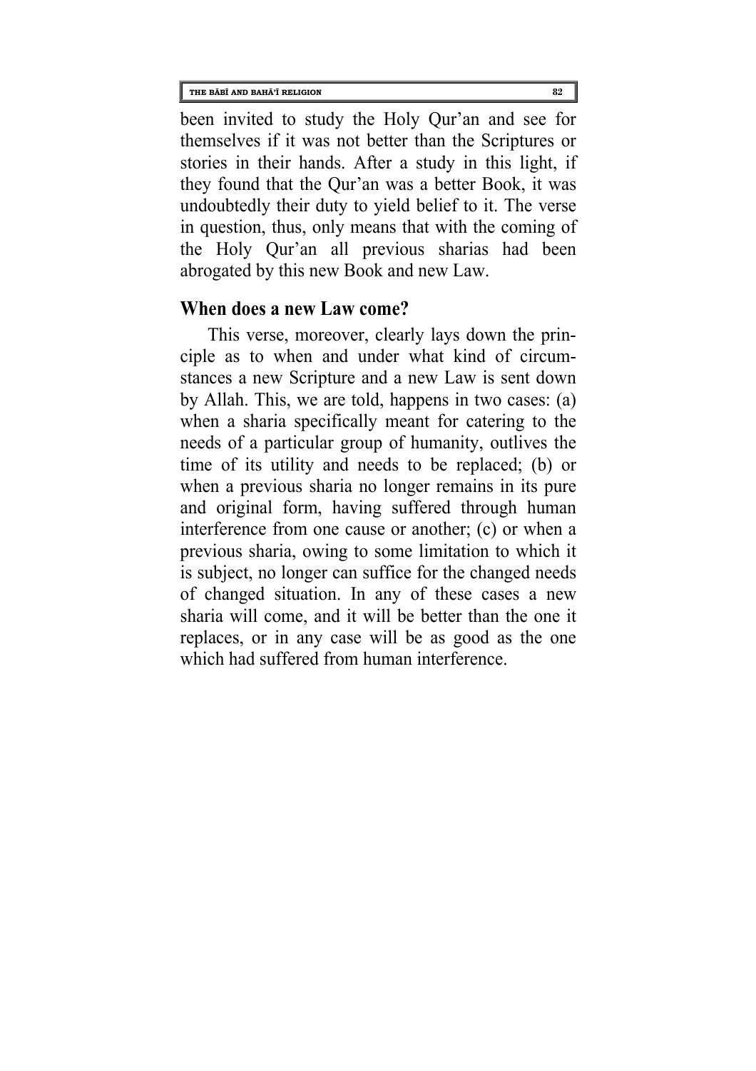been invited to study the Holy Qur'an and see for themselves if it was not better than the Scriptures or stories in their hands. After a study in this light, if they found that the Qur'an was a better Book, it was undoubtedly their duty to yield belief to it. The verse in question, thus, only means that with the coming of the Holy Qur'an all previous sharias had been abrogated by this new Book and new Law.

## When does a new Law come?

This verse, moreover, clearly lays down the principle as to when and under what kind of circumstances a new Scripture and a new Law is sent down by Allah. This, we are told, happens in two cases: (a) when a sharia specifically meant for catering to the needs of a particular group of humanity, outlives the time of its utility and needs to be replaced; (b) or when a previous sharia no longer remains in its pure and original form, having suffered through human interference from one cause or another; (c) or when a previous sharia, owing to some limitation to which it is subject, no longer can suffice for the changed needs of changed situation. In any of these cases a new sharia will come, and it will be better than the one it replaces, or in any case will be as good as the one which had suffered from human interference.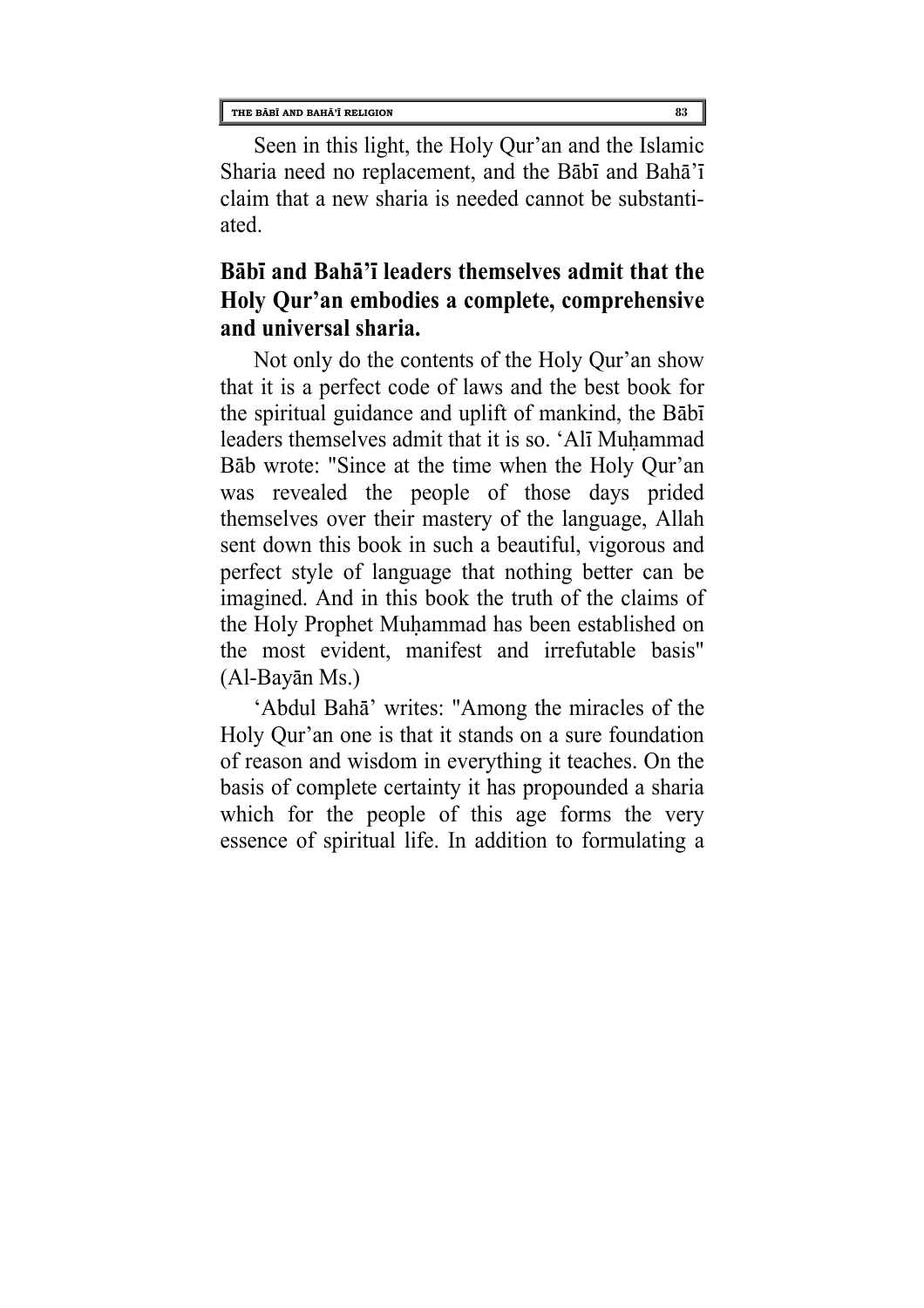Seen in this light, the Holy Qur'an and the Islamic Sharia need no replacement, and the Bābī and Bahā'ī claim that a new sharia is needed cannot be substantiated.

## Bābī and Bahā'ī leaders themselves admit that the Holy Qur'an embodies a complete, comprehensive and universal sharia.

Not only do the contents of the Holy Qur'an show that it is a perfect code of laws and the best book for the spiritual guidance and uplift of mankind, the Bābī leaders themselves admit that it is so. 'Alī Muḥammad Bāb wrote: "Since at the time when the Holy Qur'an was revealed the people of those days prided themselves over their mastery of the language, Allah sent down this book in such a beautiful, vigorous and perfect style of language that nothing better can be imagined. And in this book the truth of the claims of the Holy Prophet Muḥammad has been established on the most evident, manifest and irrefutable basis" (Al-Bayān Ms.)

'Abdul Bahā' writes: "Among the miracles of the Holy Qur'an one is that it stands on a sure foundation of reason and wisdom in everything it teaches. On the basis of complete certainty it has propounded a sharia which for the people of this age forms the very essence of spiritual life. In addition to formulating a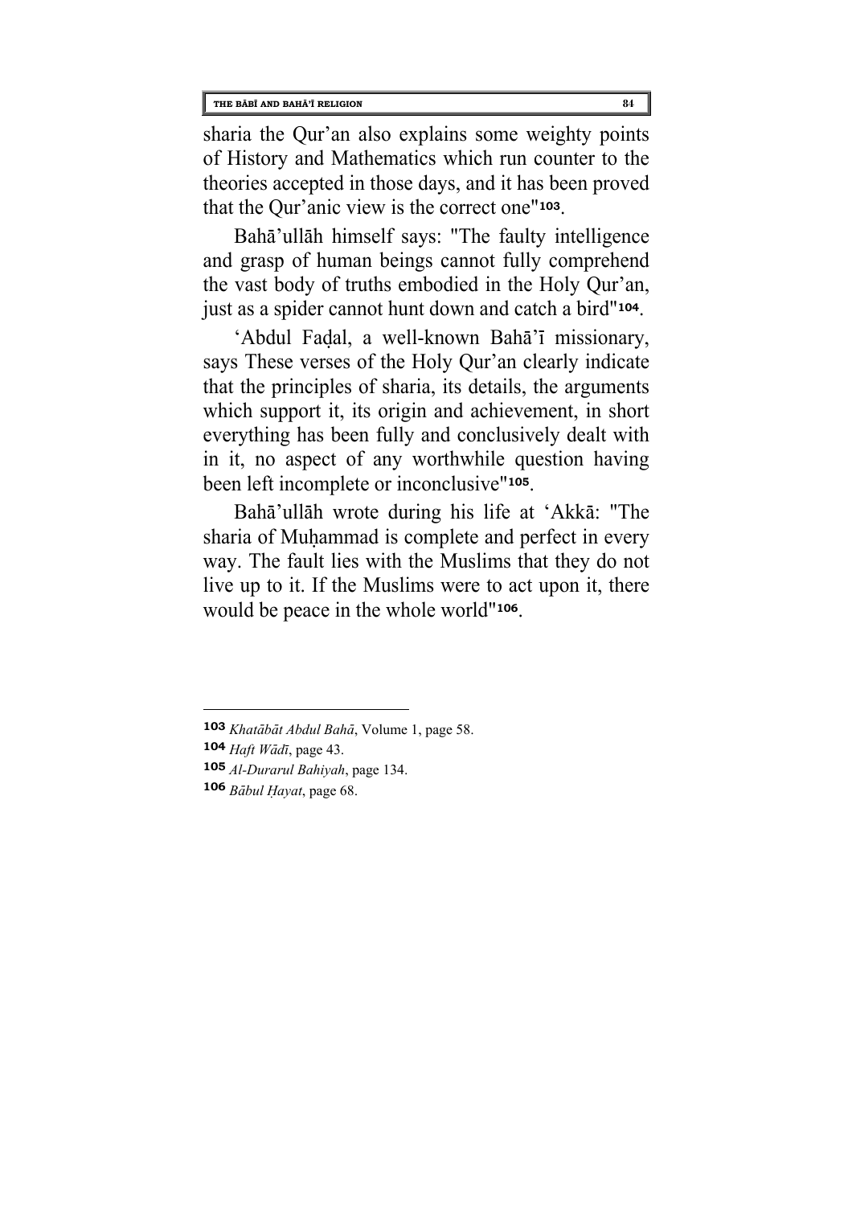sharia the Qur'an also explains some weighty points of History and Mathematics which run counter to the theories accepted in those days, and it has been proved that the Qur'anic view is the correct one"[103].

Bahā'ullāh himself says: "The faulty intelligence and grasp of human beings cannot fully comprehend the vast body of truths embodied in the Holy Qur'an, just as a spider cannot hunt down and catch a bird"[104].

'Abdul Faḍal, a well-known Bahā'ī missionary, says These verses of the Holy Qur'an clearly indicate that the principles of sharia, its details, the arguments which support it, its origin and achievement, in short everything has been fully and conclusively dealt with in it, no aspect of any worthwhile question having been left incomplete or inconclusive"[105].

Bahā'ullāh wrote during his life at 'Akkā: "The sharia of Muḥammad is complete and perfect in every way. The fault lies with the Muslims that they do not live up to it. If the Muslims were to act upon it, there would be peace in the whole world"[106].

---

[103] *Khatābāt Abdul Bahā*, Volume 1, page 58.

[104] *Haft Wādī*, page 43.

[105] *Al-Durarul Bahiyah*, page 134.

[106] *Bābul Ḥayat*, page 68.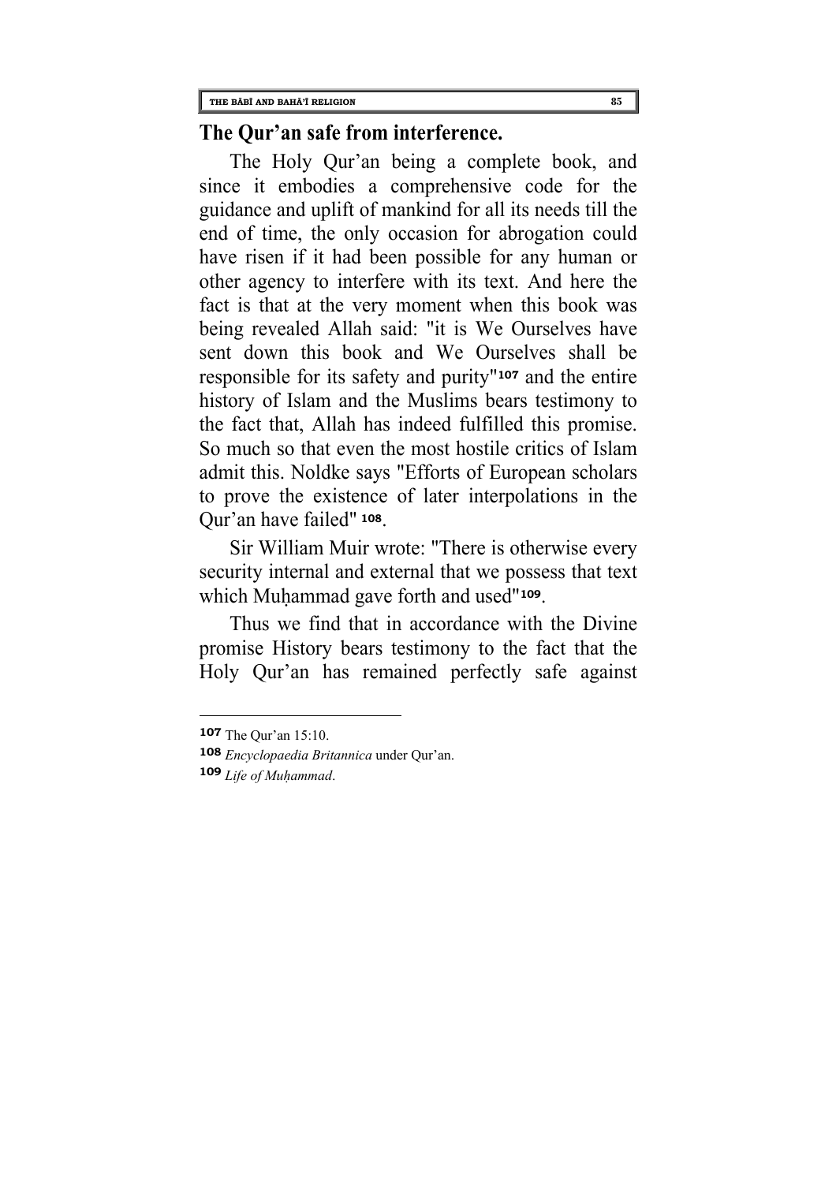## The Qur'an safe from interference.

The Holy Qur'an being a complete book, and since it embodies a comprehensive code for the guidance and uplift of mankind for all its needs till the end of time, the only occasion for abrogation could have risen if it had been possible for any human or other agency to interfere with its text. And here the fact is that at the very moment when this book was being revealed Allah said: "it is We Ourselves have sent down this book and We Ourselves shall be responsible for its safety and purity"[107] and the entire history of Islam and the Muslims bears testimony to the fact that, Allah has indeed fulfilled this promise. So much so that even the most hostile critics of Islam admit this. Noldke says "Efforts of European scholars to prove the existence of later interpolations in the Qur'an have failed" [108].

Sir William Muir wrote: "There is otherwise every security internal and external that we possess that text which Muḥammad gave forth and used"[109].

Thus we find that in accordance with the Divine promise History bears testimony to the fact that the Holy Qur'an has remained perfectly safe against

---

[107] The Qur'an 15:10.

[108] *Encyclopaedia Britannica* under Qur'an.

[109] *Life of Muḥammad*.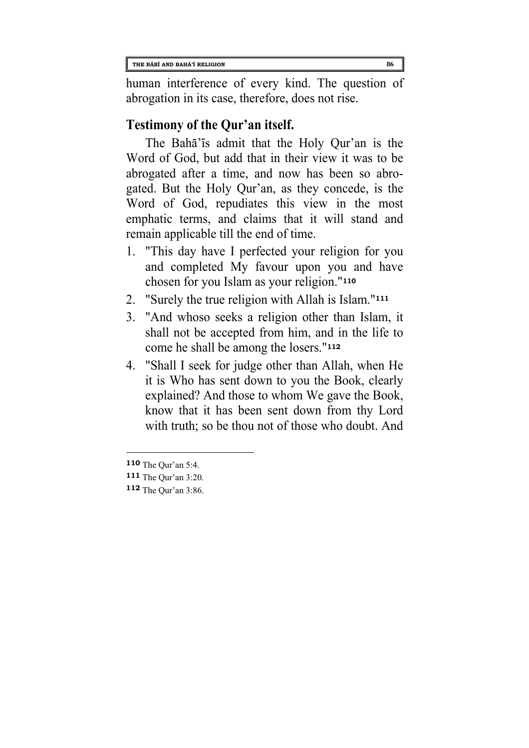human interference of every kind. The question of abrogation in its case, therefore, does not rise.

## Testimony of the Qur'an itself.

The Bahā'īs admit that the Holy Qur'an is the Word of God, but add that in their view it was to be abrogated after a time, and now has been so abrogated. But the Holy Qur'an, as they concede, is the Word of God, repudiates this view in the most emphatic terms, and claims that it will stand and remain applicable till the end of time.

1. "This day have I perfected your religion for you and completed My favour upon you and have chosen for you Islam as your religion."[110]
2. "Surely the true religion with Allah is Islam."[111]
3. "And whoso seeks a religion other than Islam, it shall not be accepted from him, and in the life to come he shall be among the losers."[112]
4. "Shall I seek for judge other than Allah, when He it is Who has sent down to you the Book, clearly explained? And those to whom We gave the Book, know that it has been sent down from thy Lord with truth; so be thou not of those who doubt. And

---

[110] The Qur'an 5:4.

[111] The Qur'an 3:20.

[112] The Qur'an 3:86.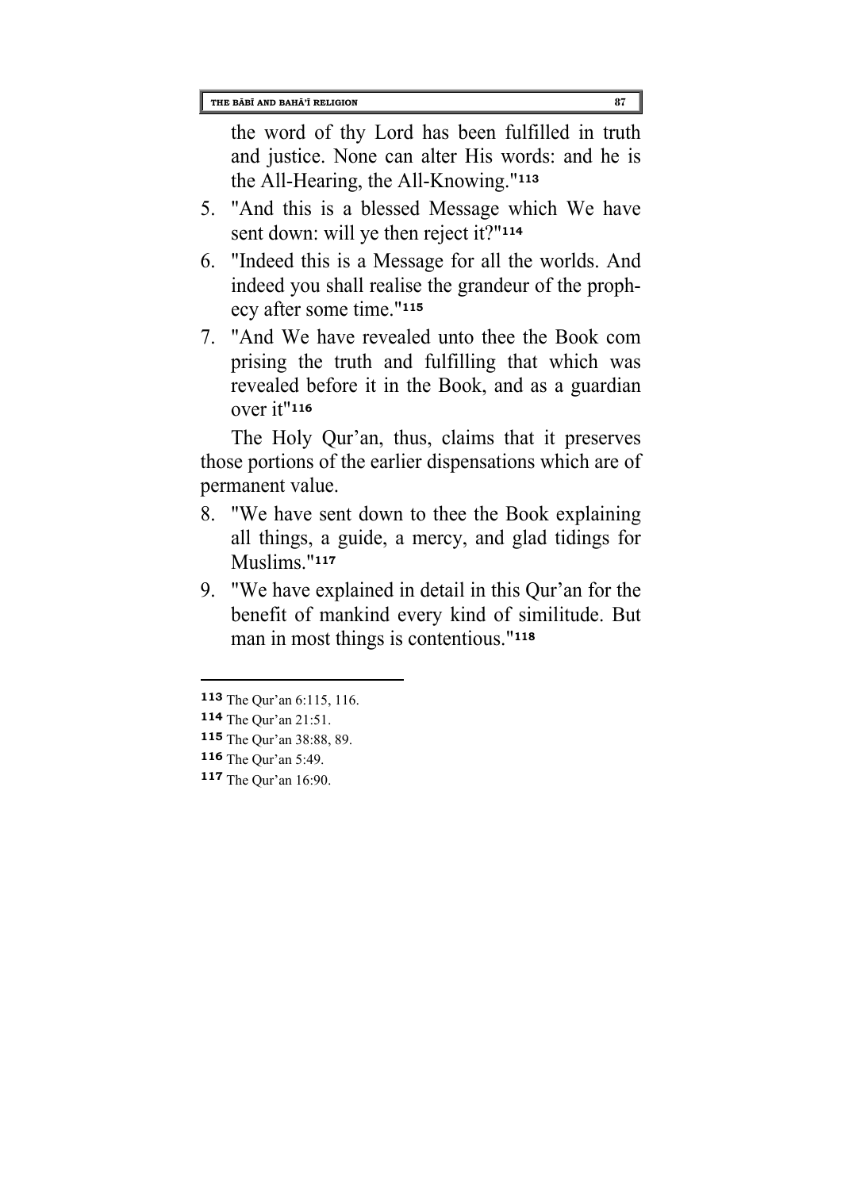the word of thy Lord has been fulfilled in truth and justice. None can alter His words: and he is the All-Hearing, the All-Knowing."[113]

5. "And this is a blessed Message which We have sent down: will ye then reject it?"[114]
6. "Indeed this is a Message for all the worlds. And indeed you shall realise the grandeur of the prophecy after some time."[115]
7. "And We have revealed unto thee the Book com prising the truth and fulfilling that which was revealed before it in the Book, and as a guardian over it"[116]

The Holy Qur'an, thus, claims that it preserves those portions of the earlier dispensations which are of permanent value.

8. "We have sent down to thee the Book explaining all things, a guide, a mercy, and glad tidings for Muslims."[117]
9. "We have explained in detail in this Qur'an for the benefit of mankind every kind of similitude. But man in most things is contentious."[118]

---

[113] The Qur'an 6:115, 116.

[114] The Qur'an 21:51.

[115] The Qur'an 38:88, 89.

[116] The Qur'an 5:49.

[117] The Qur'an 16:90.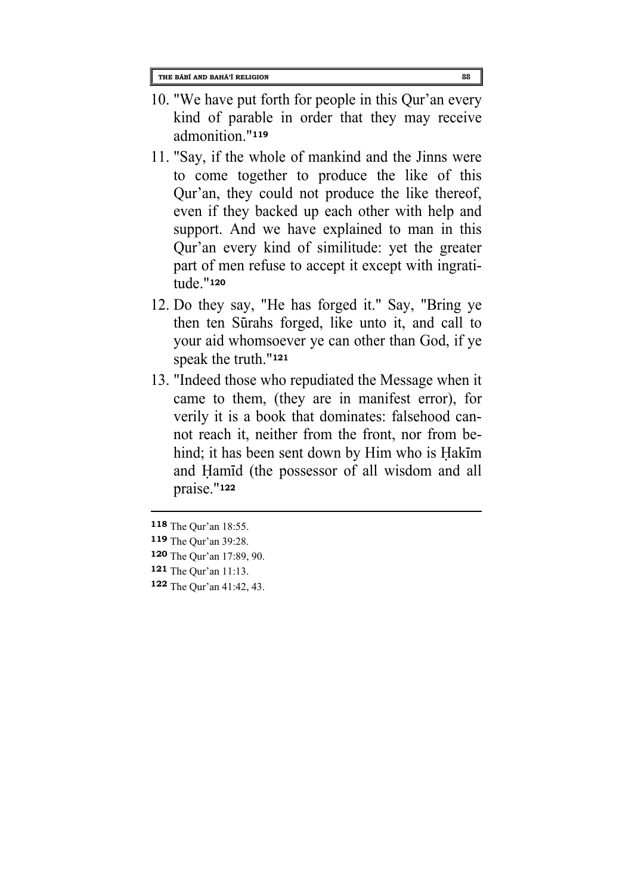10. "We have put forth for people in this Qur'an every kind of parable in order that they may receive admonition."[119]
11. "Say, if the whole of mankind and the Jinns were to come together to produce the like of this Qur'an, they could not produce the like thereof, even if they backed up each other with help and support. And we have explained to man in this Qur'an every kind of similitude: yet the greater part of men refuse to accept it except with ingratitude."[120]
12. Do they say, "He has forged it." Say, "Bring ye then ten Sūrahs forged, like unto it, and call to your aid whomsoever ye can other than God, if ye speak the truth."[121]
13. "Indeed those who repudiated the Message when it came to them, (they are in manifest error), for verily it is a book that dominates: falsehood cannot reach it, neither from the front, nor from behind; it has been sent down by Him who is Ḥakīm and Ḥamīd (the possessor of all wisdom and all praise."[122]

---

[118] The Qur'an 18:55.
[119] The Qur'an 39:28.
[120] The Qur'an 17:89, 90.
[121] The Qur'an 11:13.
[122] The Qur'an 41:42, 43.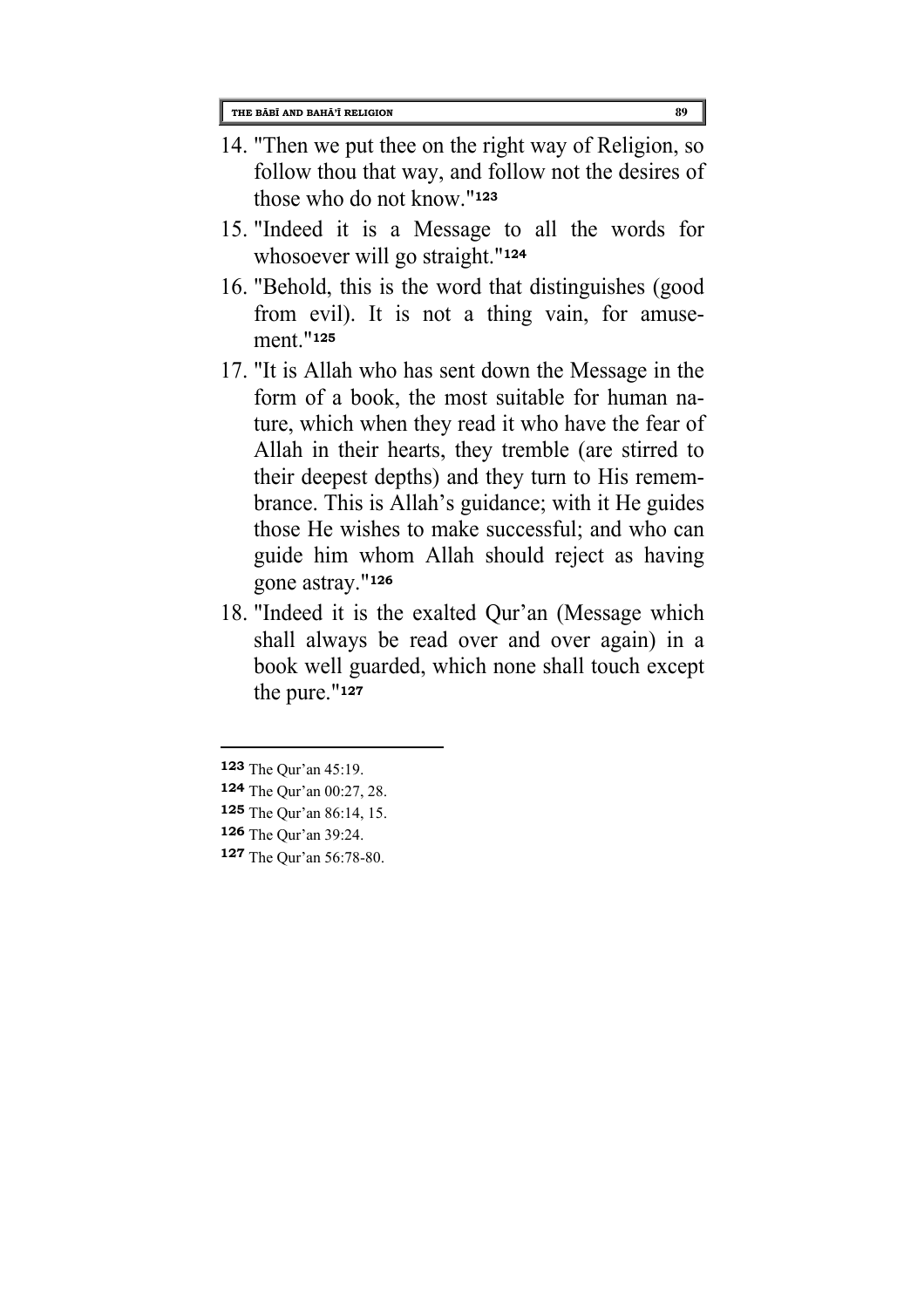14. "Then we put thee on the right way of Religion, so follow thou that way, and follow not the desires of those who do not know."[123]
15. "Indeed it is a Message to all the words for whosoever will go straight."[124]
16. "Behold, this is the word that distinguishes (good from evil). It is not a thing vain, for amusement."[125]
17. "It is Allah who has sent down the Message in the form of a book, the most suitable for human nature, which when they read it who have the fear of Allah in their hearts, they tremble (are stirred to their deepest depths) and they turn to His remembrance. This is Allah's guidance; with it He guides those He wishes to make successful; and who can guide him whom Allah should reject as having gone astray."[126]
18. "Indeed it is the exalted Qur'an (Message which shall always be read over and over again) in a book well guarded, which none shall touch except the pure."[127]

---

[123] The Qur'an 45:19.
[124] The Qur'an 00:27, 28.
[125] The Qur'an 86:14, 15.
[126] The Qur'an 39:24.
[127] The Qur'an 56:78-80.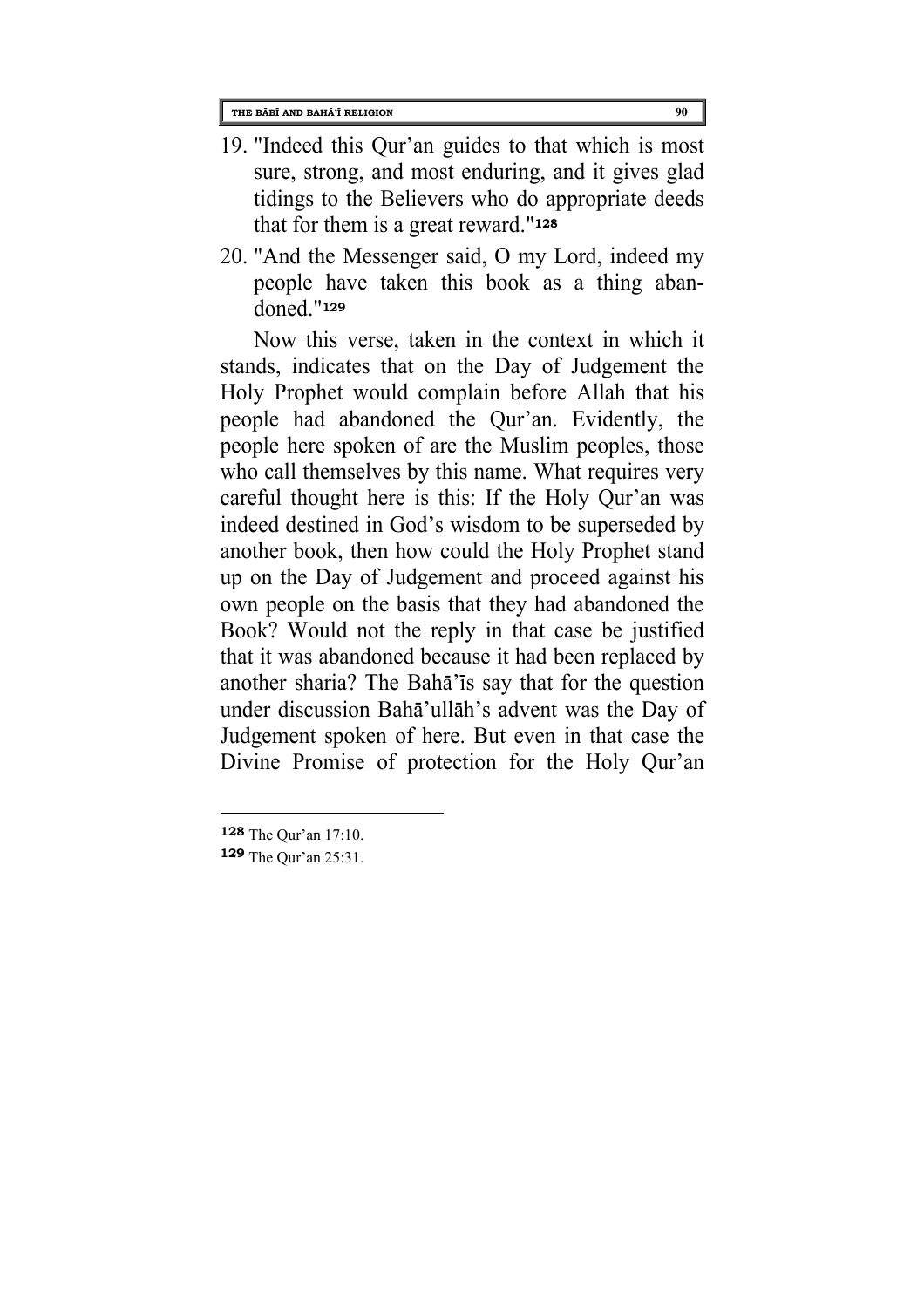19. "Indeed this Qur'an guides to that which is most sure, strong, and most enduring, and it gives glad tidings to the Believers who do appropriate deeds that for them is a great reward."[128]

20. "And the Messenger said, O my Lord, indeed my people have taken this book as a thing abandoned."[129]

Now this verse, taken in the context in which it stands, indicates that on the Day of Judgement the Holy Prophet would complain before Allah that his people had abandoned the Qur'an. Evidently, the people here spoken of are the Muslim peoples, those who call themselves by this name. What requires very careful thought here is this: If the Holy Qur'an was indeed destined in God's wisdom to be superseded by another book, then how could the Holy Prophet stand up on the Day of Judgement and proceed against his own people on the basis that they had abandoned the Book? Would not the reply in that case be justified that it was abandoned because it had been replaced by another sharia? The Bahā'īs say that for the question under discussion Bahā'ullāh's advent was the Day of Judgement spoken of here. But even in that case the Divine Promise of protection for the Holy Qur'an

---

[128] The Qur'an 17:10.

[129] The Qur'an 25:31.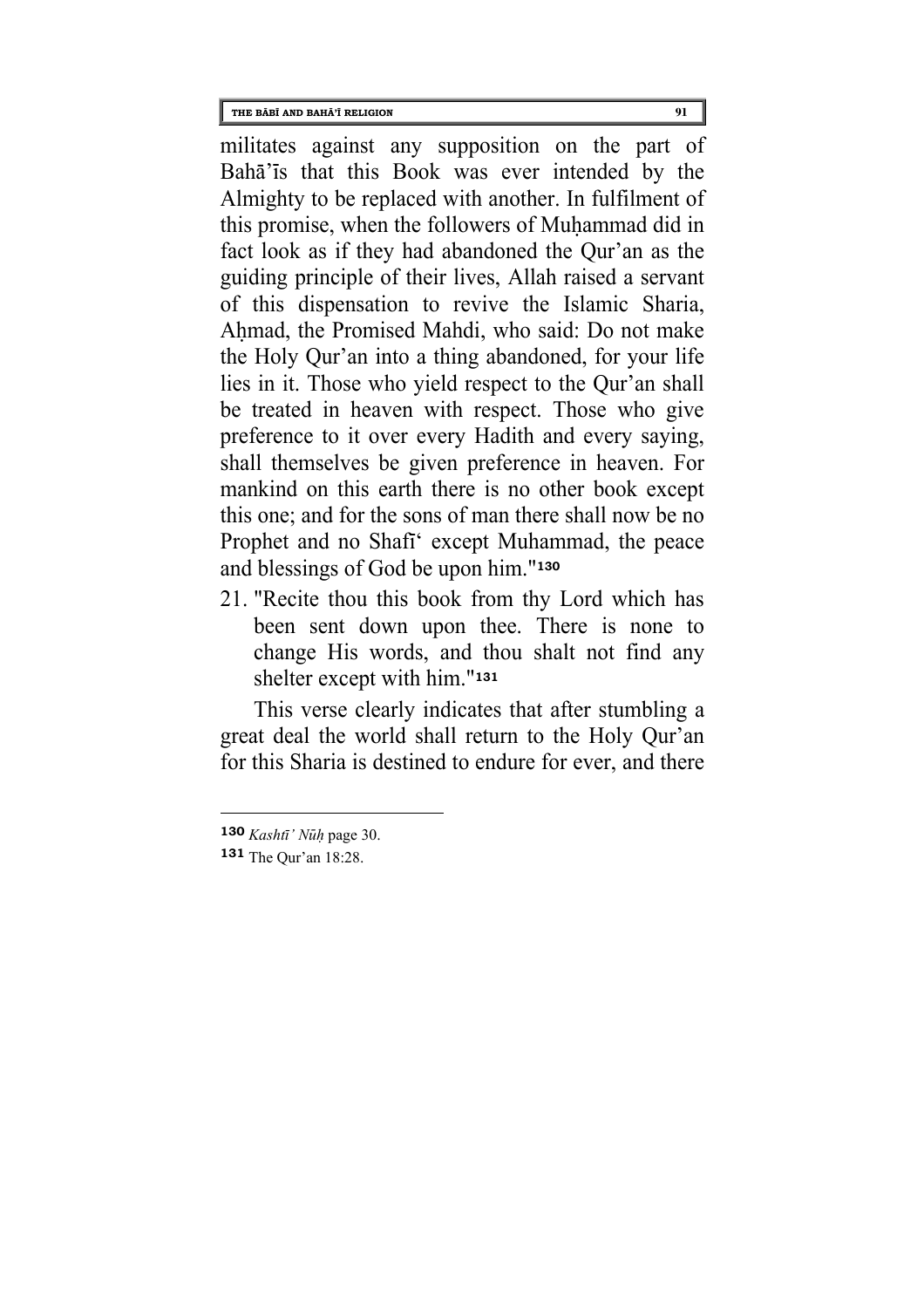militates against any supposition on the part of Bahā'īs that this Book was ever intended by the Almighty to be replaced with another. In fulfilment of this promise, when the followers of Muḥammad did in fact look as if they had abandoned the Qur'an as the guiding principle of their lives, Allah raised a servant of this dispensation to revive the Islamic Sharia, Aḥmad, the Promised Mahdi, who said: Do not make the Holy Qur'an into a thing abandoned, for your life lies in it. Those who yield respect to the Qur'an shall be treated in heaven with respect. Those who give preference to it over every Hadith and every saying, shall themselves be given preference in heaven. For mankind on this earth there is no other book except this one; and for the sons of man there shall now be no Prophet and no Shafī' except Muhammad, the peace and blessings of God be upon him."[130]

21. "Recite thou this book from thy Lord which has been sent down upon thee. There is none to change His words, and thou shalt not find any shelter except with him."[131]

This verse clearly indicates that after stumbling a great deal the world shall return to the Holy Qur'an for this Sharia is destined to endure for ever, and there

---

[130] *Kashtī' Nūḥ* page 30.

[131] The Qur'an 18:28.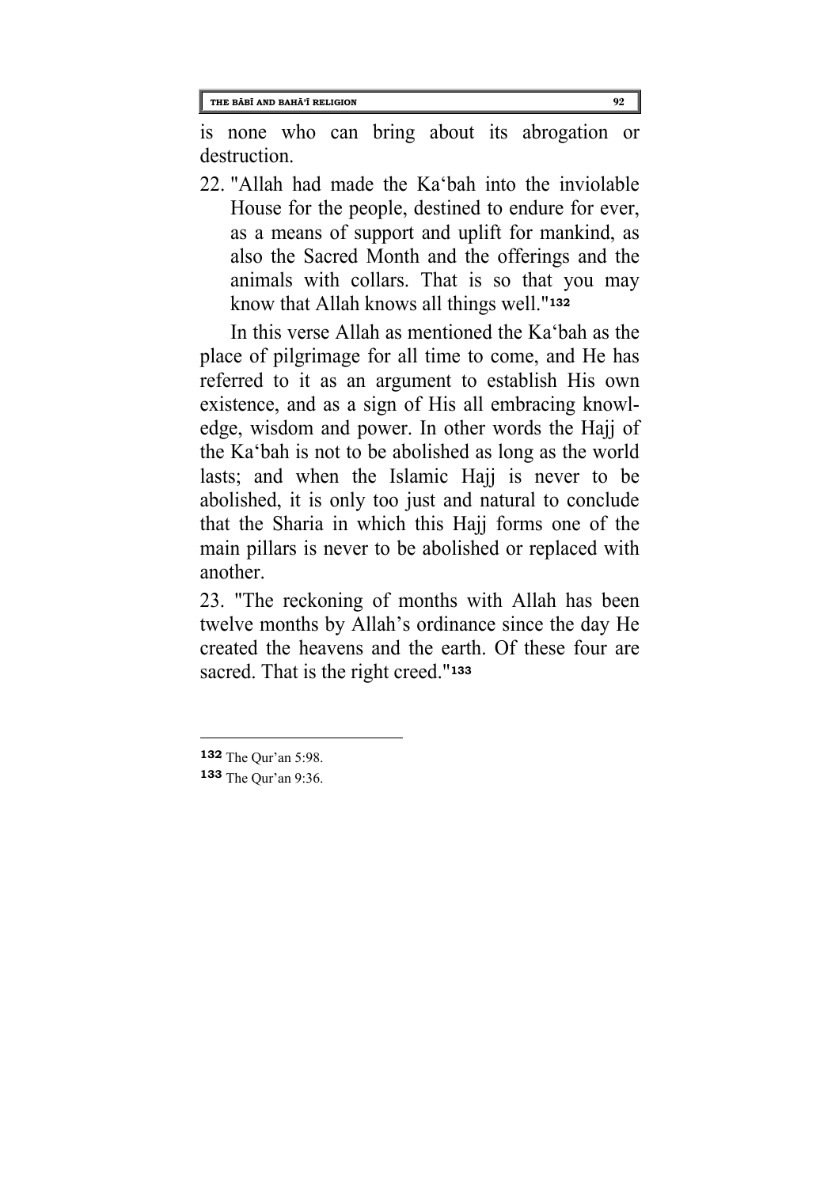is none who can bring about its abrogation or destruction.

22. "Allah had made the Ka'bah into the inviolable House for the people, destined to endure for ever, as a means of support and uplift for mankind, as also the Sacred Month and the offerings and the animals with collars. That is so that you may know that Allah knows all things well."[132]

In this verse Allah as mentioned the Ka'bah as the place of pilgrimage for all time to come, and He has referred to it as an argument to establish His own existence, and as a sign of His all embracing knowledge, wisdom and power. In other words the Hajj of the Ka'bah is not to be abolished as long as the world lasts; and when the Islamic Hajj is never to be abolished, it is only too just and natural to conclude that the Sharia in which this Hajj forms one of the main pillars is never to be abolished or replaced with another.

23. "The reckoning of months with Allah has been twelve months by Allah's ordinance since the day He created the heavens and the earth. Of these four are sacred. That is the right creed."[133]

---

[132] The Qur'an 5:98.

[133] The Qur'an 9:36.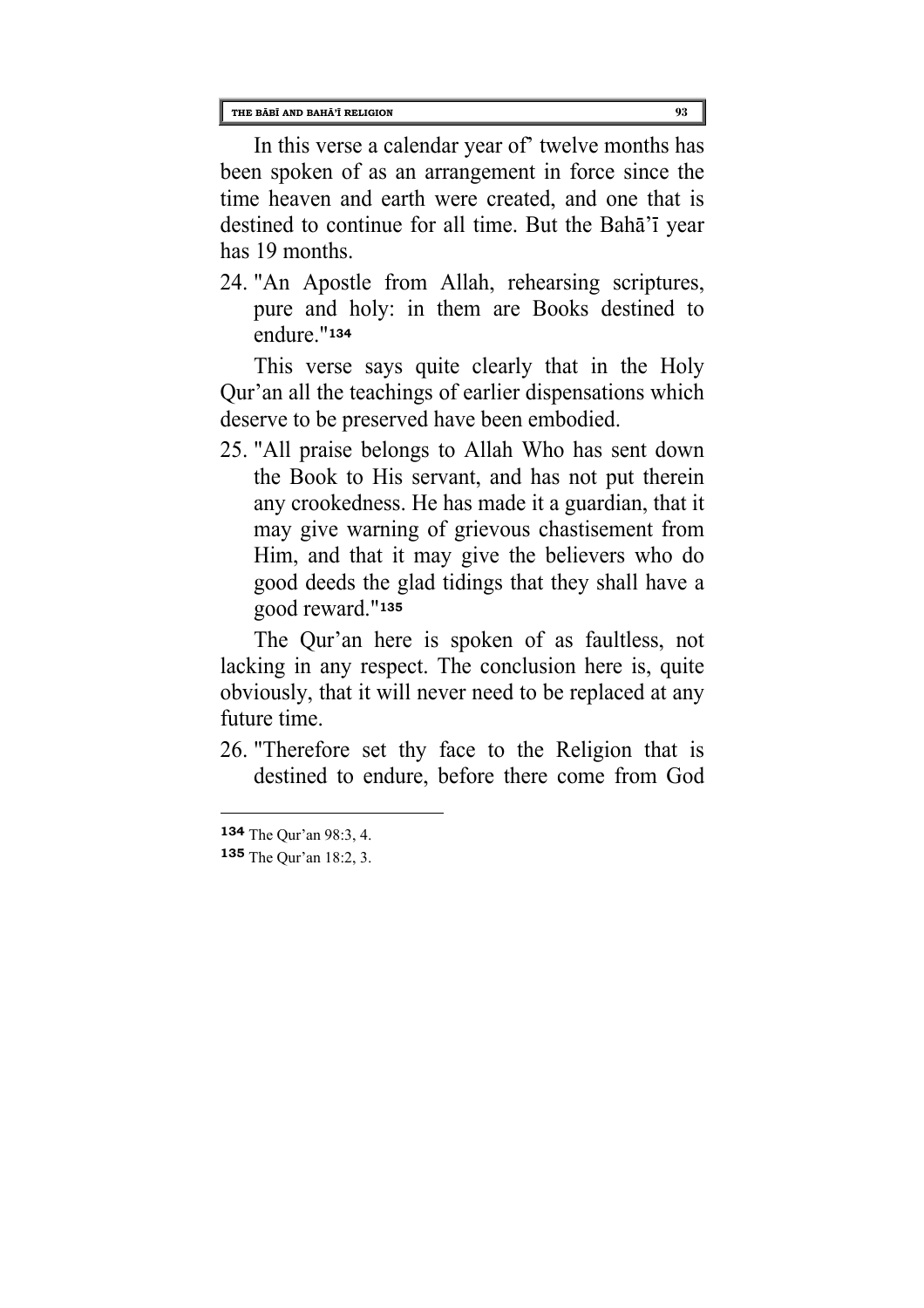In this verse a calendar year of' twelve months has been spoken of as an arrangement in force since the time heaven and earth were created, and one that is destined to continue for all time. But the Bahā'ī year has 19 months.

24. "An Apostle from Allah, rehearsing scriptures, pure and holy: in them are Books destined to endure."[134]

This verse says quite clearly that in the Holy Qur'an all the teachings of earlier dispensations which deserve to be preserved have been embodied.

25. "All praise belongs to Allah Who has sent down the Book to His servant, and has not put therein any crookedness. He has made it a guardian, that it may give warning of grievous chastisement from Him, and that it may give the believers who do good deeds the glad tidings that they shall have a good reward."[135]

The Qur'an here is spoken of as faultless, not lacking in any respect. The conclusion here is, quite obviously, that it will never need to be replaced at any future time.

26. "Therefore set thy face to the Religion that is destined to endure, before there come from God

---

[134] The Qur'an 98:3, 4.

[135] The Qur'an 18:2, 3.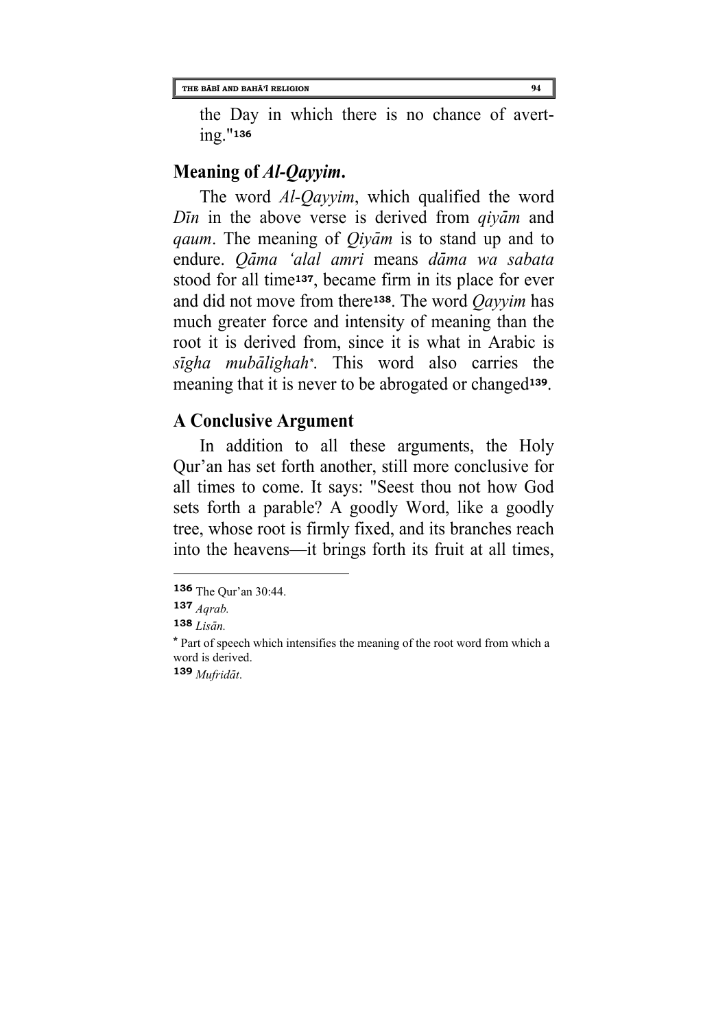the Day in which there is no chance of averting."[136]

## Meaning of *Al-Qayyim*.

The word *Al-Qayyim*, which qualified the word *Dīn* in the above verse is derived from *qiyām* and *qaum*. The meaning of *Qiyām* is to stand up and to endure. *Qāma 'alal amri* means *dāma wa sabata* stood for all time[137], became firm in its place for ever and did not move from there[138]. The word *Qayyim* has much greater force and intensity of meaning than the root it is derived from, since it is what in Arabic is *sīgha mubālighah*\*. This word also carries the meaning that it is never to be abrogated or changed[139].

## A Conclusive Argument

In addition to all these arguments, the Holy Qur'an has set forth another, still more conclusive for all times to come. It says: "Seest thou not how God sets forth a parable? A goodly Word, like a goodly tree, whose root is firmly fixed, and its branches reach into the heavens—it brings forth its fruit at all times,

---

[136] The Qur'an 30:44.

[137] *Aqrab.*

[138] *Lisān.*

\* Part of speech which intensifies the meaning of the root word from which a word is derived.

[139] *Mufridāt*.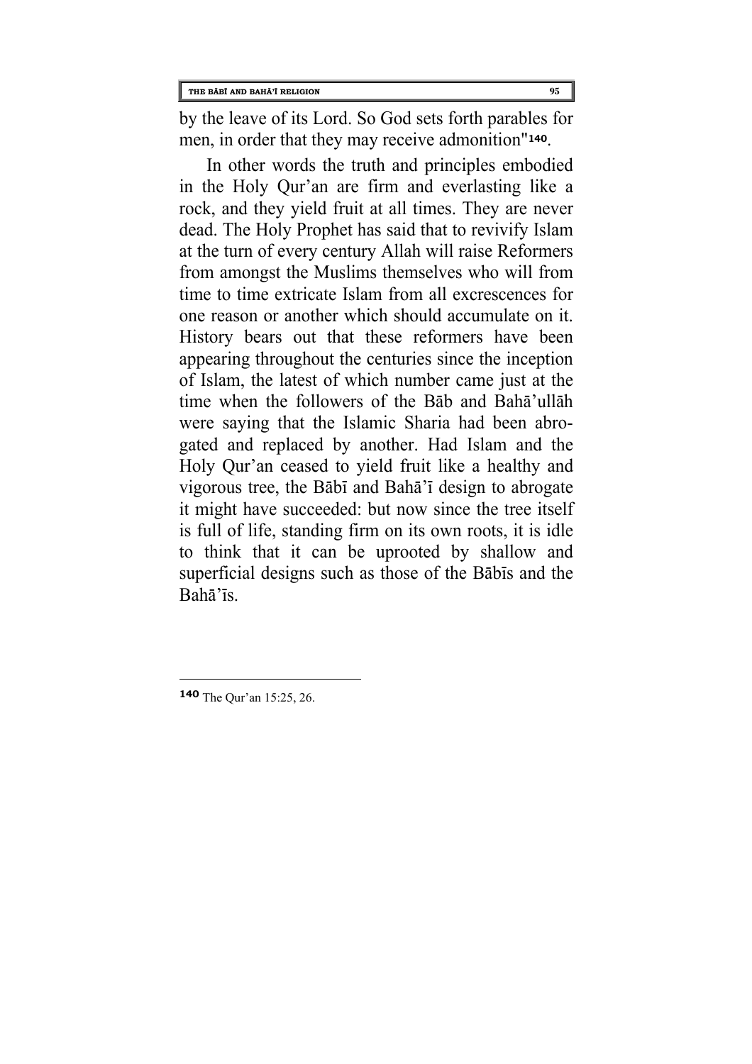by the leave of its Lord. So God sets forth parables for men, in order that they may receive admonition"[140].

In other words the truth and principles embodied in the Holy Qur'an are firm and everlasting like a rock, and they yield fruit at all times. They are never dead. The Holy Prophet has said that to revivify Islam at the turn of every century Allah will raise Reformers from amongst the Muslims themselves who will from time to time extricate Islam from all excrescences for one reason or another which should accumulate on it. History bears out that these reformers have been appearing throughout the centuries since the inception of Islam, the latest of which number came just at the time when the followers of the Bāb and Bahā'ullāh were saying that the Islamic Sharia had been abrogated and replaced by another. Had Islam and the Holy Qur'an ceased to yield fruit like a healthy and vigorous tree, the Bābī and Bahā'ī design to abrogate it might have succeeded: but now since the tree itself is full of life, standing firm on its own roots, it is idle to think that it can be uprooted by shallow and superficial designs such as those of the Bābīs and the Bahā'īs.

---

[140] The Qur'an 15:25, 26.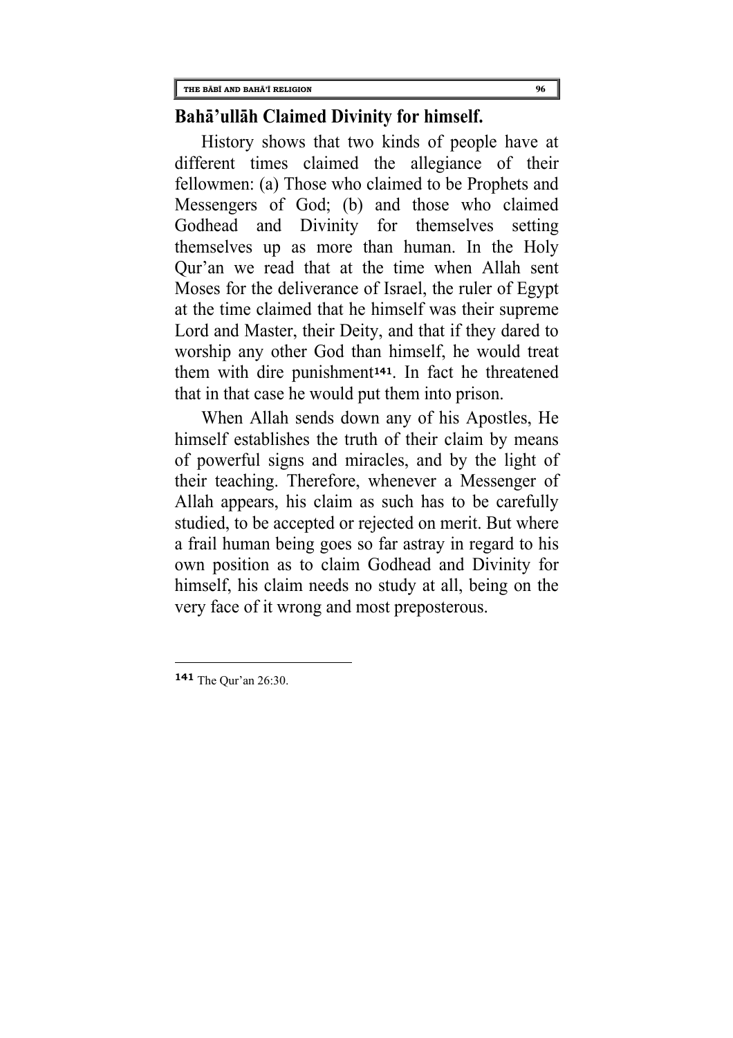## Bahā'ullāh Claimed Divinity for himself.

History shows that two kinds of people have at different times claimed the allegiance of their fellowmen: (a) Those who claimed to be Prophets and Messengers of God; (b) and those who claimed Godhead and Divinity for themselves setting themselves up as more than human. In the Holy Qur'an we read that at the time when Allah sent Moses for the deliverance of Israel, the ruler of Egypt at the time claimed that he himself was their supreme Lord and Master, their Deity, and that if they dared to worship any other God than himself, he would treat them with dire punishment[141]. In fact he threatened that in that case he would put them into prison.

When Allah sends down any of his Apostles, He himself establishes the truth of their claim by means of powerful signs and miracles, and by the light of their teaching. Therefore, whenever a Messenger of Allah appears, his claim as such has to be carefully studied, to be accepted or rejected on merit. But where a frail human being goes so far astray in regard to his own position as to claim Godhead and Divinity for himself, his claim needs no study at all, being on the very face of it wrong and most preposterous.

---

[141] The Qur'an 26:30.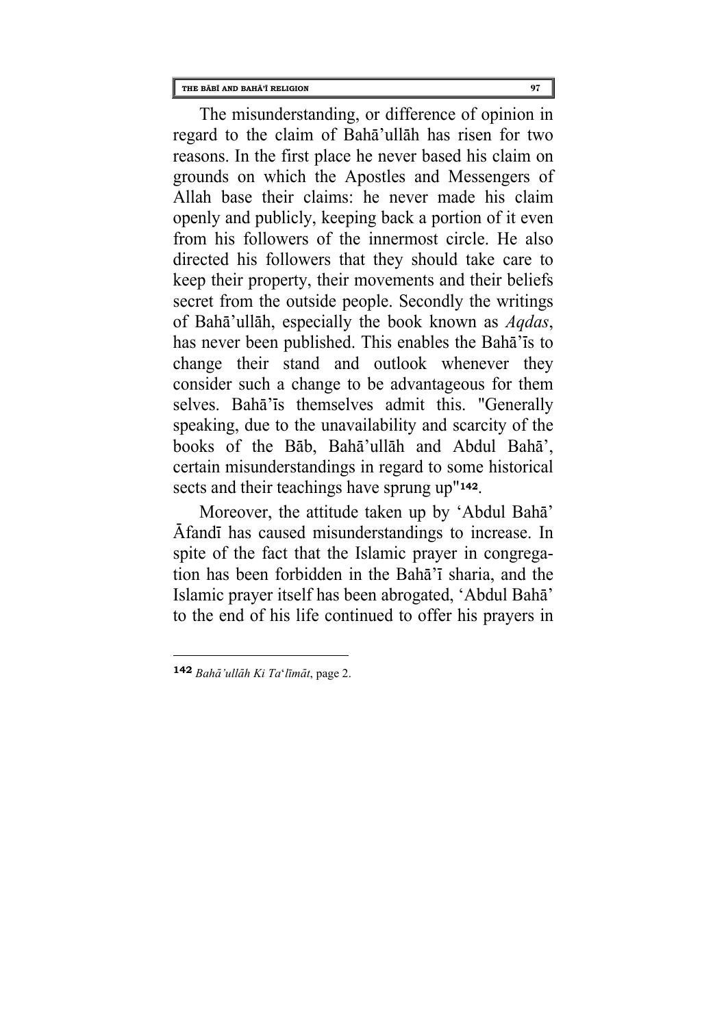The misunderstanding, or difference of opinion in regard to the claim of Bahā'ullāh has risen for two reasons. In the first place he never based his claim on grounds on which the Apostles and Messengers of Allah base their claims: he never made his claim openly and publicly, keeping back a portion of it even from his followers of the innermost circle. He also directed his followers that they should take care to keep their property, their movements and their beliefs secret from the outside people. Secondly the writings of Bahā'ullāh, especially the book known as *Aqdas*, has never been published. This enables the Bahā'īs to change their stand and outlook whenever they consider such a change to be advantageous for them selves. Bahā'īs themselves admit this. "Generally speaking, due to the unavailability and scarcity of the books of the Bāb, Bahā'ullāh and Abdul Bahā', certain misunderstandings in regard to some historical sects and their teachings have sprung up"[142].

Moreover, the attitude taken up by 'Abdul Bahā' Āfandī has caused misunderstandings to increase. In spite of the fact that the Islamic prayer in congregation has been forbidden in the Bahā'ī sharia, and the Islamic prayer itself has been abrogated, 'Abdul Bahā' to the end of his life continued to offer his prayers in

---

[142] *Bahā'ullāh Ki Ta'līmāt*, page 2.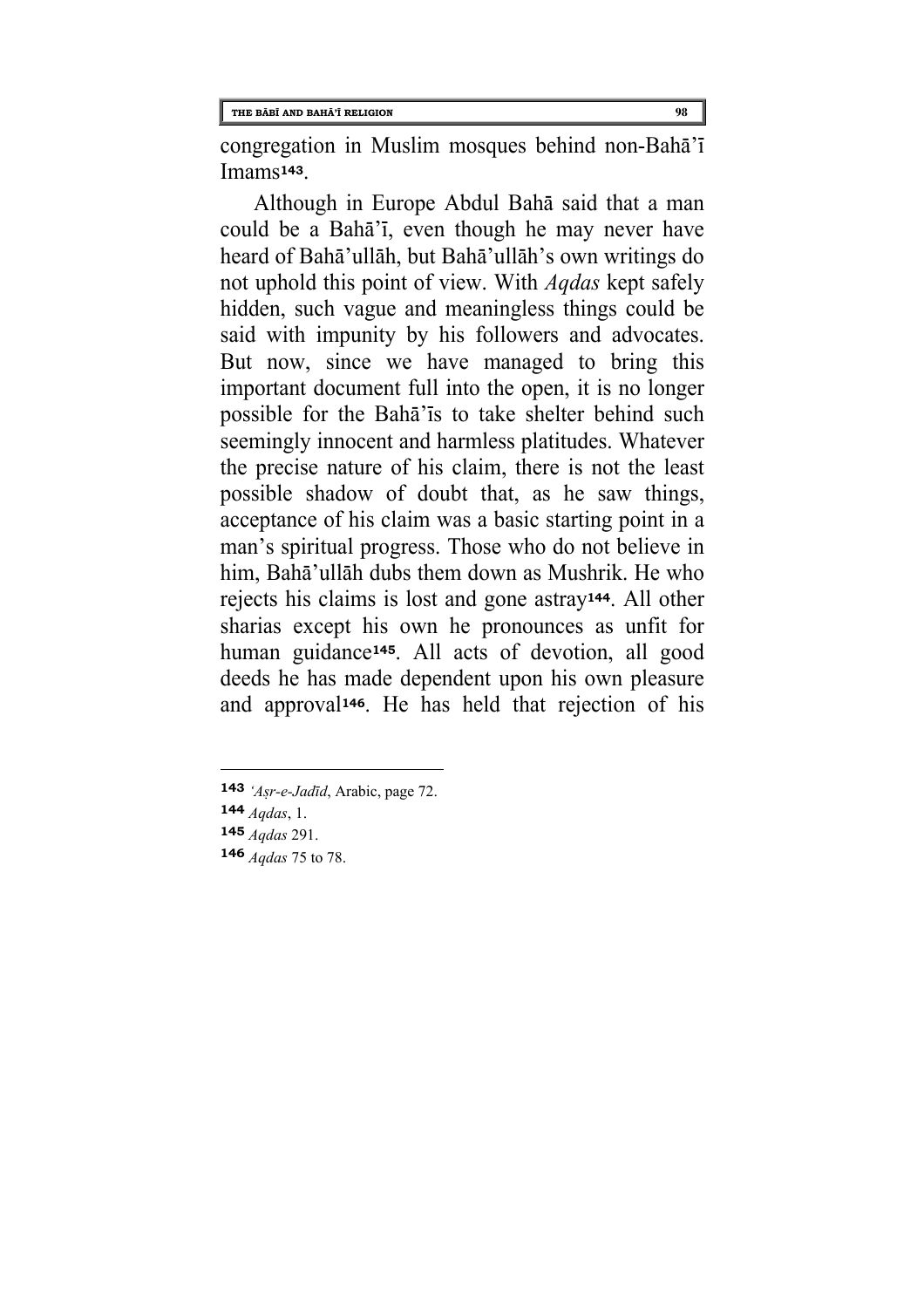congregation in Muslim mosques behind non-Bahā'ī Imams[143].

Although in Europe Abdul Bahā said that a man could be a Bahā'ī, even though he may never have heard of Bahā'ullāh, but Bahā'ullāh's own writings do not uphold this point of view. With *Aqdas* kept safely hidden, such vague and meaningless things could be said with impunity by his followers and advocates. But now, since we have managed to bring this important document full into the open, it is no longer possible for the Bahā'īs to take shelter behind such seemingly innocent and harmless platitudes. Whatever the precise nature of his claim, there is not the least possible shadow of doubt that, as he saw things, acceptance of his claim was a basic starting point in a man's spiritual progress. Those who do not believe in him, Bahā'ullāh dubs them down as Mushrik. He who rejects his claims is lost and gone astray[144]. All other sharias except his own he pronounces as unfit for human guidance[145]. All acts of devotion, all good deeds he has made dependent upon his own pleasure and approval[146]. He has held that rejection of his

---

[143] *'Aṣr-e-Jadīd*, Arabic, page 72.

[144] *Aqdas*, 1.

[145] *Aqdas* 291.

[146] *Aqdas* 75 to 78.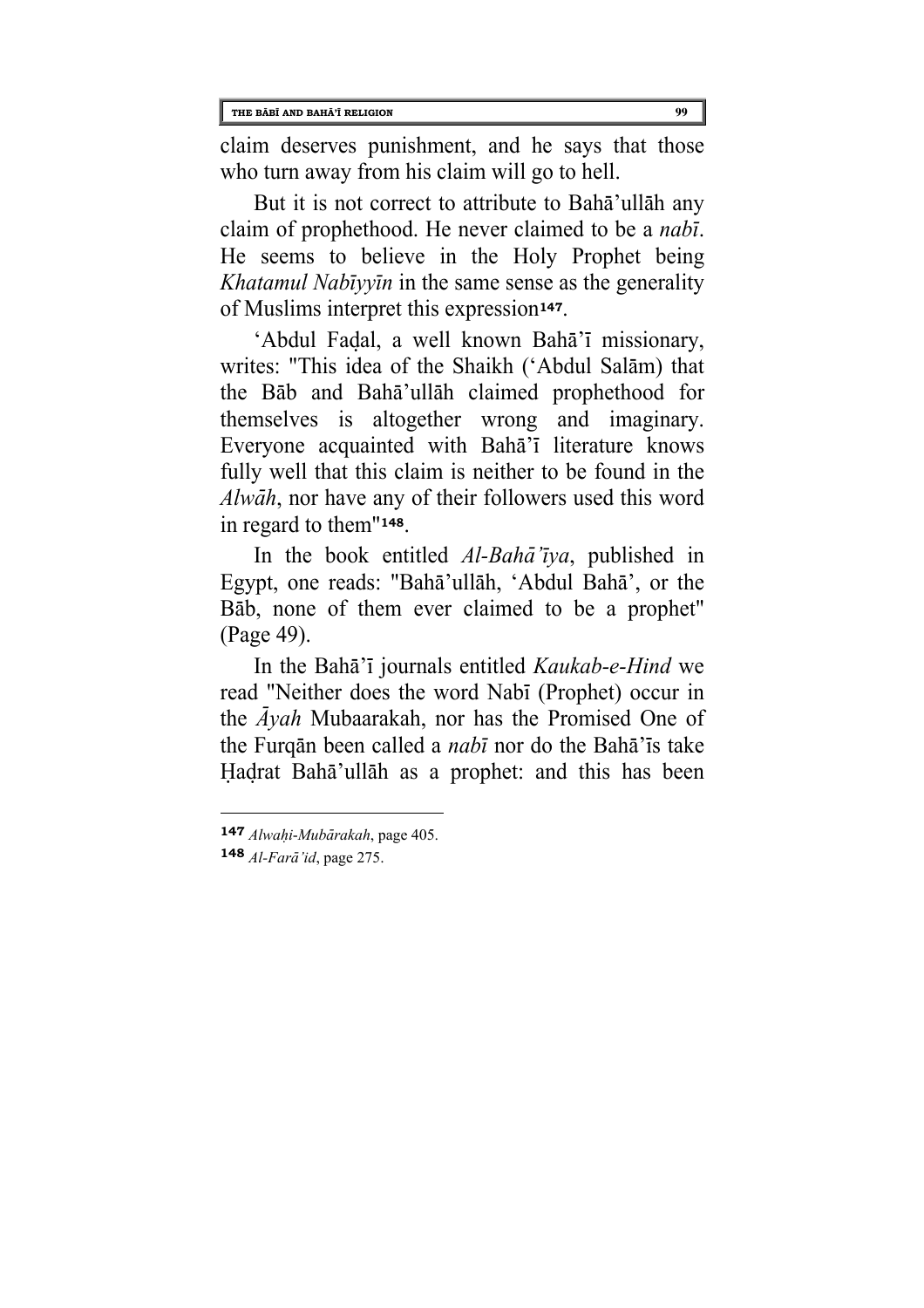claim deserves punishment, and he says that those who turn away from his claim will go to hell.

But it is not correct to attribute to Bahā'ullāh any claim of prophethood. He never claimed to be a *nabī*. He seems to believe in the Holy Prophet being *Khatamul Nabīyyīn* in the same sense as the generality of Muslims interpret this expression[147].

'Abdul Faḍal, a well known Bahā'ī missionary, writes: "This idea of the Shaikh ('Abdul Salām) that the Bāb and Bahā'ullāh claimed prophethood for themselves is altogether wrong and imaginary. Everyone acquainted with Bahā'ī literature knows fully well that this claim is neither to be found in the *Alwāh*, nor have any of their followers used this word in regard to them"[148].

In the book entitled *Al-Bahā'īya*, published in Egypt, one reads: "Bahā'ullāh, 'Abdul Bahā', or the Bāb, none of them ever claimed to be a prophet" (Page 49).

In the Bahā'ī journals entitled *Kaukab-e-Hind* we read "Neither does the word Nabī (Prophet) occur in the *Āyah* Mubaarakah, nor has the Promised One of the Furqān been called a *nabī* nor do the Bahā'īs take Ḥaḍrat Bahā'ullāh as a prophet: and this has been

---

[147] *Alwaḥi-Mubārakah*, page 405.

[148] *Al-Farā'id*, page 275.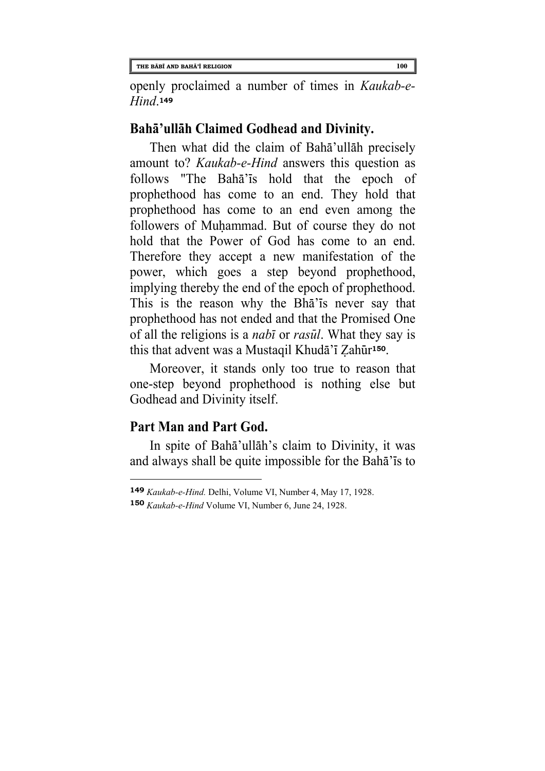openly proclaimed a number of times in *Kaukab-e-Hind*.[149]

## Bahā'ullāh Claimed Godhead and Divinity.

Then what did the claim of Bahā'ullāh precisely amount to? *Kaukab-e-Hind* answers this question as follows "The Bahā'īs hold that the epoch of prophethood has come to an end. They hold that prophethood has come to an end even among the followers of Muḥammad. But of course they do not hold that the Power of God has come to an end. Therefore they accept a new manifestation of the power, which goes a step beyond prophethood, implying thereby the end of the epoch of prophethood. This is the reason why the Bhā'īs never say that prophethood has not ended and that the Promised One of all the religions is a *nabī* or *rasūl*. What they say is this that advent was a Mustaqil Khudā'ī Ẓahūr[150].

Moreover, it stands only too true to reason that one-step beyond prophethood is nothing else but Godhead and Divinity itself.

## Part Man and Part God.

In spite of Bahā'ullāh's claim to Divinity, it was and always shall be quite impossible for the Bahā'īs to

---

[149] *Kaukab-e-Hind.* Delhi, Volume VI, Number 4, May 17, 1928.

[150] *Kaukab-e-Hind* Volume VI, Number 6, June 24, 1928.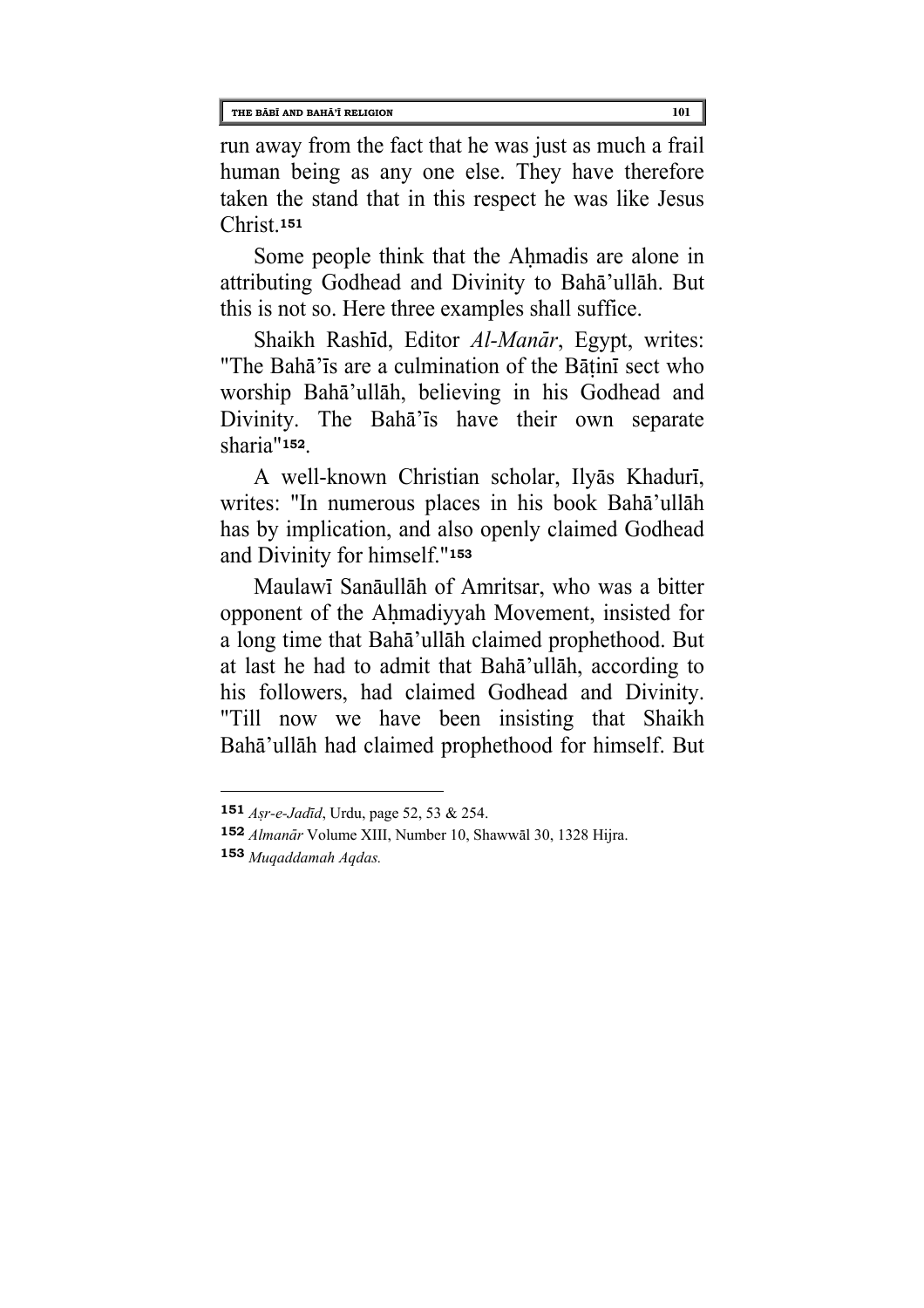run away from the fact that he was just as much a frail human being as any one else. They have therefore taken the stand that in this respect he was like Jesus Christ.[151]

Some people think that the Aḥmadis are alone in attributing Godhead and Divinity to Bahā'ullāh. But this is not so. Here three examples shall suffice.

Shaikh Rashīd, Editor *Al-Manār*, Egypt, writes: "The Bahā'īs are a culmination of the Bāṭinī sect who worship Bahā'ullāh, believing in his Godhead and Divinity. The Bahā'īs have their own separate sharia"[152].

A well-known Christian scholar, Ilyās Khadurī, writes: "In numerous places in his book Bahā'ullāh has by implication, and also openly claimed Godhead and Divinity for himself."[153]

Maulawī Sanāullāh of Amritsar, who was a bitter opponent of the Aḥmadiyyah Movement, insisted for a long time that Bahā'ullāh claimed prophethood. But at last he had to admit that Bahā'ullāh, according to his followers, had claimed Godhead and Divinity. "Till now we have been insisting that Shaikh Bahā'ullāh had claimed prophethood for himself. But

---

[151] *Aṣr-e-Jadīd*, Urdu, page 52, 53 & 254.

[152] *Almanār* Volume XIII, Number 10, Shawwāl 30, 1328 Hijra.

[153] *Muqaddamah Aqdas.*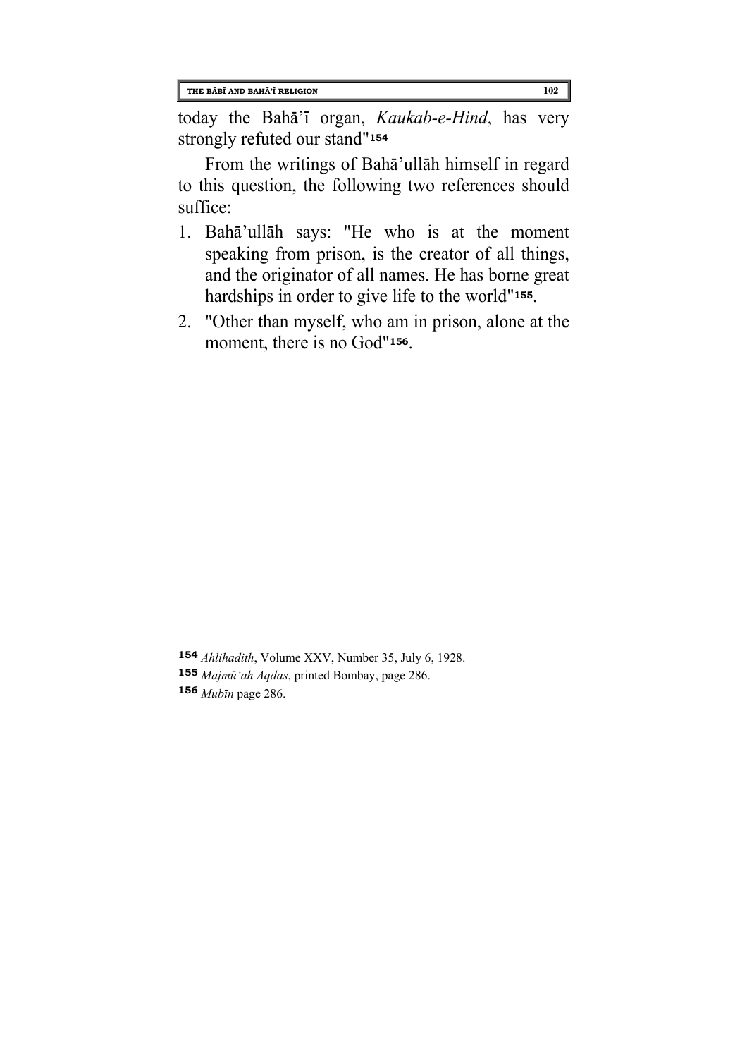today the Bahā'ī organ, *Kaukab-e-Hind*, has very strongly refuted our stand"[154]

From the writings of Bahā'ullāh himself in regard to this question, the following two references should suffice:

1. Bahā'ullāh says: "He who is at the moment speaking from prison, is the creator of all things, and the originator of all names. He has borne great hardships in order to give life to the world"[155].
2. "Other than myself, who am in prison, alone at the moment, there is no God"[156].

---

[154] *Ahlihadith*, Volume XXV, Number 35, July 6, 1928.

[155] *Majmū'ah Aqdas*, printed Bombay, page 286.

[156] *Mubīn* page 286.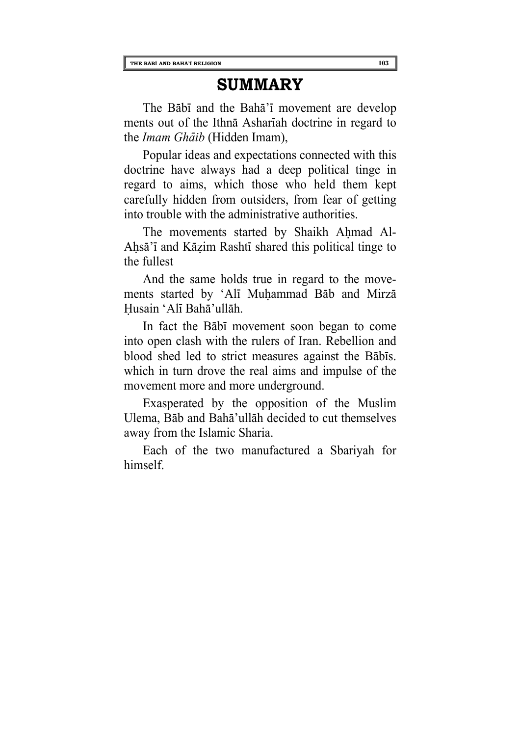# SUMMARY

The Bābī and the Bahā'ī movement are develop ments out of the Ithnā Asharīah doctrine in regard to the *Imam Ghāib* (Hidden Imam),

Popular ideas and expectations connected with this doctrine have always had a deep political tinge in regard to aims, which those who held them kept carefully hidden from outsiders, from fear of getting into trouble with the administrative authorities.

The movements started by Shaikh Aḥmad Al-Aḥsā'ī and Kāẓim Rashtī shared this political tinge to the fullest

And the same holds true in regard to the movements started by 'Alī Muḥammad Bāb and Mirzā Ḥusain 'Alī Bahā'ullāh.

In fact the Bābī movement soon began to come into open clash with the rulers of Iran. Rebellion and blood shed led to strict measures against the Bābīs. which in turn drove the real aims and impulse of the movement more and more underground.

Exasperated by the opposition of the Muslim Ulema, Bāb and Bahā'ullāh decided to cut themselves away from the Islamic Sharia.

Each of the two manufactured a Sbariyah for himself.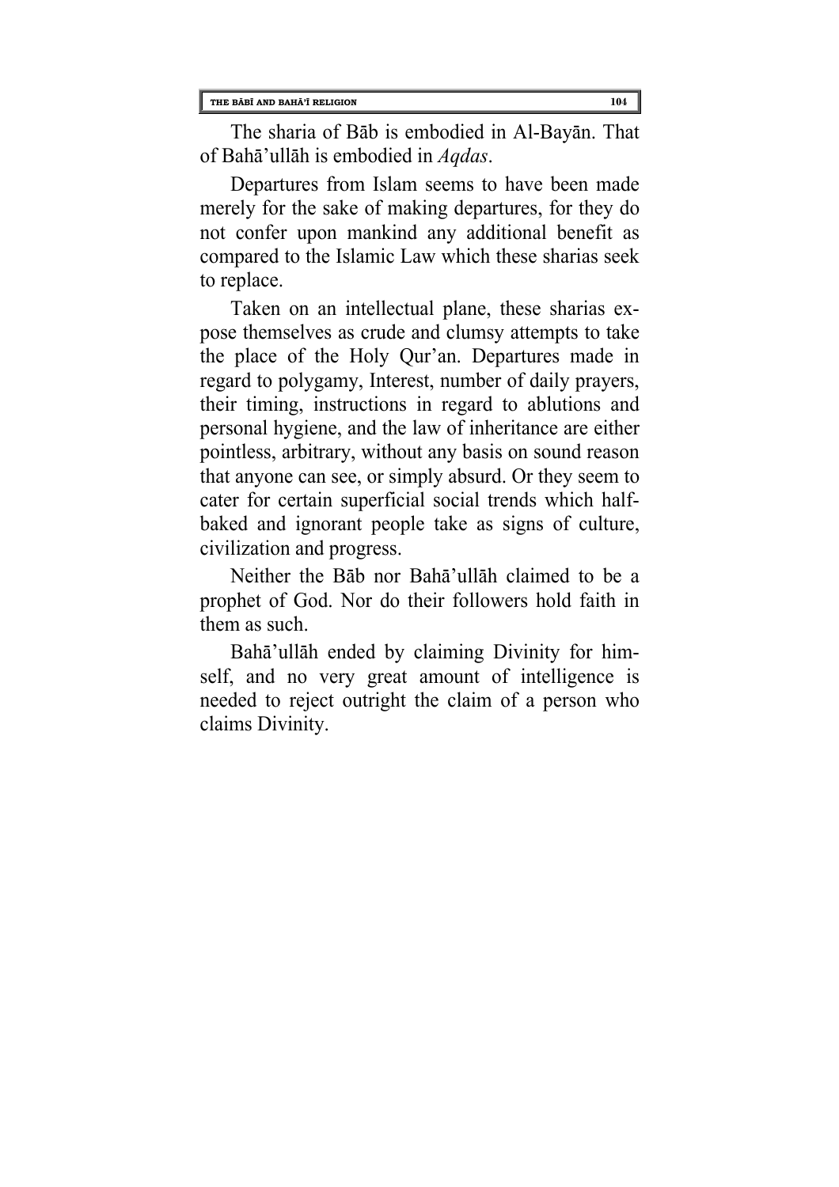The sharia of Bāb is embodied in Al-Bayān. That of Bahā'ullāh is embodied in *Aqdas*.

Departures from Islam seems to have been made merely for the sake of making departures, for they do not confer upon mankind any additional benefit as compared to the Islamic Law which these sharias seek to replace.

Taken on an intellectual plane, these sharias expose themselves as crude and clumsy attempts to take the place of the Holy Qur'an. Departures made in regard to polygamy, Interest, number of daily prayers, their timing, instructions in regard to ablutions and personal hygiene, and the law of inheritance are either pointless, arbitrary, without any basis on sound reason that anyone can see, or simply absurd. Or they seem to cater for certain superficial social trends which half-baked and ignorant people take as signs of culture, civilization and progress.

Neither the Bāb nor Bahā'ullāh claimed to be a prophet of God. Nor do their followers hold faith in them as such.

Bahā'ullāh ended by claiming Divinity for himself, and no very great amount of intelligence is needed to reject outright the claim of a person who claims Divinity.